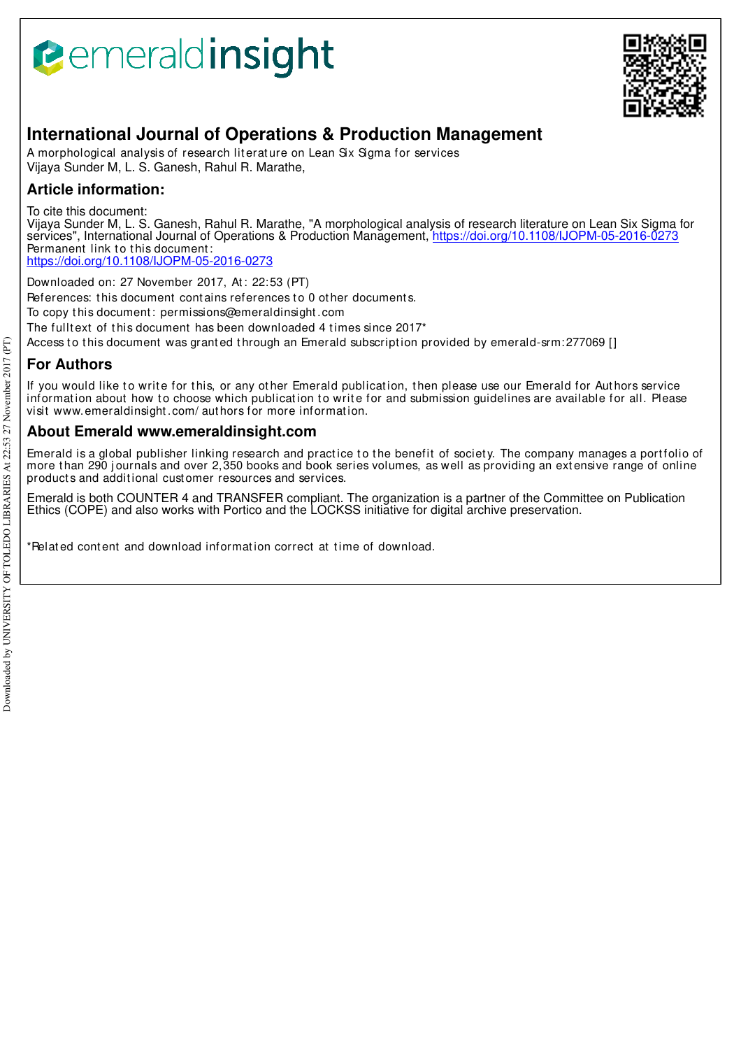# International Journal of Operations & Production Management

A morphological analysis of research literature on Lean Six Sigma for services
Vijaya Sunder M, L. S. Ganesh, Rahul R. Marathe,

## Article information:

To cite this document:
Vijaya Sunder M, L. S. Ganesh, Rahul R. Marathe, "A morphological analysis of research literature on Lean Six Sigma for services", International Journal of Operations & Production Management, https://doi.org/10.1108/IJOPM-05-2016-0273
Permanent link to this document:
https://doi.org/10.1108/IJOPM-05-2016-0273

Downloaded on: 27 November 2017, At: 22:53 (PT)
References: this document contains references to 0 other documents.
To copy this document: permissions@emeraldinsight.com
The fulltext of this document has been downloaded 4 times since 2017*
Access to this document was granted through an Emerald subscription provided by emerald-srm:277069 []

## For Authors

If you would like to write for this, or any other Emerald publication, then please use our Emerald for Authors service information about how to choose which publication to write for and submission guidelines are available for all. Please visit www.emeraldinsight.com/authors for more information.

## About Emerald www.emeraldinsight.com

Emerald is a global publisher linking research and practice to the benefit of society. The company manages a portfolio of more than 290 journals and over 2,350 books and book series volumes, as well as providing an extensive range of online products and additional customer resources and services.

Emerald is both COUNTER 4 and TRANSFER compliant. The organization is a partner of the Committee on Publication Ethics (COPE) and also works with Portico and the LOCKSS initiative for digital archive preservation.

*Related content and download information correct at time of download.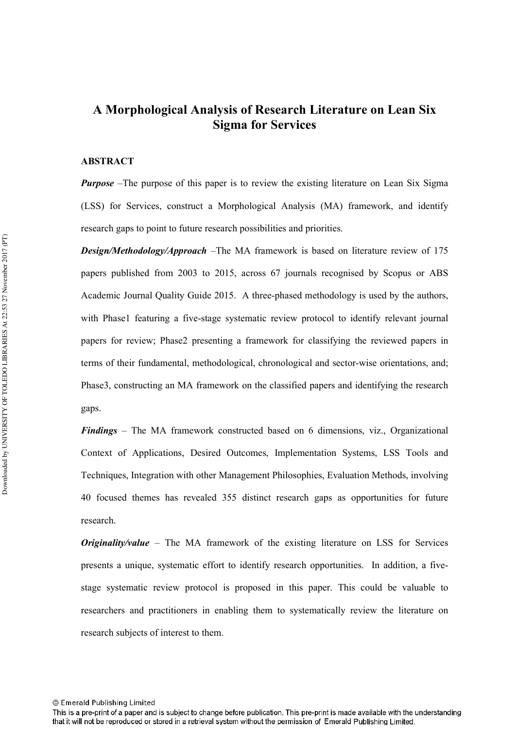# A Morphological Analysis of Research Literature on Lean Six Sigma for Services

## ABSTRACT

***Purpose*** –The purpose of this paper is to review the existing literature on Lean Six Sigma (LSS) for Services, construct a Morphological Analysis (MA) framework, and identify research gaps to point to future research possibilities and priorities.

***Design/Methodology/Approach*** –The MA framework is based on literature review of 175 papers published from 2003 to 2015, across 67 journals recognised by Scopus or ABS Academic Journal Quality Guide 2015. A three-phased methodology is used by the authors, with Phase1 featuring a five-stage systematic review protocol to identify relevant journal papers for review; Phase2 presenting a framework for classifying the reviewed papers in terms of their fundamental, methodological, chronological and sector-wise orientations, and; Phase3, constructing an MA framework on the classified papers and identifying the research gaps.

***Findings*** – The MA framework constructed based on 6 dimensions, viz., Organizational Context of Applications, Desired Outcomes, Implementation Systems, LSS Tools and Techniques, Integration with other Management Philosophies, Evaluation Methods, involving 40 focused themes has revealed 355 distinct research gaps as opportunities for future research.

***Originality/value*** – The MA framework of the existing literature on LSS for Services presents a unique, systematic effort to identify research opportunities. In addition, a five-stage systematic review protocol is proposed in this paper. This could be valuable to researchers and practitioners in enabling them to systematically review the literature on research subjects of interest to them.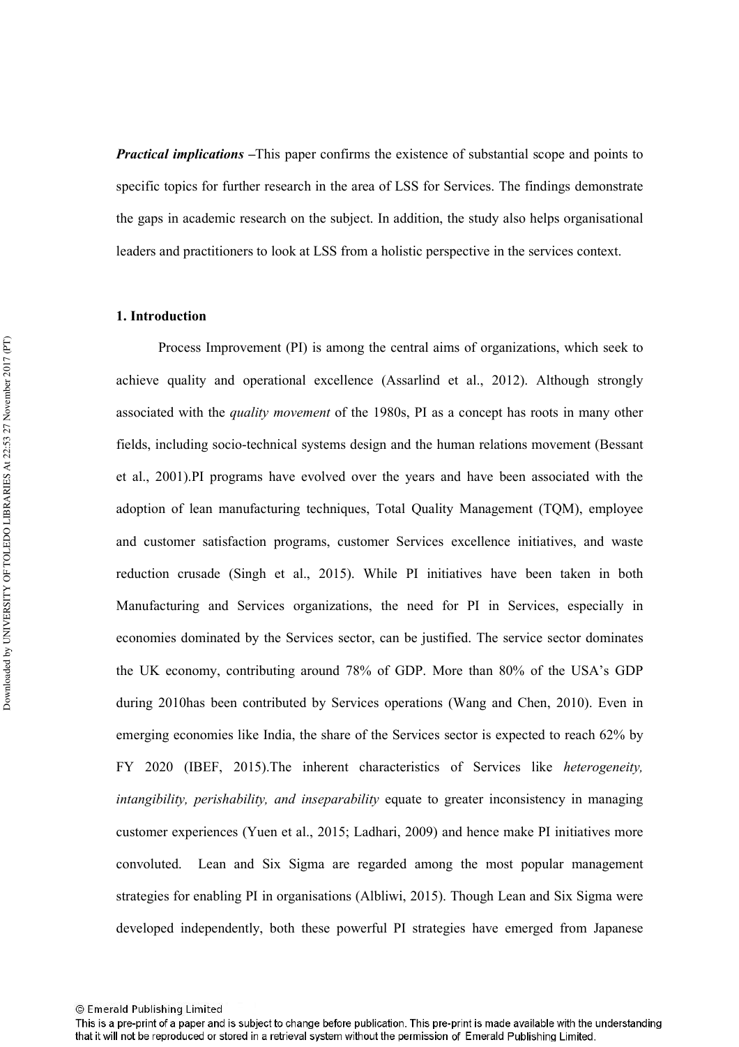***Practical implications*** **–**This paper confirms the existence of substantial scope and points to specific topics for further research in the area of LSS for Services. The findings demonstrate the gaps in academic research on the subject. In addition, the study also helps organisational leaders and practitioners to look at LSS from a holistic perspective in the services context.

## 1. Introduction

Process Improvement (PI) is among the central aims of organizations, which seek to achieve quality and operational excellence (Assarlind et al., 2012). Although strongly associated with the *quality movement* of the 1980s, PI as a concept has roots in many other fields, including socio-technical systems design and the human relations movement (Bessant et al., 2001).PI programs have evolved over the years and have been associated with the adoption of lean manufacturing techniques, Total Quality Management (TQM), employee and customer satisfaction programs, customer Services excellence initiatives, and waste reduction crusade (Singh et al., 2015). While PI initiatives have been taken in both Manufacturing and Services organizations, the need for PI in Services, especially in economies dominated by the Services sector, can be justified. The service sector dominates the UK economy, contributing around 78% of GDP. More than 80% of the USA's GDP during 2010has been contributed by Services operations (Wang and Chen, 2010). Even in emerging economies like India, the share of the Services sector is expected to reach 62% by FY 2020 (IBEF, 2015).The inherent characteristics of Services like *heterogeneity, intangibility, perishability, and inseparability* equate to greater inconsistency in managing customer experiences (Yuen et al., 2015; Ladhari, 2009) and hence make PI initiatives more convoluted. Lean and Six Sigma are regarded among the most popular management strategies for enabling PI in organisations (Albliwi, 2015). Though Lean and Six Sigma were developed independently, both these powerful PI strategies have emerged from Japanese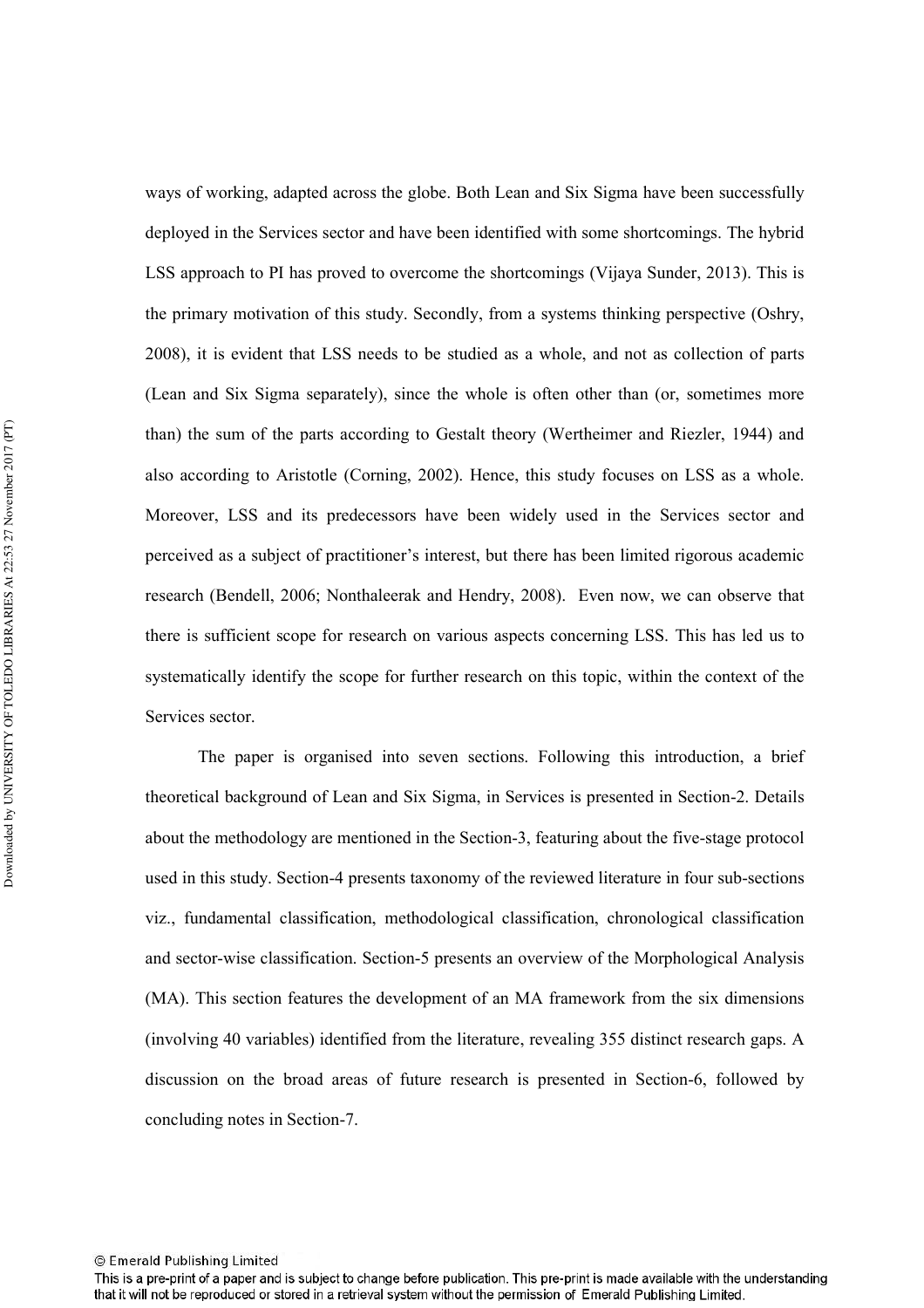ways of working, adapted across the globe. Both Lean and Six Sigma have been successfully deployed in the Services sector and have been identified with some shortcomings. The hybrid LSS approach to PI has proved to overcome the shortcomings (Vijaya Sunder, 2013). This is the primary motivation of this study. Secondly, from a systems thinking perspective (Oshry, 2008), it is evident that LSS needs to be studied as a whole, and not as collection of parts (Lean and Six Sigma separately), since the whole is often other than (or, sometimes more than) the sum of the parts according to Gestalt theory (Wertheimer and Riezler, 1944) and also according to Aristotle (Corning, 2002). Hence, this study focuses on LSS as a whole. Moreover, LSS and its predecessors have been widely used in the Services sector and perceived as a subject of practitioner's interest, but there has been limited rigorous academic research (Bendell, 2006; Nonthaleerak and Hendry, 2008). Even now, we can observe that there is sufficient scope for research on various aspects concerning LSS. This has led us to systematically identify the scope for further research on this topic, within the context of the Services sector.

The paper is organised into seven sections. Following this introduction, a brief theoretical background of Lean and Six Sigma, in Services is presented in Section-2. Details about the methodology are mentioned in the Section-3, featuring about the five-stage protocol used in this study. Section-4 presents taxonomy of the reviewed literature in four sub-sections viz., fundamental classification, methodological classification, chronological classification and sector-wise classification. Section-5 presents an overview of the Morphological Analysis (MA). This section features the development of an MA framework from the six dimensions (involving 40 variables) identified from the literature, revealing 355 distinct research gaps. A discussion on the broad areas of future research is presented in Section-6, followed by concluding notes in Section-7.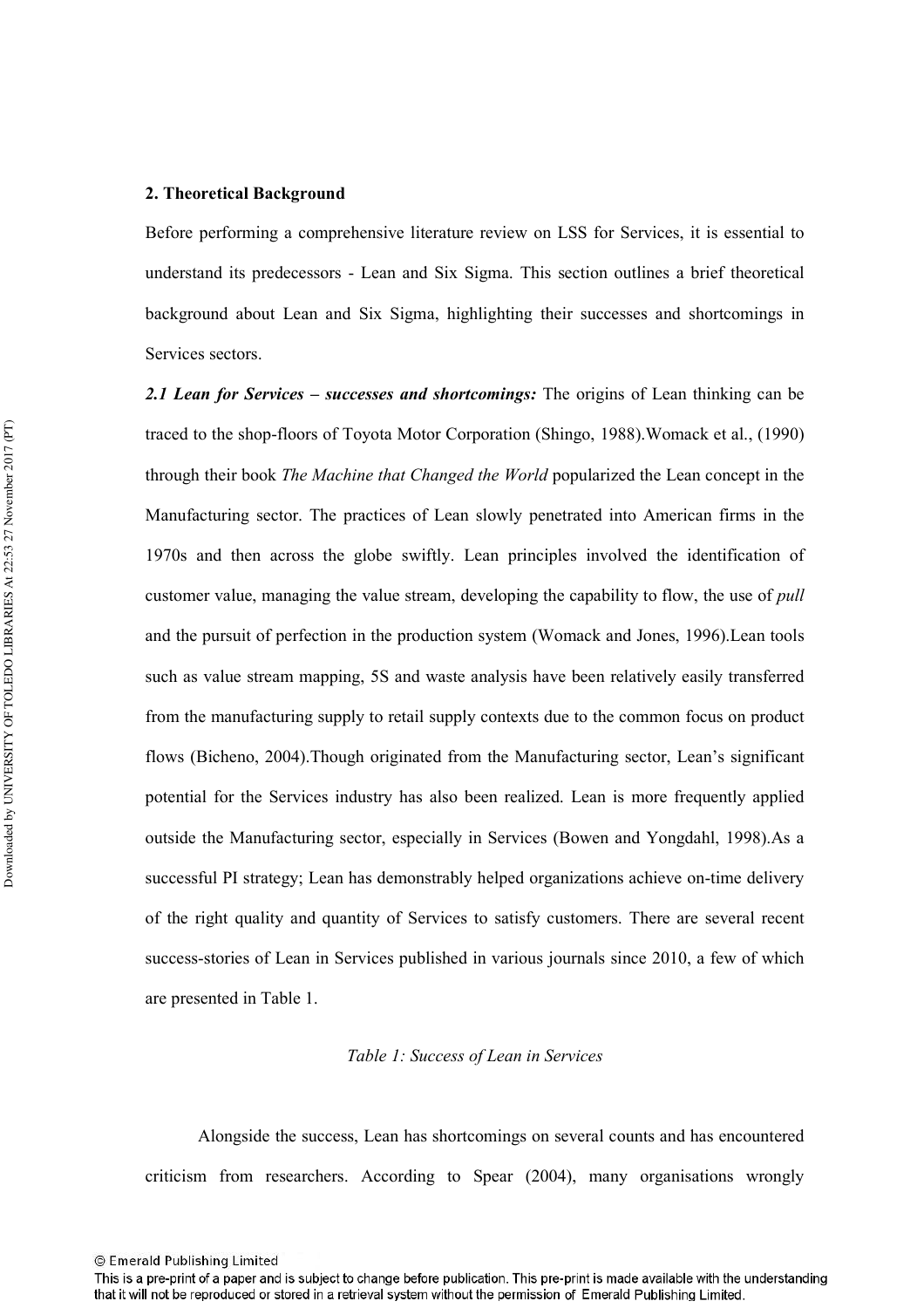## 2. Theoretical Background

Before performing a comprehensive literature review on LSS for Services, it is essential to understand its predecessors - Lean and Six Sigma. This section outlines a brief theoretical background about Lean and Six Sigma, highlighting their successes and shortcomings in Services sectors.

***2.1 Lean for Services – successes and shortcomings:*** The origins of Lean thinking can be traced to the shop-floors of Toyota Motor Corporation (Shingo, 1988).Womack et al., (1990) through their book *The Machine that Changed the World* popularized the Lean concept in the Manufacturing sector. The practices of Lean slowly penetrated into American firms in the 1970s and then across the globe swiftly. Lean principles involved the identification of customer value, managing the value stream, developing the capability to flow, the use of *pull* and the pursuit of perfection in the production system (Womack and Jones, 1996).Lean tools such as value stream mapping, 5S and waste analysis have been relatively easily transferred from the manufacturing supply to retail supply contexts due to the common focus on product flows (Bicheno, 2004).Though originated from the Manufacturing sector, Lean's significant potential for the Services industry has also been realized. Lean is more frequently applied outside the Manufacturing sector, especially in Services (Bowen and Yongdahl, 1998).As a successful PI strategy; Lean has demonstrably helped organizations achieve on-time delivery of the right quality and quantity of Services to satisfy customers. There are several recent success-stories of Lean in Services published in various journals since 2010, a few of which are presented in Table 1.

*Table 1: Success of Lean in Services*

Alongside the success, Lean has shortcomings on several counts and has encountered criticism from researchers. According to Spear (2004), many organisations wrongly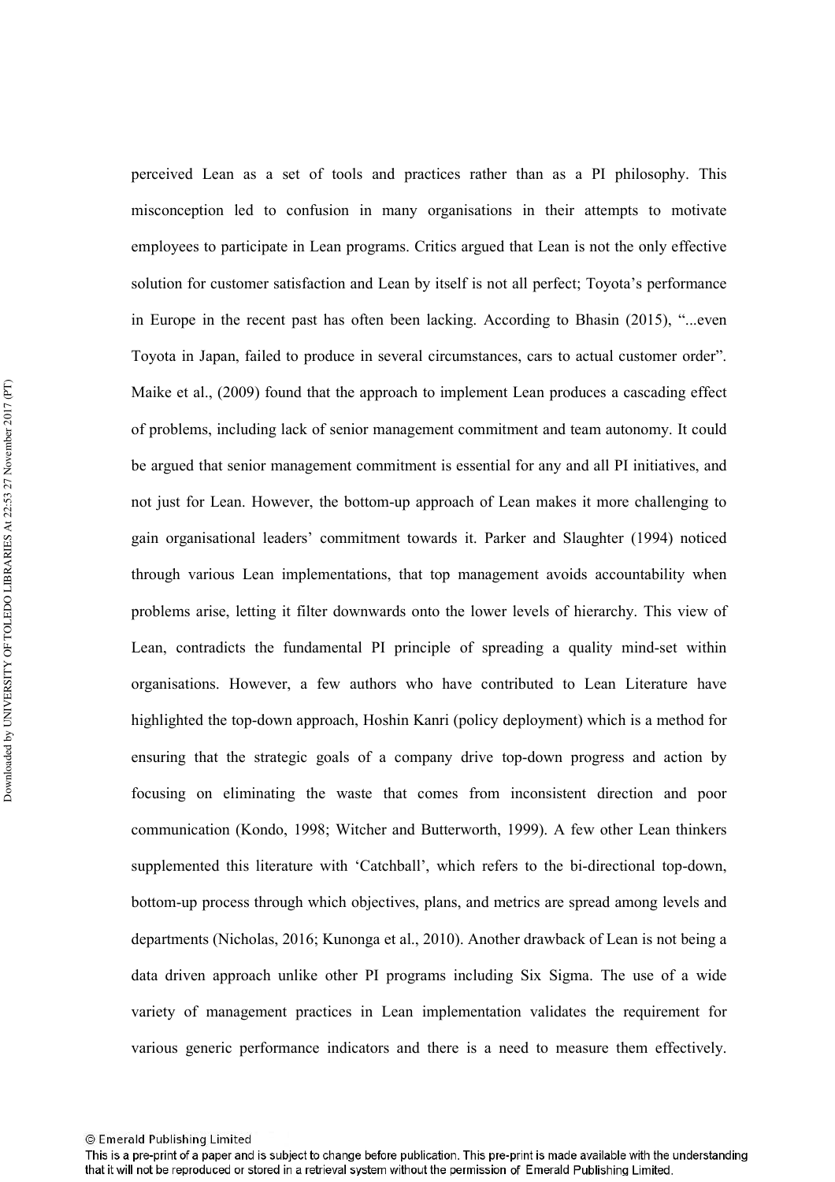perceived Lean as a set of tools and practices rather than as a PI philosophy. This misconception led to confusion in many organisations in their attempts to motivate employees to participate in Lean programs. Critics argued that Lean is not the only effective solution for customer satisfaction and Lean by itself is not all perfect; Toyota's performance in Europe in the recent past has often been lacking. According to Bhasin (2015), "...even Toyota in Japan, failed to produce in several circumstances, cars to actual customer order". Maike et al., (2009) found that the approach to implement Lean produces a cascading effect of problems, including lack of senior management commitment and team autonomy. It could be argued that senior management commitment is essential for any and all PI initiatives, and not just for Lean. However, the bottom-up approach of Lean makes it more challenging to gain organisational leaders' commitment towards it. Parker and Slaughter (1994) noticed through various Lean implementations, that top management avoids accountability when problems arise, letting it filter downwards onto the lower levels of hierarchy. This view of Lean, contradicts the fundamental PI principle of spreading a quality mind-set within organisations. However, a few authors who have contributed to Lean Literature have highlighted the top-down approach, Hoshin Kanri (policy deployment) which is a method for ensuring that the strategic goals of a company drive top-down progress and action by focusing on eliminating the waste that comes from inconsistent direction and poor communication (Kondo, 1998; Witcher and Butterworth, 1999). A few other Lean thinkers supplemented this literature with 'Catchball', which refers to the bi-directional top-down, bottom-up process through which objectives, plans, and metrics are spread among levels and departments (Nicholas, 2016; Kunonga et al., 2010). Another drawback of Lean is not being a data driven approach unlike other PI programs including Six Sigma. The use of a wide variety of management practices in Lean implementation validates the requirement for various generic performance indicators and there is a need to measure them effectively.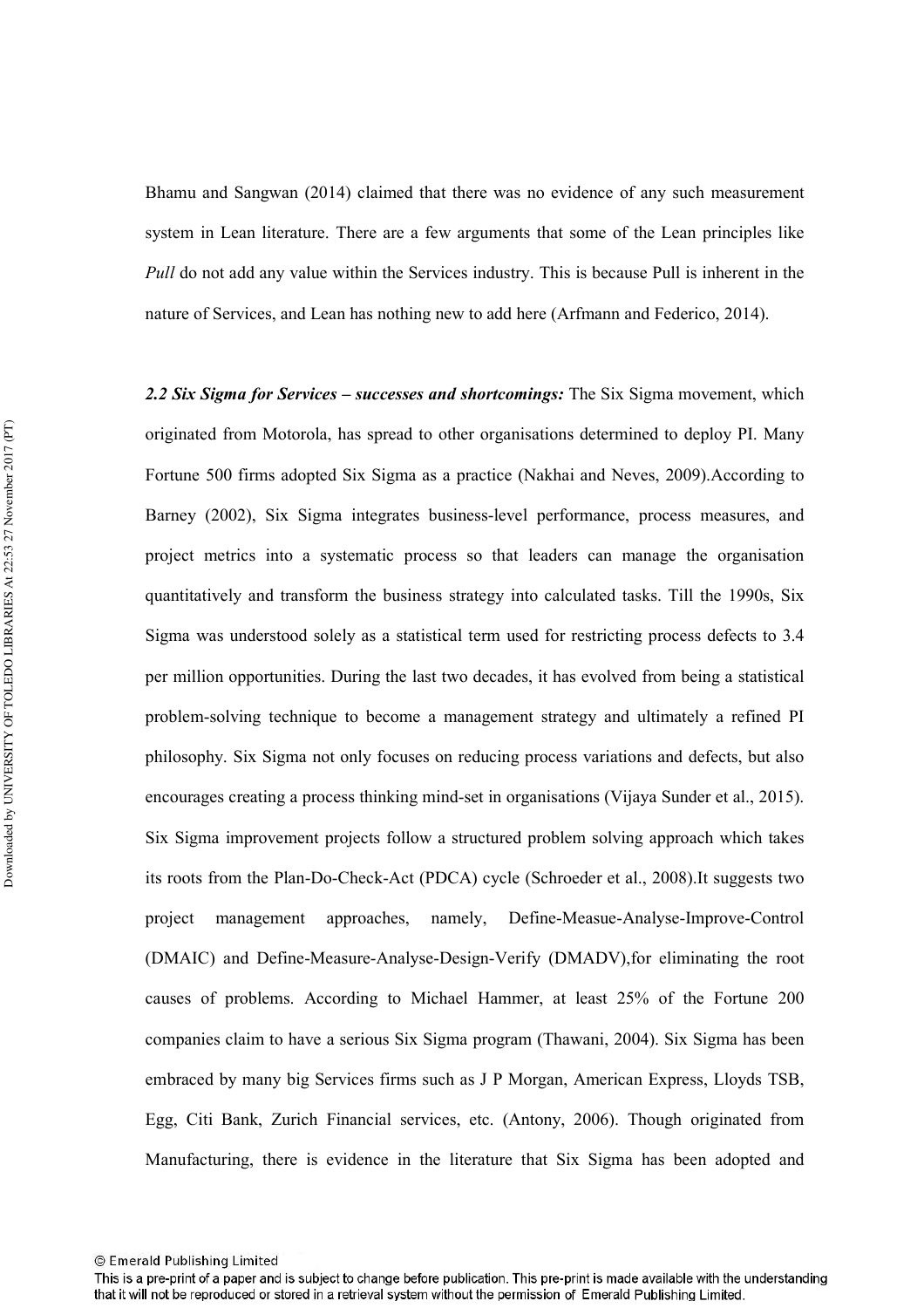Bhamu and Sangwan (2014) claimed that there was no evidence of any such measurement system in Lean literature. There are a few arguments that some of the Lean principles like *Pull* do not add any value within the Services industry. This is because Pull is inherent in the nature of Services, and Lean has nothing new to add here (Arfmann and Federico, 2014).

***2.2 Six Sigma for Services – successes and shortcomings:*** The Six Sigma movement, which originated from Motorola, has spread to other organisations determined to deploy PI. Many Fortune 500 firms adopted Six Sigma as a practice (Nakhai and Neves, 2009).According to Barney (2002), Six Sigma integrates business-level performance, process measures, and project metrics into a systematic process so that leaders can manage the organisation quantitatively and transform the business strategy into calculated tasks. Till the 1990s, Six Sigma was understood solely as a statistical term used for restricting process defects to 3.4 per million opportunities. During the last two decades, it has evolved from being a statistical problem-solving technique to become a management strategy and ultimately a refined PI philosophy. Six Sigma not only focuses on reducing process variations and defects, but also encourages creating a process thinking mind-set in organisations (Vijaya Sunder et al., 2015). Six Sigma improvement projects follow a structured problem solving approach which takes its roots from the Plan-Do-Check-Act (PDCA) cycle (Schroeder et al., 2008).It suggests two project management approaches, namely, Define-Measue-Analyse-Improve-Control (DMAIC) and Define-Measure-Analyse-Design-Verify (DMADV),for eliminating the root causes of problems. According to Michael Hammer, at least 25% of the Fortune 200 companies claim to have a serious Six Sigma program (Thawani, 2004). Six Sigma has been embraced by many big Services firms such as J P Morgan, American Express, Lloyds TSB, Egg, Citi Bank, Zurich Financial services, etc. (Antony, 2006). Though originated from Manufacturing, there is evidence in the literature that Six Sigma has been adopted and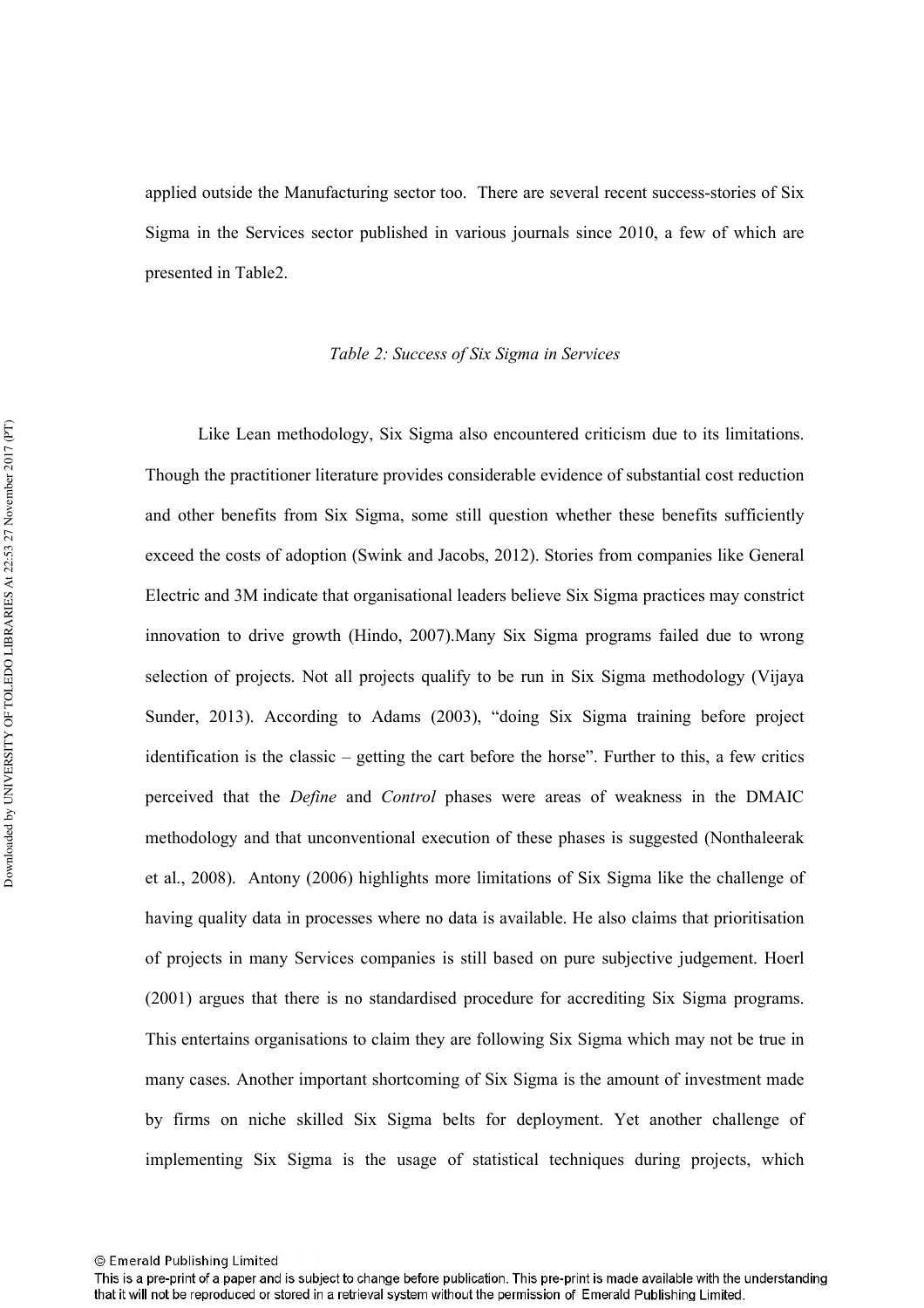applied outside the Manufacturing sector too. There are several recent success-stories of Six Sigma in the Services sector published in various journals since 2010, a few of which are presented in Table2.

*Table 2: Success of Six Sigma in Services*

Like Lean methodology, Six Sigma also encountered criticism due to its limitations. Though the practitioner literature provides considerable evidence of substantial cost reduction and other benefits from Six Sigma, some still question whether these benefits sufficiently exceed the costs of adoption (Swink and Jacobs, 2012). Stories from companies like General Electric and 3M indicate that organisational leaders believe Six Sigma practices may constrict innovation to drive growth (Hindo, 2007).Many Six Sigma programs failed due to wrong selection of projects. Not all projects qualify to be run in Six Sigma methodology (Vijaya Sunder, 2013). According to Adams (2003), "doing Six Sigma training before project identification is the classic – getting the cart before the horse". Further to this, a few critics perceived that the *Define* and *Control* phases were areas of weakness in the DMAIC methodology and that unconventional execution of these phases is suggested (Nonthaleerak et al., 2008). Antony (2006) highlights more limitations of Six Sigma like the challenge of having quality data in processes where no data is available. He also claims that prioritisation of projects in many Services companies is still based on pure subjective judgement. Hoerl (2001) argues that there is no standardised procedure for accrediting Six Sigma programs. This entertains organisations to claim they are following Six Sigma which may not be true in many cases. Another important shortcoming of Six Sigma is the amount of investment made by firms on niche skilled Six Sigma belts for deployment. Yet another challenge of implementing Six Sigma is the usage of statistical techniques during projects, which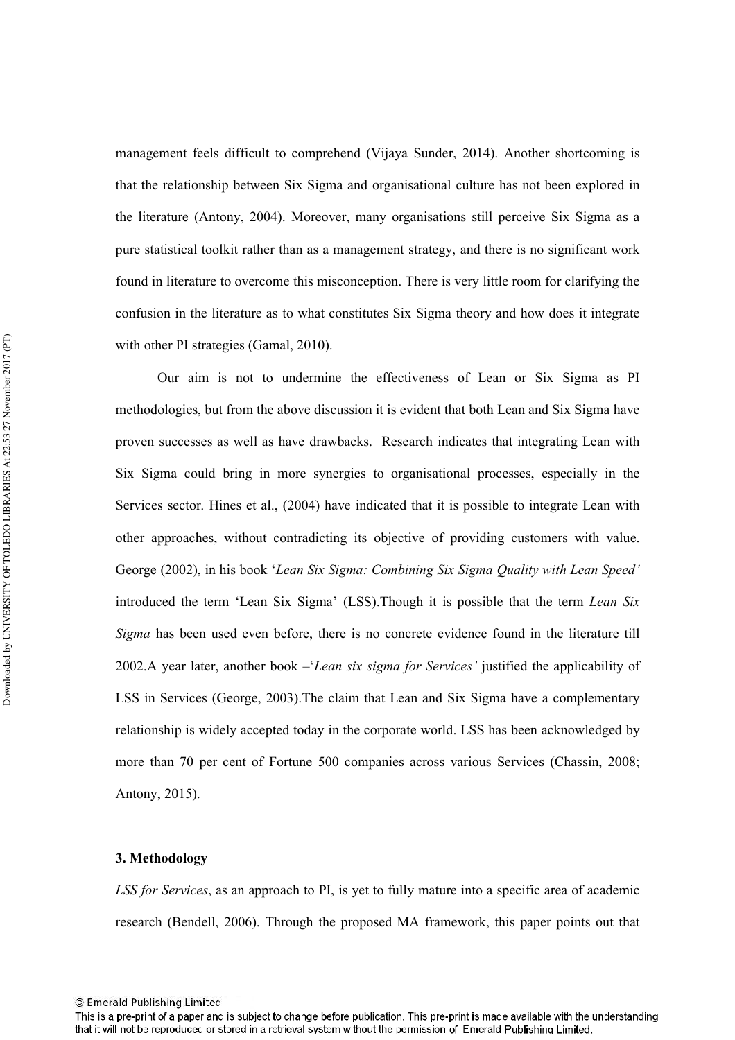management feels difficult to comprehend (Vijaya Sunder, 2014). Another shortcoming is that the relationship between Six Sigma and organisational culture has not been explored in the literature (Antony, 2004). Moreover, many organisations still perceive Six Sigma as a pure statistical toolkit rather than as a management strategy, and there is no significant work found in literature to overcome this misconception. There is very little room for clarifying the confusion in the literature as to what constitutes Six Sigma theory and how does it integrate with other PI strategies (Gamal, 2010).

Our aim is not to undermine the effectiveness of Lean or Six Sigma as PI methodologies, but from the above discussion it is evident that both Lean and Six Sigma have proven successes as well as have drawbacks. Research indicates that integrating Lean with Six Sigma could bring in more synergies to organisational processes, especially in the Services sector. Hines et al., (2004) have indicated that it is possible to integrate Lean with other approaches, without contradicting its objective of providing customers with value. George (2002), in his book '*Lean Six Sigma: Combining Six Sigma Quality with Lean Speed'* introduced the term 'Lean Six Sigma' (LSS).Though it is possible that the term *Lean Six Sigma* has been used even before, there is no concrete evidence found in the literature till 2002.A year later, another book –'*Lean six sigma for Services'* justified the applicability of LSS in Services (George, 2003).The claim that Lean and Six Sigma have a complementary relationship is widely accepted today in the corporate world. LSS has been acknowledged by more than 70 per cent of Fortune 500 companies across various Services (Chassin, 2008; Antony, 2015).

## 3. Methodology

*LSS for Services*, as an approach to PI, is yet to fully mature into a specific area of academic research (Bendell, 2006). Through the proposed MA framework, this paper points out that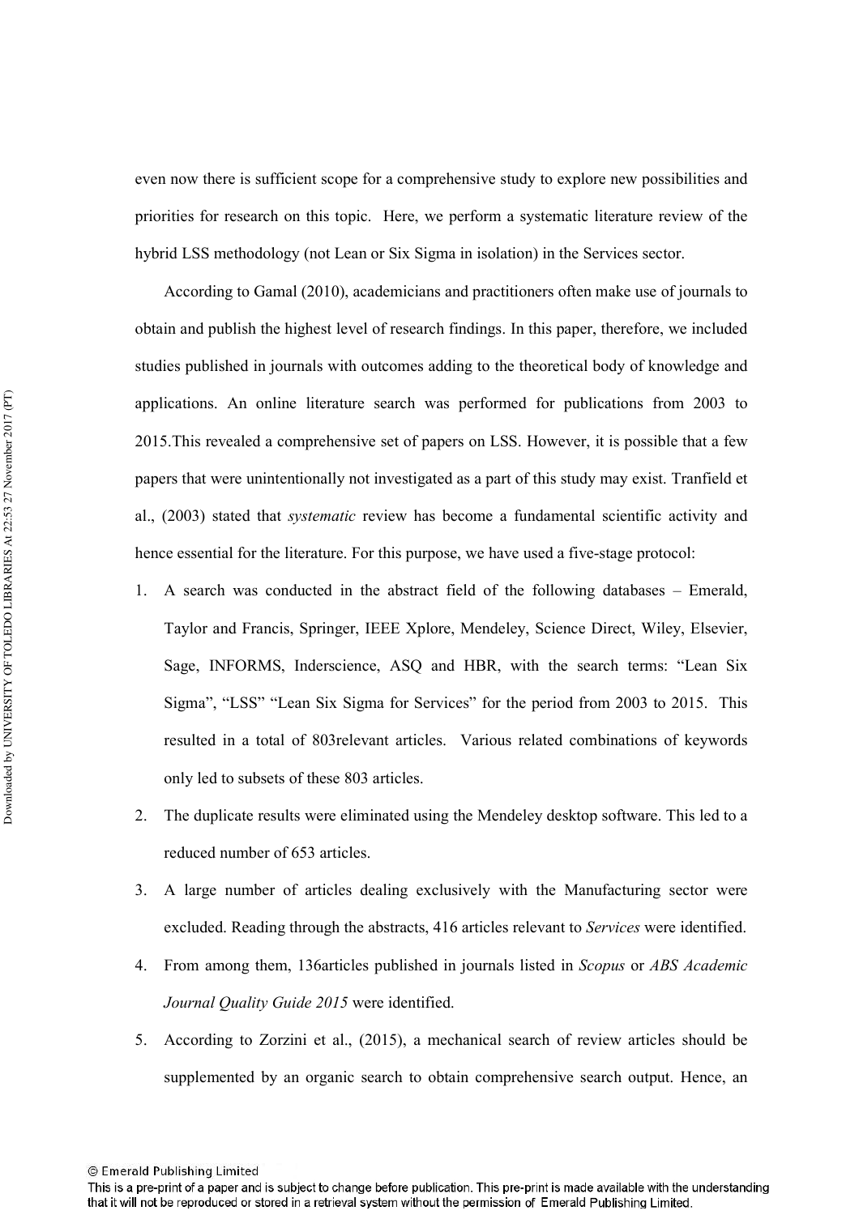even now there is sufficient scope for a comprehensive study to explore new possibilities and priorities for research on this topic. Here, we perform a systematic literature review of the hybrid LSS methodology (not Lean or Six Sigma in isolation) in the Services sector.

According to Gamal (2010), academicians and practitioners often make use of journals to obtain and publish the highest level of research findings. In this paper, therefore, we included studies published in journals with outcomes adding to the theoretical body of knowledge and applications. An online literature search was performed for publications from 2003 to 2015.This revealed a comprehensive set of papers on LSS. However, it is possible that a few papers that were unintentionally not investigated as a part of this study may exist. Tranfield et al., (2003) stated that *systematic* review has become a fundamental scientific activity and hence essential for the literature. For this purpose, we have used a five-stage protocol:

1. A search was conducted in the abstract field of the following databases – Emerald, Taylor and Francis, Springer, IEEE Xplore, Mendeley, Science Direct, Wiley, Elsevier, Sage, INFORMS, Inderscience, ASQ and HBR, with the search terms: "Lean Six Sigma", "LSS" "Lean Six Sigma for Services" for the period from 2003 to 2015. This resulted in a total of 803relevant articles. Various related combinations of keywords only led to subsets of these 803 articles.
2. The duplicate results were eliminated using the Mendeley desktop software. This led to a reduced number of 653 articles.
3. A large number of articles dealing exclusively with the Manufacturing sector were excluded. Reading through the abstracts, 416 articles relevant to *Services* were identified.
4. From among them, 136articles published in journals listed in *Scopus* or *ABS Academic Journal Quality Guide 2015* were identified.
5. According to Zorzini et al., (2015), a mechanical search of review articles should be supplemented by an organic search to obtain comprehensive search output. Hence, an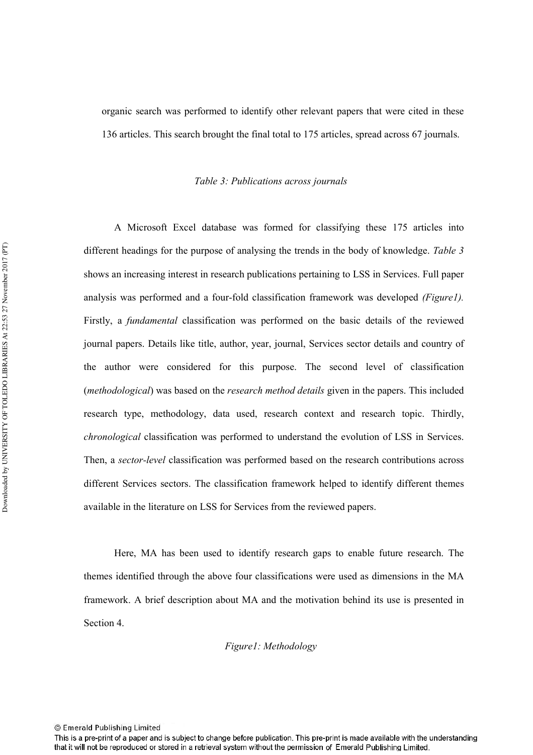organic search was performed to identify other relevant papers that were cited in these 136 articles. This search brought the final total to 175 articles, spread across 67 journals.

*Table 3: Publications across journals*

A Microsoft Excel database was formed for classifying these 175 articles into different headings for the purpose of analysing the trends in the body of knowledge. *Table 3* shows an increasing interest in research publications pertaining to LSS in Services. Full paper analysis was performed and a four-fold classification framework was developed *(Figure1).* Firstly, a *fundamental* classification was performed on the basic details of the reviewed journal papers. Details like title, author, year, journal, Services sector details and country of the author were considered for this purpose. The second level of classification (*methodological*) was based on the *research method details* given in the papers. This included research type, methodology, data used, research context and research topic. Thirdly, *chronological* classification was performed to understand the evolution of LSS in Services. Then, a *sector-level* classification was performed based on the research contributions across different Services sectors. The classification framework helped to identify different themes available in the literature on LSS for Services from the reviewed papers.

Here, MA has been used to identify research gaps to enable future research. The themes identified through the above four classifications were used as dimensions in the MA framework. A brief description about MA and the motivation behind its use is presented in Section 4.

*Figure1: Methodology*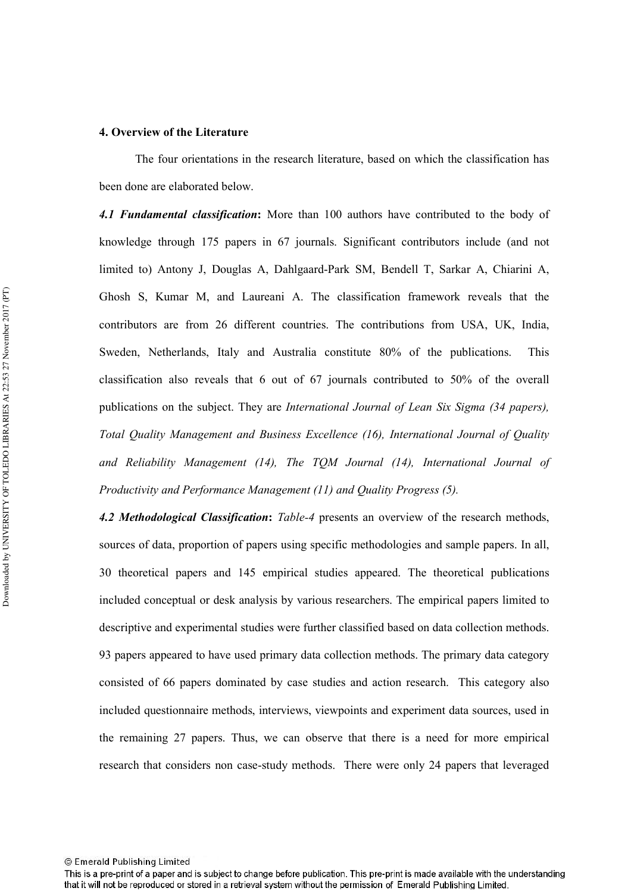## 4. Overview of the Literature

The four orientations in the research literature, based on which the classification has been done are elaborated below.

***4.1 Fundamental classification*:** More than 100 authors have contributed to the body of knowledge through 175 papers in 67 journals. Significant contributors include (and not limited to) Antony J, Douglas A, Dahlgaard-Park SM, Bendell T, Sarkar A, Chiarini A, Ghosh S, Kumar M, and Laureani A. The classification framework reveals that the contributors are from 26 different countries. The contributions from USA, UK, India, Sweden, Netherlands, Italy and Australia constitute 80% of the publications. This classification also reveals that 6 out of 67 journals contributed to 50% of the overall publications on the subject. They are *International Journal of Lean Six Sigma (34 papers), Total Quality Management and Business Excellence (16), International Journal of Quality and Reliability Management (14), The TQM Journal (14), International Journal of Productivity and Performance Management (11) and Quality Progress (5).*

***4.2 Methodological Classification*:** *Table-4* presents an overview of the research methods, sources of data, proportion of papers using specific methodologies and sample papers. In all, 30 theoretical papers and 145 empirical studies appeared. The theoretical publications included conceptual or desk analysis by various researchers. The empirical papers limited to descriptive and experimental studies were further classified based on data collection methods. 93 papers appeared to have used primary data collection methods. The primary data category consisted of 66 papers dominated by case studies and action research. This category also included questionnaire methods, interviews, viewpoints and experiment data sources, used in the remaining 27 papers. Thus, we can observe that there is a need for more empirical research that considers non case-study methods. There were only 24 papers that leveraged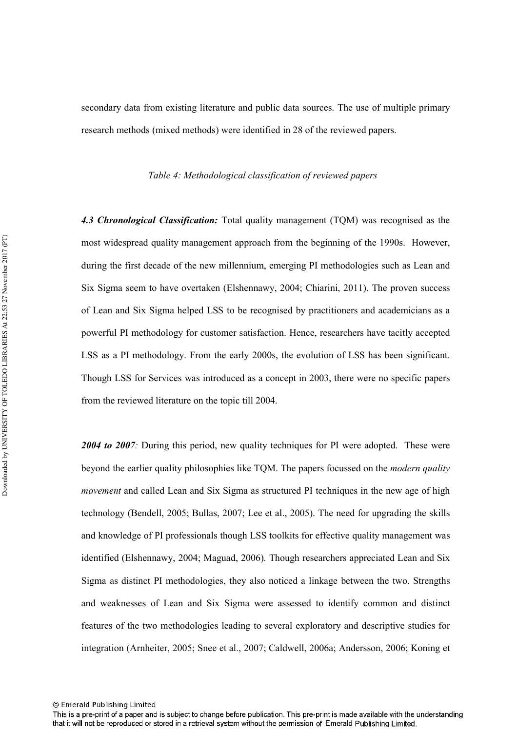secondary data from existing literature and public data sources. The use of multiple primary research methods (mixed methods) were identified in 28 of the reviewed papers.

*Table 4: Methodological classification of reviewed papers*

***4.3 Chronological Classification:*** Total quality management (TQM) was recognised as the most widespread quality management approach from the beginning of the 1990s. However, during the first decade of the new millennium, emerging PI methodologies such as Lean and Six Sigma seem to have overtaken (Elshennawy, 2004; Chiarini, 2011). The proven success of Lean and Six Sigma helped LSS to be recognised by practitioners and academicians as a powerful PI methodology for customer satisfaction. Hence, researchers have tacitly accepted LSS as a PI methodology. From the early 2000s, the evolution of LSS has been significant. Though LSS for Services was introduced as a concept in 2003, there were no specific papers from the reviewed literature on the topic till 2004.

***2004 to 2007****:* During this period, new quality techniques for PI were adopted. These were beyond the earlier quality philosophies like TQM. The papers focussed on the *modern quality movement* and called Lean and Six Sigma as structured PI techniques in the new age of high technology (Bendell, 2005; Bullas, 2007; Lee et al., 2005). The need for upgrading the skills and knowledge of PI professionals though LSS toolkits for effective quality management was identified (Elshennawy, 2004; Maguad, 2006). Though researchers appreciated Lean and Six Sigma as distinct PI methodologies, they also noticed a linkage between the two. Strengths and weaknesses of Lean and Six Sigma were assessed to identify common and distinct features of the two methodologies leading to several exploratory and descriptive studies for integration (Arnheiter, 2005; Snee et al., 2007; Caldwell, 2006a; Andersson, 2006; Koning et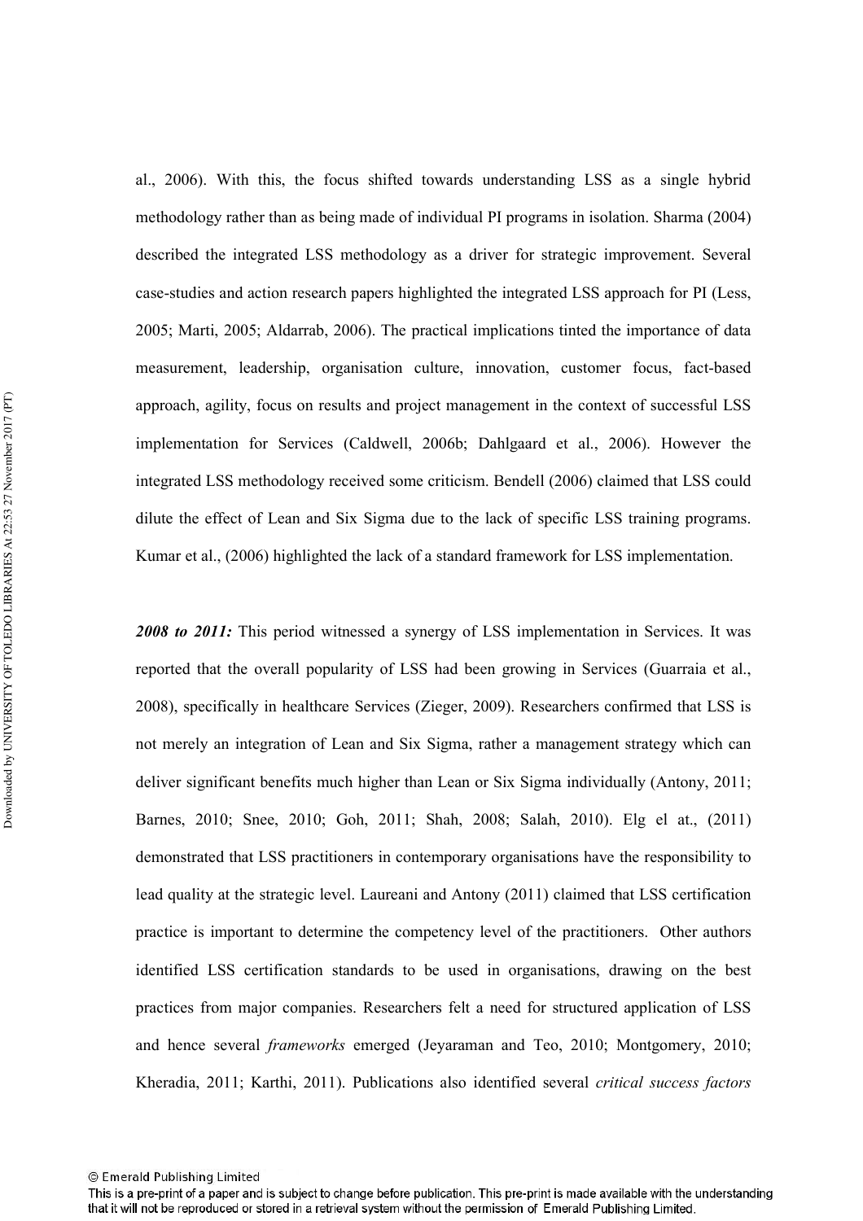al., 2006). With this, the focus shifted towards understanding LSS as a single hybrid methodology rather than as being made of individual PI programs in isolation. Sharma (2004) described the integrated LSS methodology as a driver for strategic improvement. Several case-studies and action research papers highlighted the integrated LSS approach for PI (Less, 2005; Marti, 2005; Aldarrab, 2006). The practical implications tinted the importance of data measurement, leadership, organisation culture, innovation, customer focus, fact-based approach, agility, focus on results and project management in the context of successful LSS implementation for Services (Caldwell, 2006b; Dahlgaard et al., 2006). However the integrated LSS methodology received some criticism. Bendell (2006) claimed that LSS could dilute the effect of Lean and Six Sigma due to the lack of specific LSS training programs. Kumar et al., (2006) highlighted the lack of a standard framework for LSS implementation.

***2008 to 2011:*** This period witnessed a synergy of LSS implementation in Services. It was reported that the overall popularity of LSS had been growing in Services (Guarraia et al., 2008), specifically in healthcare Services (Zieger, 2009). Researchers confirmed that LSS is not merely an integration of Lean and Six Sigma, rather a management strategy which can deliver significant benefits much higher than Lean or Six Sigma individually (Antony, 2011; Barnes, 2010; Snee, 2010; Goh, 2011; Shah, 2008; Salah, 2010). Elg el at., (2011) demonstrated that LSS practitioners in contemporary organisations have the responsibility to lead quality at the strategic level. Laureani and Antony (2011) claimed that LSS certification practice is important to determine the competency level of the practitioners. Other authors identified LSS certification standards to be used in organisations, drawing on the best practices from major companies. Researchers felt a need for structured application of LSS and hence several *frameworks* emerged (Jeyaraman and Teo, 2010; Montgomery, 2010; Kheradia, 2011; Karthi, 2011). Publications also identified several *critical success factors*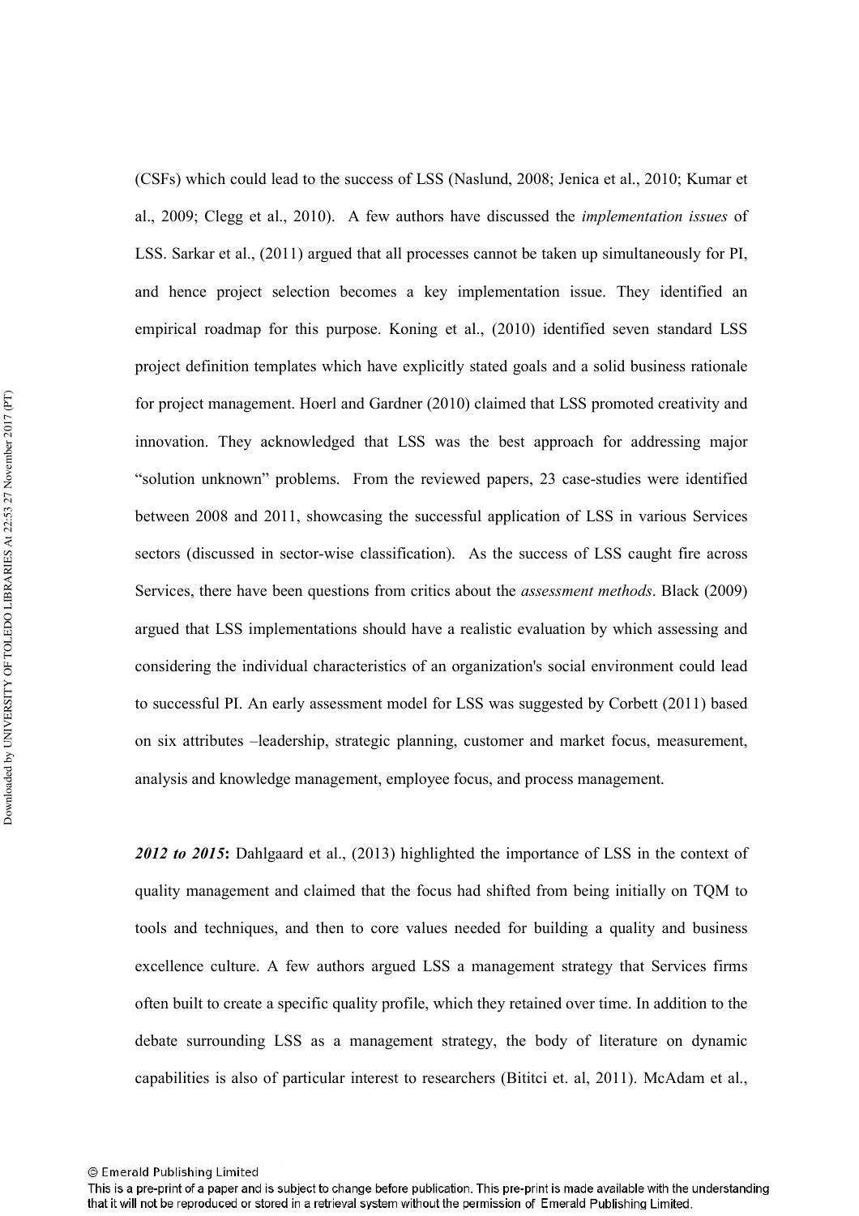(CSFs) which could lead to the success of LSS (Naslund, 2008; Jenica et al., 2010; Kumar et al., 2009; Clegg et al., 2010). A few authors have discussed the *implementation issues* of LSS. Sarkar et al., (2011) argued that all processes cannot be taken up simultaneously for PI, and hence project selection becomes a key implementation issue. They identified an empirical roadmap for this purpose. Koning et al., (2010) identified seven standard LSS project definition templates which have explicitly stated goals and a solid business rationale for project management. Hoerl and Gardner (2010) claimed that LSS promoted creativity and innovation. They acknowledged that LSS was the best approach for addressing major "solution unknown" problems. From the reviewed papers, 23 case-studies were identified between 2008 and 2011, showcasing the successful application of LSS in various Services sectors (discussed in sector-wise classification). As the success of LSS caught fire across Services, there have been questions from critics about the *assessment methods*. Black (2009) argued that LSS implementations should have a realistic evaluation by which assessing and considering the individual characteristics of an organization's social environment could lead to successful PI. An early assessment model for LSS was suggested by Corbett (2011) based on six attributes –leadership, strategic planning, customer and market focus, measurement, analysis and knowledge management, employee focus, and process management.

***2012 to 2015*****:** Dahlgaard et al., (2013) highlighted the importance of LSS in the context of quality management and claimed that the focus had shifted from being initially on TQM to tools and techniques, and then to core values needed for building a quality and business excellence culture. A few authors argued LSS a management strategy that Services firms often built to create a specific quality profile, which they retained over time. In addition to the debate surrounding LSS as a management strategy, the body of literature on dynamic capabilities is also of particular interest to researchers (Bititci et. al, 2011). McAdam et al.,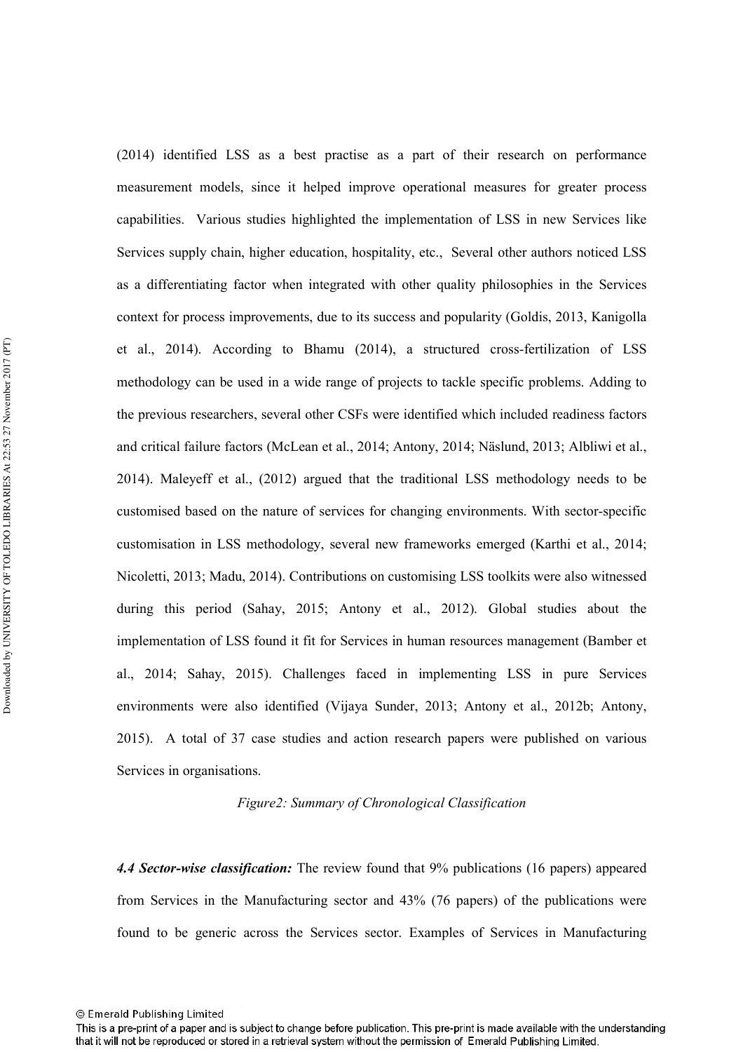(2014) identified LSS as a best practise as a part of their research on performance measurement models, since it helped improve operational measures for greater process capabilities. Various studies highlighted the implementation of LSS in new Services like Services supply chain, higher education, hospitality, etc., Several other authors noticed LSS as a differentiating factor when integrated with other quality philosophies in the Services context for process improvements, due to its success and popularity (Goldis, 2013, Kanigolla et al., 2014). According to Bhamu (2014), a structured cross-fertilization of LSS methodology can be used in a wide range of projects to tackle specific problems. Adding to the previous researchers, several other CSFs were identified which included readiness factors and critical failure factors (McLean et al., 2014; Antony, 2014; Näslund, 2013; Albliwi et al., 2014). Maleyeff et al., (2012) argued that the traditional LSS methodology needs to be customised based on the nature of services for changing environments. With sector-specific customisation in LSS methodology, several new frameworks emerged (Karthi et al., 2014; Nicoletti, 2013; Madu, 2014). Contributions on customising LSS toolkits were also witnessed during this period (Sahay, 2015; Antony et al., 2012). Global studies about the implementation of LSS found it fit for Services in human resources management (Bamber et al., 2014; Sahay, 2015). Challenges faced in implementing LSS in pure Services environments were also identified (Vijaya Sunder, 2013; Antony et al., 2012b; Antony, 2015). A total of 37 case studies and action research papers were published on various Services in organisations.

*Figure2: Summary of Chronological Classification*

***4.4 Sector-wise classification:*** The review found that 9% publications (16 papers) appeared from Services in the Manufacturing sector and 43% (76 papers) of the publications were found to be generic across the Services sector. Examples of Services in Manufacturing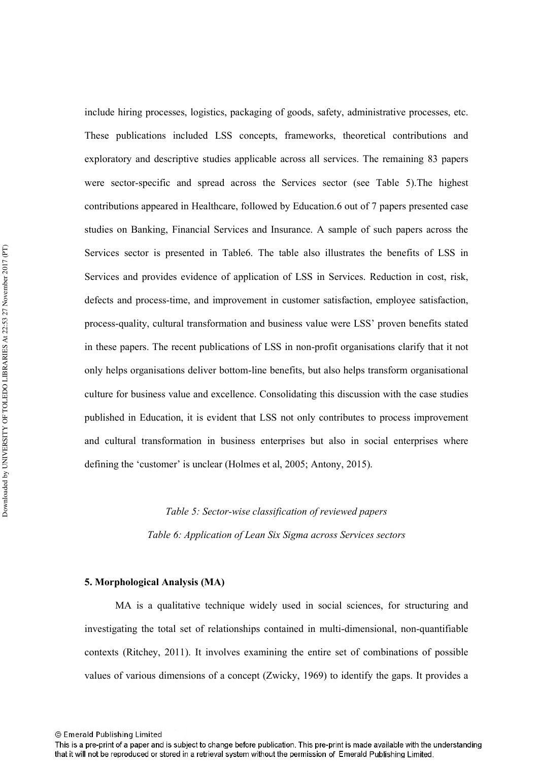include hiring processes, logistics, packaging of goods, safety, administrative processes, etc. These publications included LSS concepts, frameworks, theoretical contributions and exploratory and descriptive studies applicable across all services. The remaining 83 papers were sector-specific and spread across the Services sector (see Table 5).The highest contributions appeared in Healthcare, followed by Education.6 out of 7 papers presented case studies on Banking, Financial Services and Insurance. A sample of such papers across the Services sector is presented in Table6. The table also illustrates the benefits of LSS in Services and provides evidence of application of LSS in Services. Reduction in cost, risk, defects and process-time, and improvement in customer satisfaction, employee satisfaction, process-quality, cultural transformation and business value were LSS' proven benefits stated in these papers. The recent publications of LSS in non-profit organisations clarify that it not only helps organisations deliver bottom-line benefits, but also helps transform organisational culture for business value and excellence. Consolidating this discussion with the case studies published in Education, it is evident that LSS not only contributes to process improvement and cultural transformation in business enterprises but also in social enterprises where defining the 'customer' is unclear (Holmes et al, 2005; Antony, 2015).

*Table 5: Sector-wise classification of reviewed papers*

*Table 6: Application of Lean Six Sigma across Services sectors*

## 5. Morphological Analysis (MA)

MA is a qualitative technique widely used in social sciences, for structuring and investigating the total set of relationships contained in multi-dimensional, non-quantifiable contexts (Ritchey, 2011). It involves examining the entire set of combinations of possible values of various dimensions of a concept (Zwicky, 1969) to identify the gaps. It provides a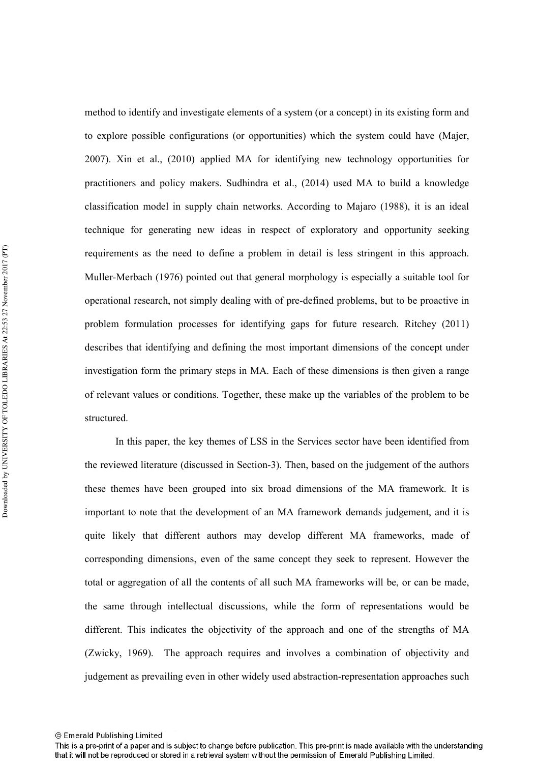method to identify and investigate elements of a system (or a concept) in its existing form and to explore possible configurations (or opportunities) which the system could have (Majer, 2007). Xin et al., (2010) applied MA for identifying new technology opportunities for practitioners and policy makers. Sudhindra et al., (2014) used MA to build a knowledge classification model in supply chain networks. According to Majaro (1988), it is an ideal technique for generating new ideas in respect of exploratory and opportunity seeking requirements as the need to define a problem in detail is less stringent in this approach. Muller-Merbach (1976) pointed out that general morphology is especially a suitable tool for operational research, not simply dealing with of pre-defined problems, but to be proactive in problem formulation processes for identifying gaps for future research. Ritchey (2011) describes that identifying and defining the most important dimensions of the concept under investigation form the primary steps in MA. Each of these dimensions is then given a range of relevant values or conditions. Together, these make up the variables of the problem to be structured.

In this paper, the key themes of LSS in the Services sector have been identified from the reviewed literature (discussed in Section-3). Then, based on the judgement of the authors these themes have been grouped into six broad dimensions of the MA framework. It is important to note that the development of an MA framework demands judgement, and it is quite likely that different authors may develop different MA frameworks, made of corresponding dimensions, even of the same concept they seek to represent. However the total or aggregation of all the contents of all such MA frameworks will be, or can be made, the same through intellectual discussions, while the form of representations would be different. This indicates the objectivity of the approach and one of the strengths of MA (Zwicky, 1969). The approach requires and involves a combination of objectivity and judgement as prevailing even in other widely used abstraction-representation approaches such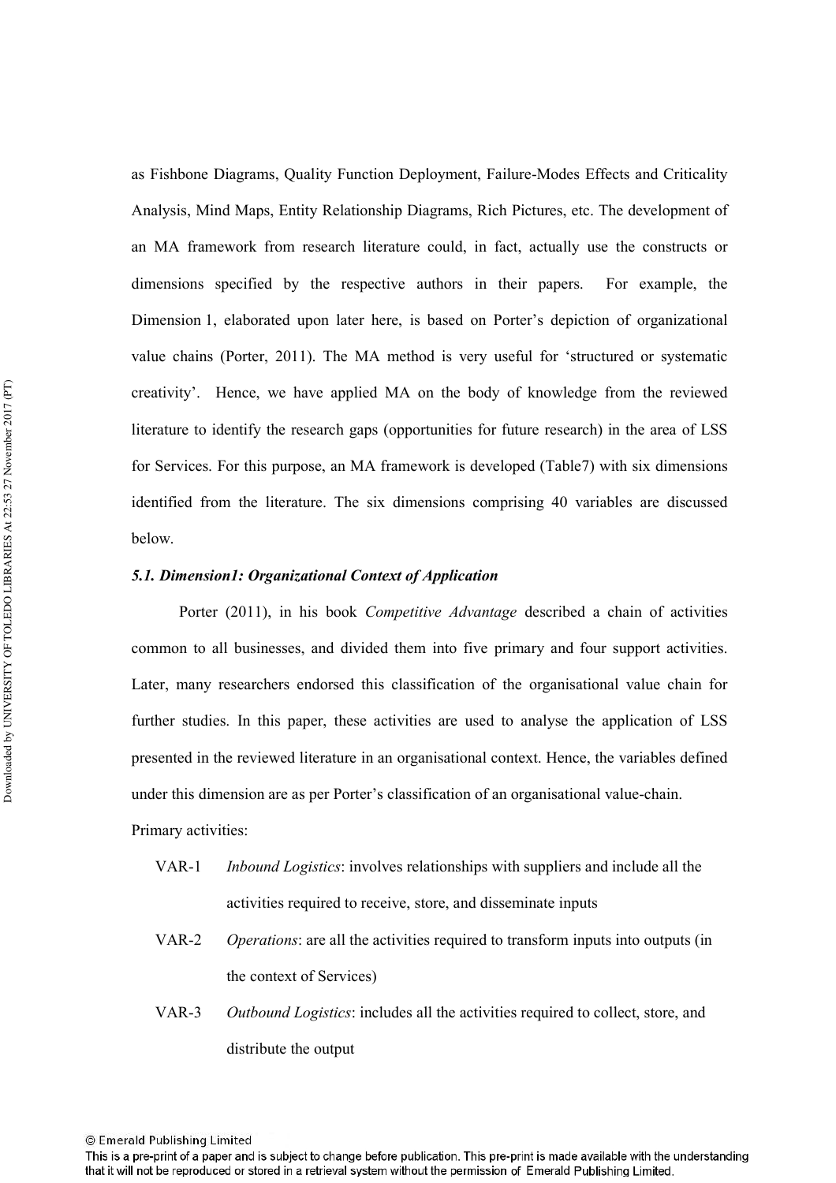as Fishbone Diagrams, Quality Function Deployment, Failure-Modes Effects and Criticality Analysis, Mind Maps, Entity Relationship Diagrams, Rich Pictures, etc. The development of an MA framework from research literature could, in fact, actually use the constructs or dimensions specified by the respective authors in their papers. For example, the Dimension 1, elaborated upon later here, is based on Porter's depiction of organizational value chains (Porter, 2011). The MA method is very useful for 'structured or systematic creativity'. Hence, we have applied MA on the body of knowledge from the reviewed literature to identify the research gaps (opportunities for future research) in the area of LSS for Services. For this purpose, an MA framework is developed (Table7) with six dimensions identified from the literature. The six dimensions comprising 40 variables are discussed below.

### *5.1. Dimension1: Organizational Context of Application*

Porter (2011), in his book *Competitive Advantage* described a chain of activities common to all businesses, and divided them into five primary and four support activities. Later, many researchers endorsed this classification of the organisational value chain for further studies. In this paper, these activities are used to analyse the application of LSS presented in the reviewed literature in an organisational context. Hence, the variables defined under this dimension are as per Porter's classification of an organisational value-chain.

Primary activities:

- VAR-1 *Inbound Logistics*: involves relationships with suppliers and include all the activities required to receive, store, and disseminate inputs
- VAR-2 *Operations*: are all the activities required to transform inputs into outputs (in the context of Services)
- VAR-3 *Outbound Logistics*: includes all the activities required to collect, store, and distribute the output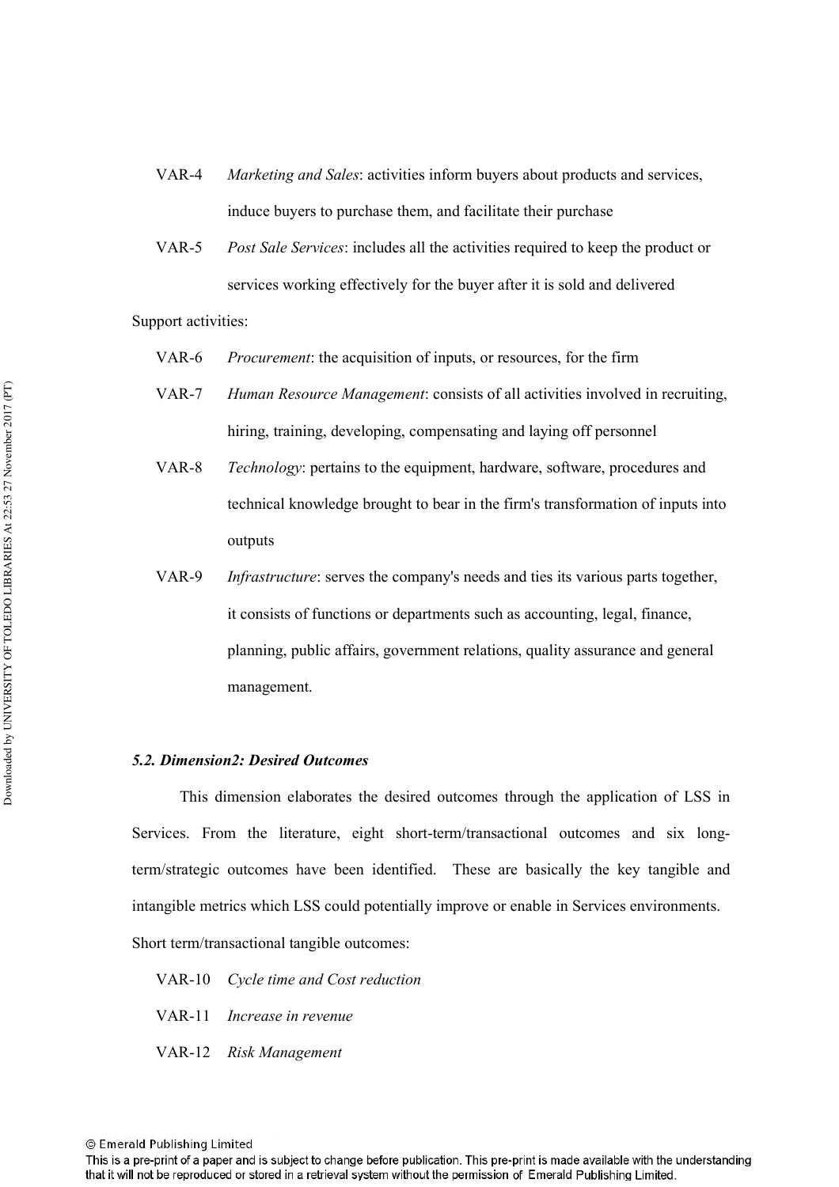VAR-4 *Marketing and Sales*: activities inform buyers about products and services, induce buyers to purchase them, and facilitate their purchase

VAR-5 *Post Sale Services*: includes all the activities required to keep the product or services working effectively for the buyer after it is sold and delivered

Support activities:

VAR-6 *Procurement*: the acquisition of inputs, or resources, for the firm

VAR-7 *Human Resource Management*: consists of all activities involved in recruiting, hiring, training, developing, compensating and laying off personnel

VAR-8 *Technology*: pertains to the equipment, hardware, software, procedures and technical knowledge brought to bear in the firm's transformation of inputs into outputs

VAR-9 *Infrastructure*: serves the company's needs and ties its various parts together, it consists of functions or departments such as accounting, legal, finance, planning, public affairs, government relations, quality assurance and general management.

### *5.2. Dimension2: Desired Outcomes*

This dimension elaborates the desired outcomes through the application of LSS in Services. From the literature, eight short-term/transactional outcomes and six long-term/strategic outcomes have been identified. These are basically the key tangible and intangible metrics which LSS could potentially improve or enable in Services environments.

Short term/transactional tangible outcomes:

VAR-10 *Cycle time and Cost reduction*

VAR-11 *Increase in revenue*

VAR-12 *Risk Management*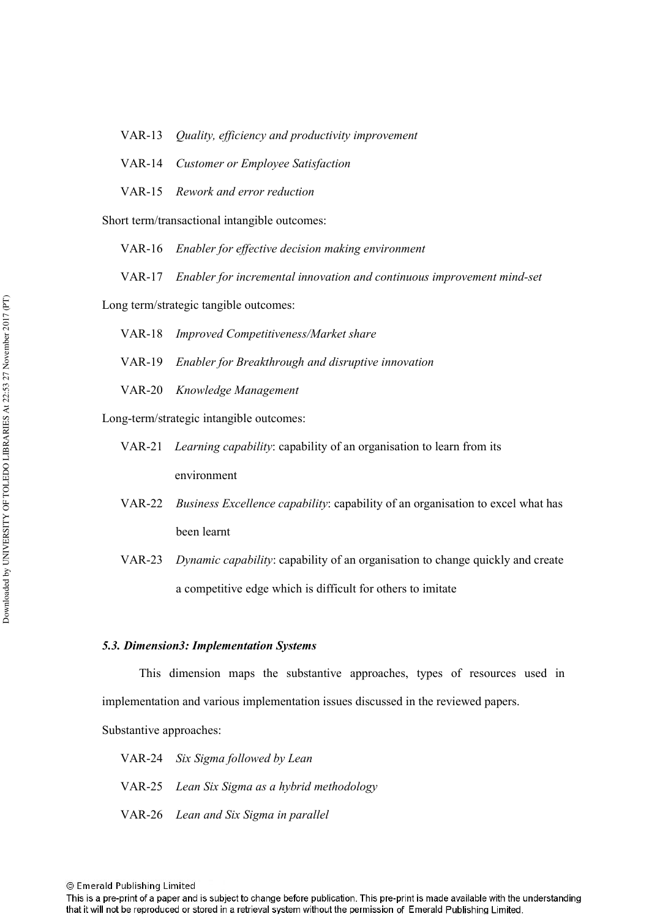VAR-13 *Quality, efficiency and productivity improvement*

VAR-14 *Customer or Employee Satisfaction*

VAR-15 *Rework and error reduction*

Short term/transactional intangible outcomes:

VAR-16 *Enabler for effective decision making environment*

VAR-17 *Enabler for incremental innovation and continuous improvement mind-set*

Long term/strategic tangible outcomes:

VAR-18 *Improved Competitiveness/Market share*

VAR-19 *Enabler for Breakthrough and disruptive innovation*

VAR-20 *Knowledge Management*

Long-term/strategic intangible outcomes:

VAR-21 *Learning capability*: capability of an organisation to learn from its environment

VAR-22 *Business Excellence capability*: capability of an organisation to excel what has been learnt

VAR-23 *Dynamic capability*: capability of an organisation to change quickly and create a competitive edge which is difficult for others to imitate

### *5.3. Dimension3: Implementation Systems*

This dimension maps the substantive approaches, types of resources used in implementation and various implementation issues discussed in the reviewed papers.

Substantive approaches:

VAR-24 *Six Sigma followed by Lean*

VAR-25 *Lean Six Sigma as a hybrid methodology*

VAR-26 *Lean and Six Sigma in parallel*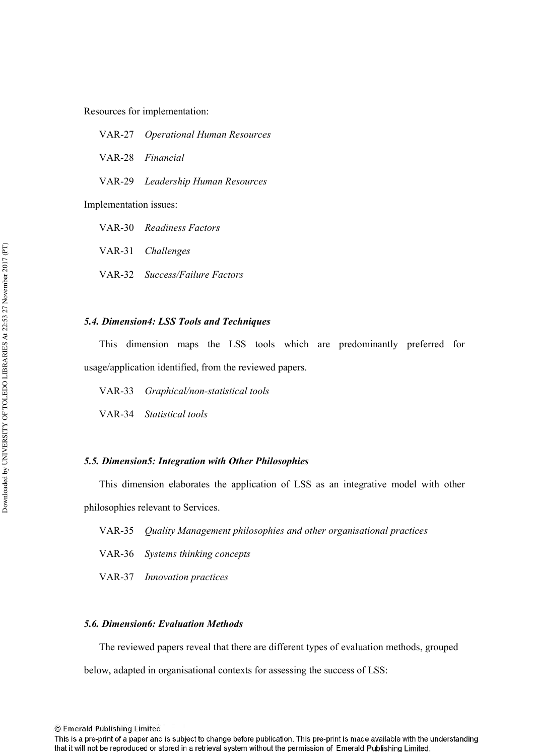Resources for implementation:

VAR-27 *Operational Human Resources*

VAR-28 *Financial*

VAR-29 *Leadership Human Resources*

Implementation issues:

VAR-30 *Readiness Factors*

VAR-31 *Challenges*

VAR-32 *Success/Failure Factors*

### *5.4. Dimension4: LSS Tools and Techniques*

This dimension maps the LSS tools which are predominantly preferred for usage/application identified, from the reviewed papers.

VAR-33 *Graphical/non-statistical tools*

VAR-34 *Statistical tools*

### *5.5. Dimension5: Integration with Other Philosophies*

This dimension elaborates the application of LSS as an integrative model with other philosophies relevant to Services.

VAR-35 *Quality Management philosophies and other organisational practices*

VAR-36 *Systems thinking concepts*

VAR-37 *Innovation practices*

### *5.6. Dimension6: Evaluation Methods*

The reviewed papers reveal that there are different types of evaluation methods, grouped below, adapted in organisational contexts for assessing the success of LSS: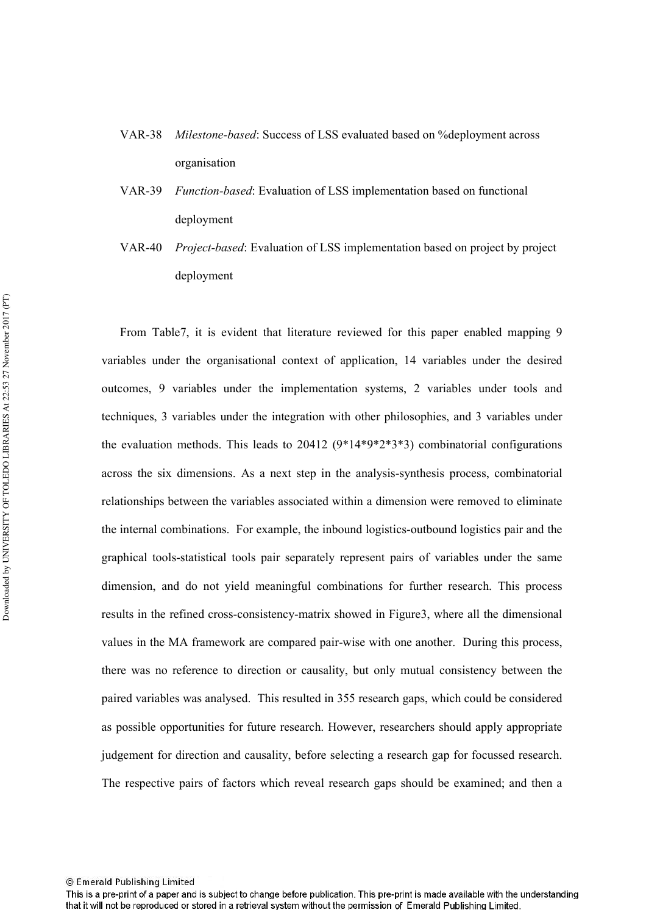VAR-38 *Milestone-based*: Success of LSS evaluated based on %deployment across organisation

VAR-39 *Function-based*: Evaluation of LSS implementation based on functional deployment

VAR-40 *Project-based*: Evaluation of LSS implementation based on project by project deployment

From Table7, it is evident that literature reviewed for this paper enabled mapping 9 variables under the organisational context of application, 14 variables under the desired outcomes, 9 variables under the implementation systems, 2 variables under tools and techniques, 3 variables under the integration with other philosophies, and 3 variables under the evaluation methods. This leads to 20412 (9*14*9*2*3*3) combinatorial configurations across the six dimensions. As a next step in the analysis-synthesis process, combinatorial relationships between the variables associated within a dimension were removed to eliminate the internal combinations. For example, the inbound logistics-outbound logistics pair and the graphical tools-statistical tools pair separately represent pairs of variables under the same dimension, and do not yield meaningful combinations for further research. This process results in the refined cross-consistency-matrix showed in Figure3, where all the dimensional values in the MA framework are compared pair-wise with one another. During this process, there was no reference to direction or causality, but only mutual consistency between the paired variables was analysed. This resulted in 355 research gaps, which could be considered as possible opportunities for future research. However, researchers should apply appropriate judgement for direction and causality, before selecting a research gap for focussed research. The respective pairs of factors which reveal research gaps should be examined; and then a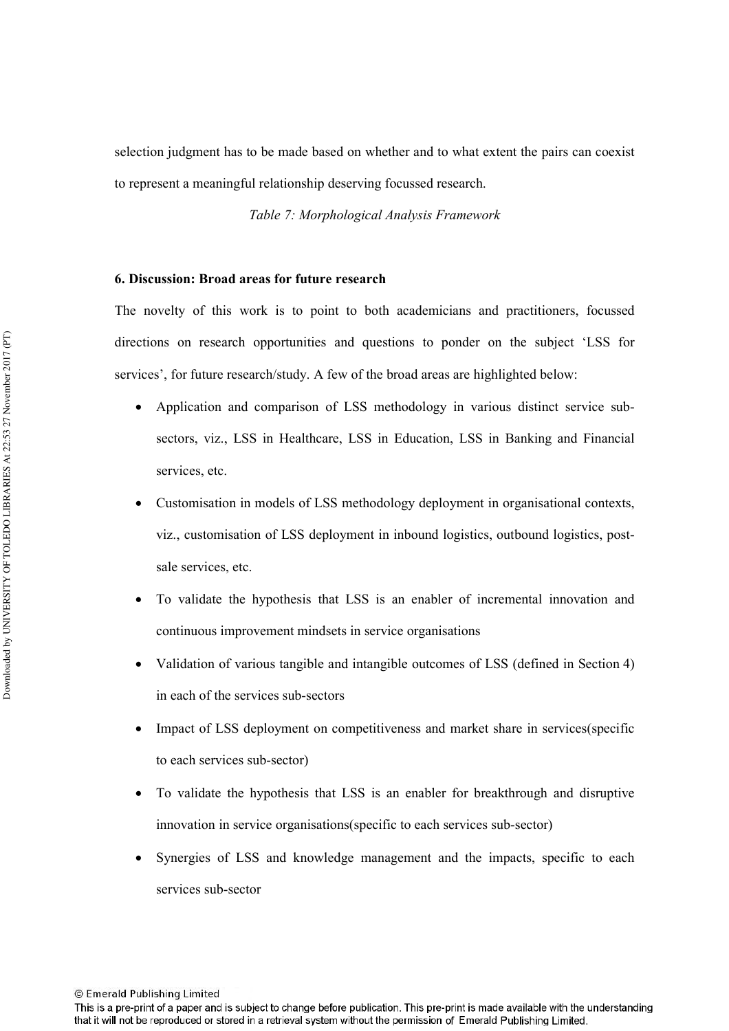selection judgment has to be made based on whether and to what extent the pairs can coexist to represent a meaningful relationship deserving focussed research.

*Table 7: Morphological Analysis Framework*

## 6. Discussion: Broad areas for future research

The novelty of this work is to point to both academicians and practitioners, focussed directions on research opportunities and questions to ponder on the subject 'LSS for services', for future research/study. A few of the broad areas are highlighted below:

- Application and comparison of LSS methodology in various distinct service sub-sectors, viz., LSS in Healthcare, LSS in Education, LSS in Banking and Financial services, etc.
- Customisation in models of LSS methodology deployment in organisational contexts, viz., customisation of LSS deployment in inbound logistics, outbound logistics, post-sale services, etc.
- To validate the hypothesis that LSS is an enabler of incremental innovation and continuous improvement mindsets in service organisations
- Validation of various tangible and intangible outcomes of LSS (defined in Section 4) in each of the services sub-sectors
- Impact of LSS deployment on competitiveness and market share in services(specific to each services sub-sector)
- To validate the hypothesis that LSS is an enabler for breakthrough and disruptive innovation in service organisations(specific to each services sub-sector)
- Synergies of LSS and knowledge management and the impacts, specific to each services sub-sector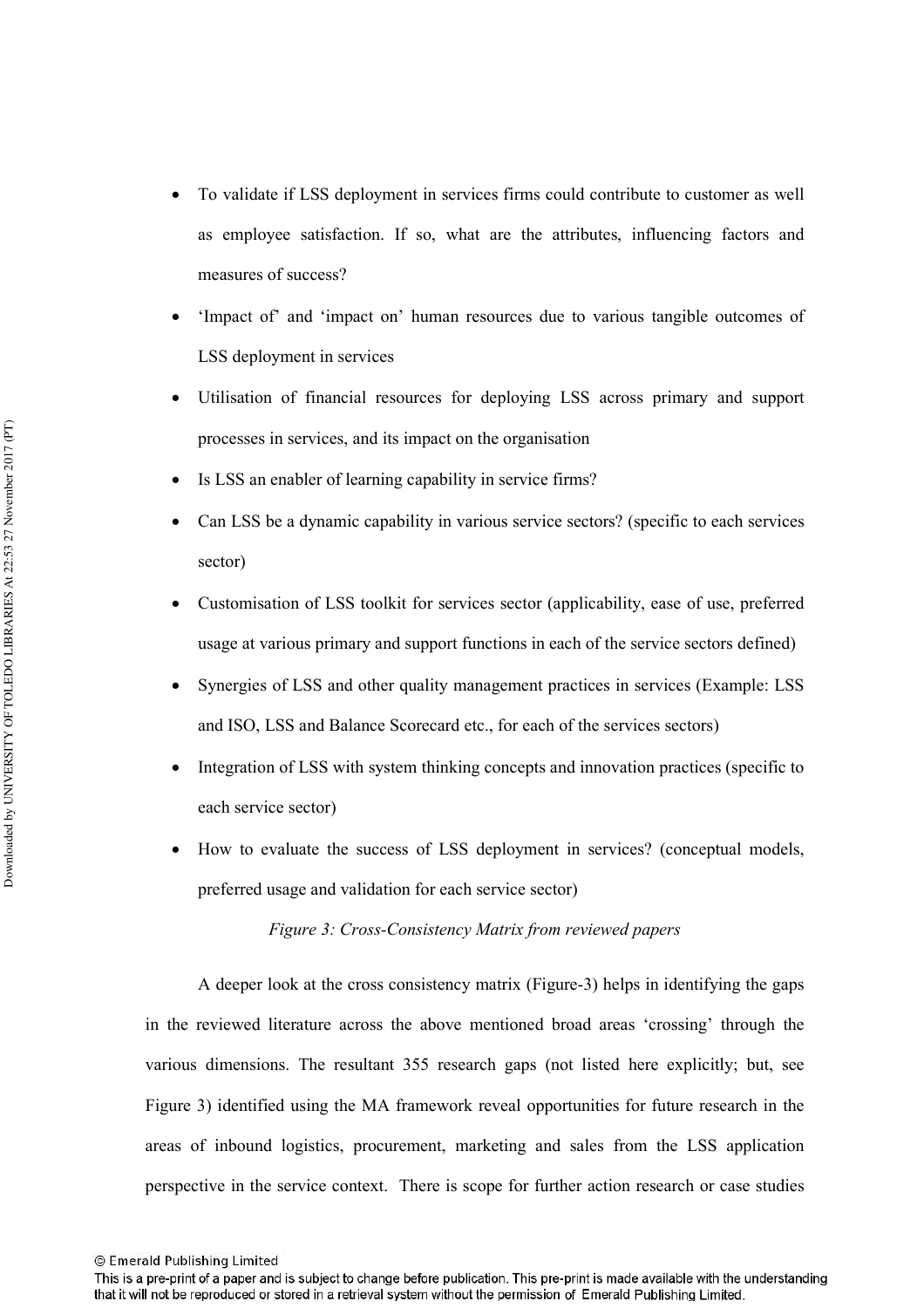- To validate if LSS deployment in services firms could contribute to customer as well as employee satisfaction. If so, what are the attributes, influencing factors and measures of success?
- 'Impact of' and 'impact on' human resources due to various tangible outcomes of LSS deployment in services
- Utilisation of financial resources for deploying LSS across primary and support processes in services, and its impact on the organisation
- Is LSS an enabler of learning capability in service firms?
- Can LSS be a dynamic capability in various service sectors? (specific to each services sector)
- Customisation of LSS toolkit for services sector (applicability, ease of use, preferred usage at various primary and support functions in each of the service sectors defined)
- Synergies of LSS and other quality management practices in services (Example: LSS and ISO, LSS and Balance Scorecard etc., for each of the services sectors)
- Integration of LSS with system thinking concepts and innovation practices (specific to each service sector)
- How to evaluate the success of LSS deployment in services? (conceptual models, preferred usage and validation for each service sector)

*Figure 3: Cross-Consistency Matrix from reviewed papers*

A deeper look at the cross consistency matrix (Figure-3) helps in identifying the gaps in the reviewed literature across the above mentioned broad areas 'crossing' through the various dimensions. The resultant 355 research gaps (not listed here explicitly; but, see Figure 3) identified using the MA framework reveal opportunities for future research in the areas of inbound logistics, procurement, marketing and sales from the LSS application perspective in the service context. There is scope for further action research or case studies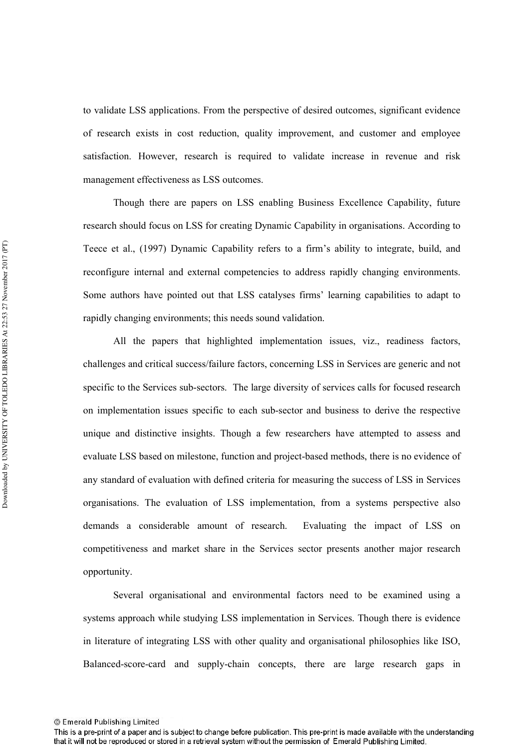to validate LSS applications. From the perspective of desired outcomes, significant evidence of research exists in cost reduction, quality improvement, and customer and employee satisfaction. However, research is required to validate increase in revenue and risk management effectiveness as LSS outcomes.

Though there are papers on LSS enabling Business Excellence Capability, future research should focus on LSS for creating Dynamic Capability in organisations. According to Teece et al., (1997) Dynamic Capability refers to a firm's ability to integrate, build, and reconfigure internal and external competencies to address rapidly changing environments. Some authors have pointed out that LSS catalyses firms' learning capabilities to adapt to rapidly changing environments; this needs sound validation.

All the papers that highlighted implementation issues, viz., readiness factors, challenges and critical success/failure factors, concerning LSS in Services are generic and not specific to the Services sub-sectors. The large diversity of services calls for focused research on implementation issues specific to each sub-sector and business to derive the respective unique and distinctive insights. Though a few researchers have attempted to assess and evaluate LSS based on milestone, function and project-based methods, there is no evidence of any standard of evaluation with defined criteria for measuring the success of LSS in Services organisations. The evaluation of LSS implementation, from a systems perspective also demands a considerable amount of research. Evaluating the impact of LSS on competitiveness and market share in the Services sector presents another major research opportunity.

Several organisational and environmental factors need to be examined using a systems approach while studying LSS implementation in Services. Though there is evidence in literature of integrating LSS with other quality and organisational philosophies like ISO, Balanced-score-card and supply-chain concepts, there are large research gaps in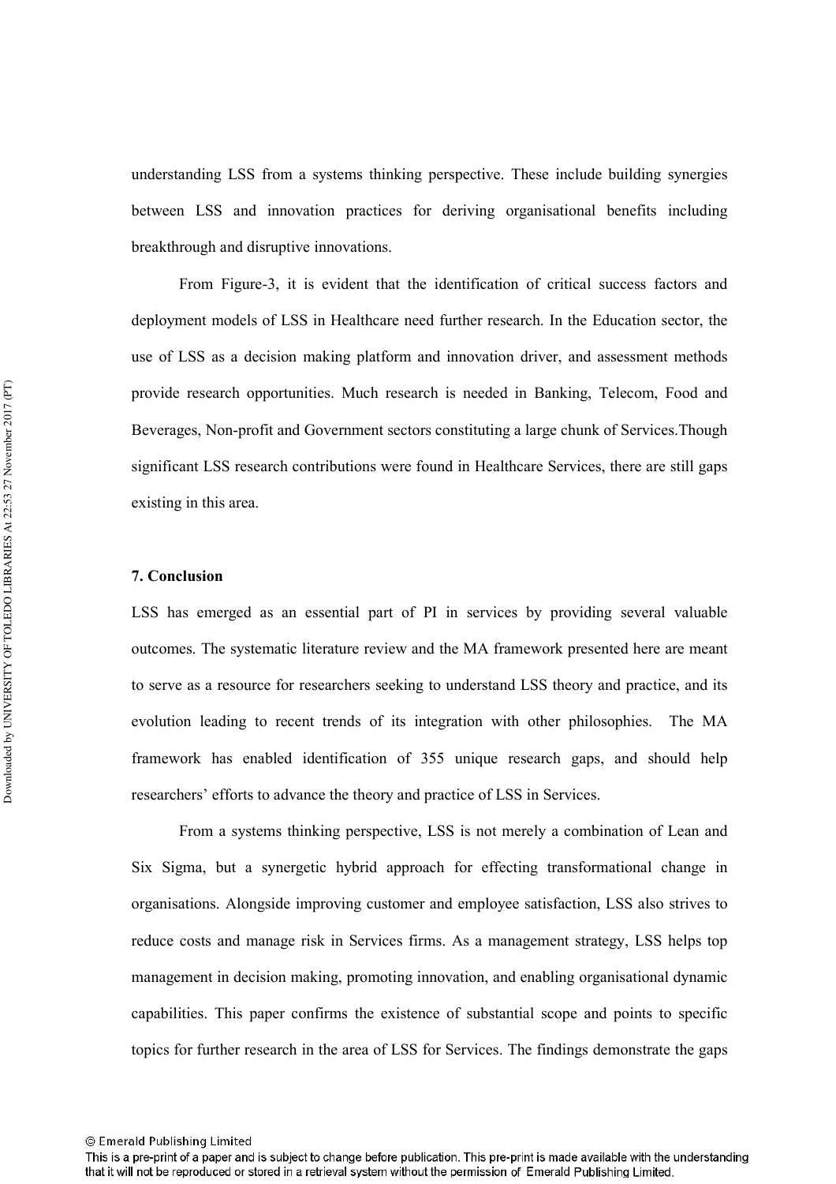understanding LSS from a systems thinking perspective. These include building synergies between LSS and innovation practices for deriving organisational benefits including breakthrough and disruptive innovations.

From Figure-3, it is evident that the identification of critical success factors and deployment models of LSS in Healthcare need further research. In the Education sector, the use of LSS as a decision making platform and innovation driver, and assessment methods provide research opportunities. Much research is needed in Banking, Telecom, Food and Beverages, Non-profit and Government sectors constituting a large chunk of Services.Though significant LSS research contributions were found in Healthcare Services, there are still gaps existing in this area.

## 7. Conclusion

LSS has emerged as an essential part of PI in services by providing several valuable outcomes. The systematic literature review and the MA framework presented here are meant to serve as a resource for researchers seeking to understand LSS theory and practice, and its evolution leading to recent trends of its integration with other philosophies. The MA framework has enabled identification of 355 unique research gaps, and should help researchers' efforts to advance the theory and practice of LSS in Services.

From a systems thinking perspective, LSS is not merely a combination of Lean and Six Sigma, but a synergetic hybrid approach for effecting transformational change in organisations. Alongside improving customer and employee satisfaction, LSS also strives to reduce costs and manage risk in Services firms. As a management strategy, LSS helps top management in decision making, promoting innovation, and enabling organisational dynamic capabilities. This paper confirms the existence of substantial scope and points to specific topics for further research in the area of LSS for Services. The findings demonstrate the gaps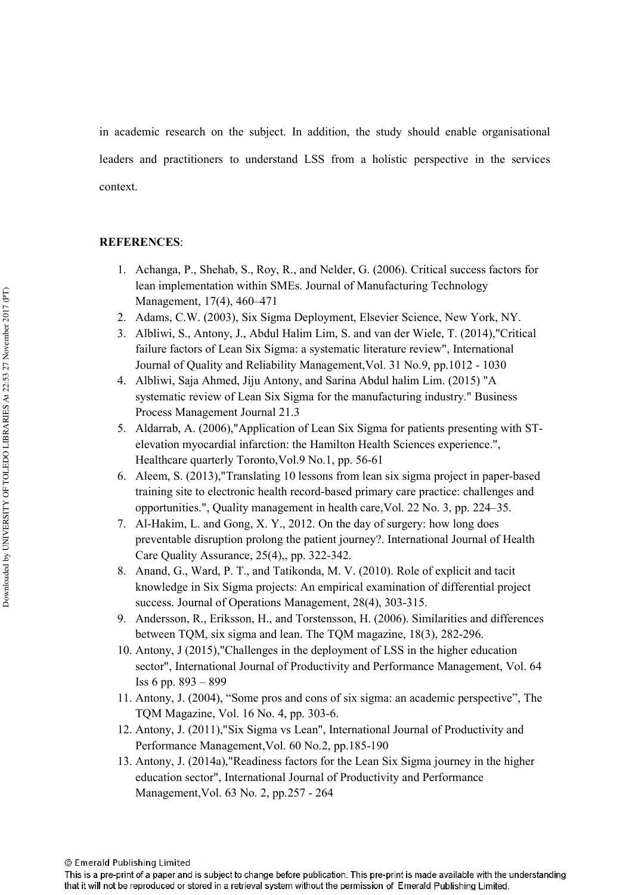in academic research on the subject. In addition, the study should enable organisational leaders and practitioners to understand LSS from a holistic perspective in the services context.

**REFERENCES**:

1. Achanga, P., Shehab, S., Roy, R., and Nelder, G. (2006). Critical success factors for lean implementation within SMEs. Journal of Manufacturing Technology Management, 17(4), 460–471
2. Adams, C.W. (2003), Six Sigma Deployment, Elsevier Science, New York, NY.
3. Albliwi, S., Antony, J., Abdul Halim Lim, S. and van der Wiele, T. (2014),"Critical failure factors of Lean Six Sigma: a systematic literature review", International Journal of Quality and Reliability Management,Vol. 31 No.9, pp.1012 - 1030
4. Albliwi, Saja Ahmed, Jiju Antony, and Sarina Abdul halim Lim. (2015) "A systematic review of Lean Six Sigma for the manufacturing industry." Business Process Management Journal 21.3
5. Aldarrab, A. (2006),"Application of Lean Six Sigma for patients presenting with ST-elevation myocardial infarction: the Hamilton Health Sciences experience.", Healthcare quarterly Toronto,Vol.9 No.1, pp. 56-61
6. Aleem, S. (2013),"Translating 10 lessons from lean six sigma project in paper-based training site to electronic health record-based primary care practice: challenges and opportunities.", Quality management in health care,Vol. 22 No. 3, pp. 224–35.
7. Al-Hakim, L. and Gong, X. Y., 2012. On the day of surgery: how long does preventable disruption prolong the patient journey?. International Journal of Health Care Quality Assurance, 25(4),, pp. 322-342.
8. Anand, G., Ward, P. T., and Tatikonda, M. V. (2010). Role of explicit and tacit knowledge in Six Sigma projects: An empirical examination of differential project success. Journal of Operations Management, 28(4), 303-315.
9. Andersson, R., Eriksson, H., and Torstensson, H. (2006). Similarities and differences between TQM, six sigma and lean. The TQM magazine, 18(3), 282-296.
10. Antony, J (2015),"Challenges in the deployment of LSS in the higher education sector", International Journal of Productivity and Performance Management, Vol. 64 Iss 6 pp. 893 – 899
11. Antony, J. (2004), "Some pros and cons of six sigma: an academic perspective", The TQM Magazine, Vol. 16 No. 4, pp. 303-6.
12. Antony, J. (2011),"Six Sigma vs Lean", International Journal of Productivity and Performance Management,Vol. 60 No.2, pp.185-190
13. Antony, J. (2014a),"Readiness factors for the Lean Six Sigma journey in the higher education sector", International Journal of Productivity and Performance Management,Vol. 63 No. 2, pp.257 - 264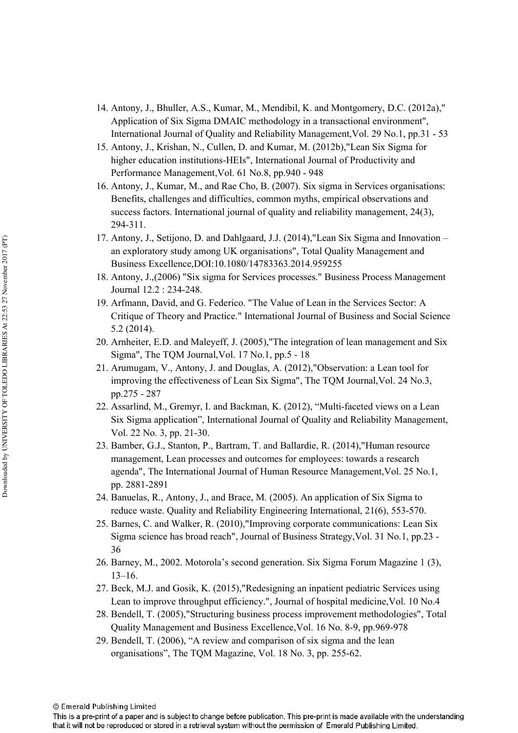14. Antony, J., Bhuller, A.S., Kumar, M., Mendibil, K. and Montgomery, D.C. (2012a)," Application of Six Sigma DMAIC methodology in a transactional environment", International Journal of Quality and Reliability Management,Vol. 29 No.1, pp.31 - 53
15. Antony, J., Krishan, N., Cullen, D. and Kumar, M. (2012b),"Lean Six Sigma for higher education institutions-HEIs", International Journal of Productivity and Performance Management,Vol. 61 No.8, pp.940 - 948
16. Antony, J., Kumar, M., and Rae Cho, B. (2007). Six sigma in Services organisations: Benefits, challenges and difficulties, common myths, empirical observations and success factors. International journal of quality and reliability management, 24(3), 294-311.
17. Antony, J., Setijono, D. and Dahlgaard, J.J. (2014),"Lean Six Sigma and Innovation – an exploratory study among UK organisations", Total Quality Management and Business Excellence,DOI:10.1080/14783363.2014.959255
18. Antony, J.,(2006) "Six sigma for Services processes." Business Process Management Journal 12.2 : 234-248.
19. Arfmann, David, and G. Federico. "The Value of Lean in the Services Sector: A Critique of Theory and Practice." International Journal of Business and Social Science 5.2 (2014).
20. Arnheiter, E.D. and Maleyeff, J. (2005),"The integration of lean management and Six Sigma", The TQM Journal,Vol. 17 No.1, pp.5 - 18
21. Arumugam, V., Antony, J. and Douglas, A. (2012),"Observation: a Lean tool for improving the effectiveness of Lean Six Sigma", The TQM Journal,Vol. 24 No.3, pp.275 - 287
22. Assarlind, M., Gremyr, I. and Backman, K. (2012), "Multi-faceted views on a Lean Six Sigma application", International Journal of Quality and Reliability Management, Vol. 22 No. 3, pp. 21-30.
23. Bamber, G.J., Stanton, P., Bartram, T. and Ballardie, R. (2014),"Human resource management, Lean processes and outcomes for employees: towards a research agenda", The International Journal of Human Resource Management,Vol. 25 No.1, pp. 2881-2891
24. Banuelas, R., Antony, J., and Brace, M. (2005). An application of Six Sigma to reduce waste. Quality and Reliability Engineering International, 21(6), 553-570.
25. Barnes, C. and Walker, R. (2010),"Improving corporate communications: Lean Six Sigma science has broad reach", Journal of Business Strategy,Vol. 31 No.1, pp.23 - 36
26. Barney, M., 2002. Motorola's second generation. Six Sigma Forum Magazine 1 (3), 13–16.
27. Beck, M.J. and Gosik, K. (2015),"Redesigning an inpatient pediatric Services using Lean to improve throughput efficiency.", Journal of hospital medicine,Vol. 10 No.4
28. Bendell, T. (2005),"Structuring business process improvement methodologies", Total Quality Management and Business Excellence,Vol. 16 No. 8-9, pp.969-978
29. Bendell, T. (2006), "A review and comparison of six sigma and the lean organisations", The TQM Magazine, Vol. 18 No. 3, pp. 255-62.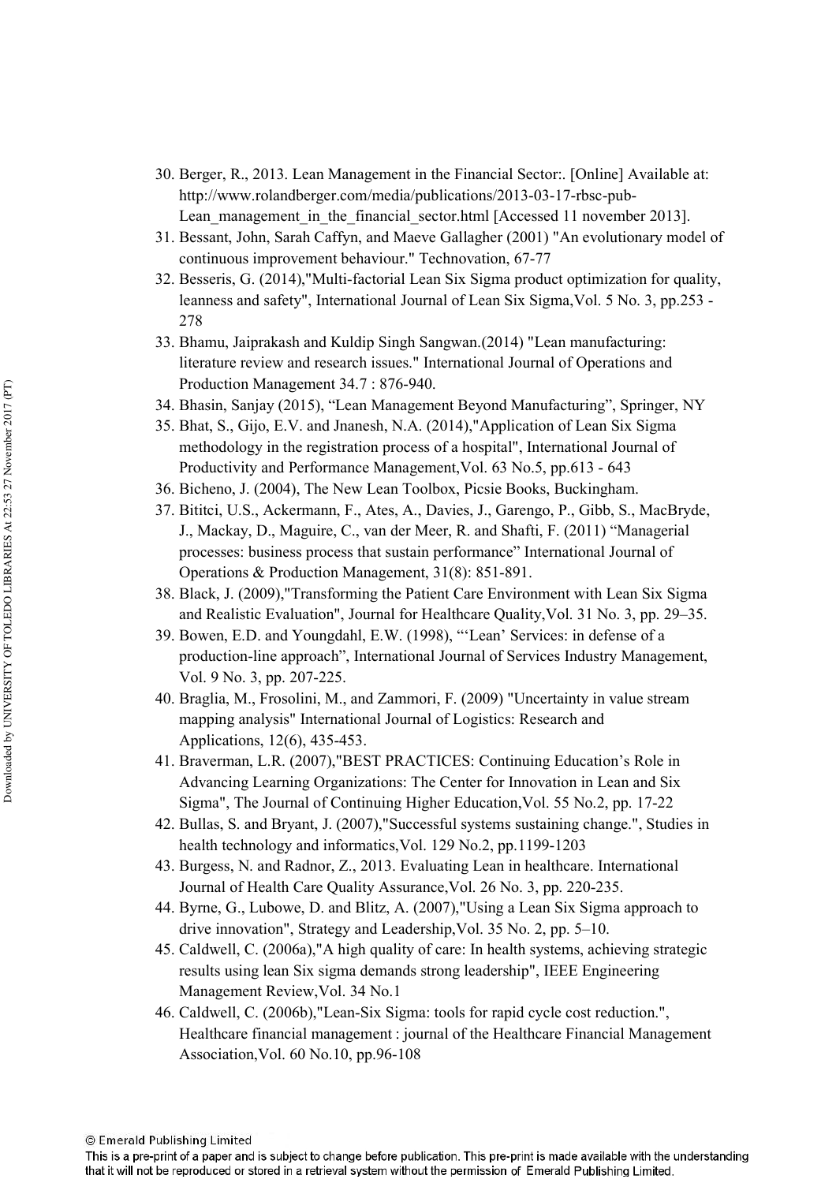30. Berger, R., 2013. Lean Management in the Financial Sector:. [Online] Available at: http://www.rolandberger.com/media/publications/2013-03-17-rbsc-pub-Lean_management_in_the_financial_sector.html [Accessed 11 november 2013].
31. Bessant, John, Sarah Caffyn, and Maeve Gallagher (2001) "An evolutionary model of continuous improvement behaviour." Technovation, 67-77
32. Besseris, G. (2014),"Multi-factorial Lean Six Sigma product optimization for quality, leanness and safety", International Journal of Lean Six Sigma,Vol. 5 No. 3, pp.253 - 278
33. Bhamu, Jaiprakash and Kuldip Singh Sangwan.(2014) "Lean manufacturing: literature review and research issues." International Journal of Operations and Production Management 34.7 : 876-940.
34. Bhasin, Sanjay (2015), "Lean Management Beyond Manufacturing", Springer, NY
35. Bhat, S., Gijo, E.V. and Jnanesh, N.A. (2014),"Application of Lean Six Sigma methodology in the registration process of a hospital", International Journal of Productivity and Performance Management,Vol. 63 No.5, pp.613 - 643
36. Bicheno, J. (2004), The New Lean Toolbox, Picsie Books, Buckingham.
37. Bititci, U.S., Ackermann, F., Ates, A., Davies, J., Garengo, P., Gibb, S., MacBryde, J., Mackay, D., Maguire, C., van der Meer, R. and Shafti, F. (2011) "Managerial processes: business process that sustain performance" International Journal of Operations & Production Management, 31(8): 851-891.
38. Black, J. (2009),"Transforming the Patient Care Environment with Lean Six Sigma and Realistic Evaluation", Journal for Healthcare Quality,Vol. 31 No. 3, pp. 29–35.
39. Bowen, E.D. and Youngdahl, E.W. (1998), "'Lean' Services: in defense of a production-line approach", International Journal of Services Industry Management, Vol. 9 No. 3, pp. 207-225.
40. Braglia, M., Frosolini, M., and Zammori, F. (2009) "Uncertainty in value stream mapping analysis" International Journal of Logistics: Research and Applications, 12(6), 435-453.
41. Braverman, L.R. (2007),"BEST PRACTICES: Continuing Education's Role in Advancing Learning Organizations: The Center for Innovation in Lean and Six Sigma", The Journal of Continuing Higher Education,Vol. 55 No.2, pp. 17-22
42. Bullas, S. and Bryant, J. (2007),"Successful systems sustaining change.", Studies in health technology and informatics,Vol. 129 No.2, pp.1199-1203
43. Burgess, N. and Radnor, Z., 2013. Evaluating Lean in healthcare. International Journal of Health Care Quality Assurance,Vol. 26 No. 3, pp. 220-235.
44. Byrne, G., Lubowe, D. and Blitz, A. (2007),"Using a Lean Six Sigma approach to drive innovation", Strategy and Leadership,Vol. 35 No. 2, pp. 5–10.
45. Caldwell, C. (2006a),"A high quality of care: In health systems, achieving strategic results using lean Six sigma demands strong leadership", IEEE Engineering Management Review,Vol. 34 No.1
46. Caldwell, C. (2006b),"Lean-Six Sigma: tools for rapid cycle cost reduction.", Healthcare financial management : journal of the Healthcare Financial Management Association,Vol. 60 No.10, pp.96-108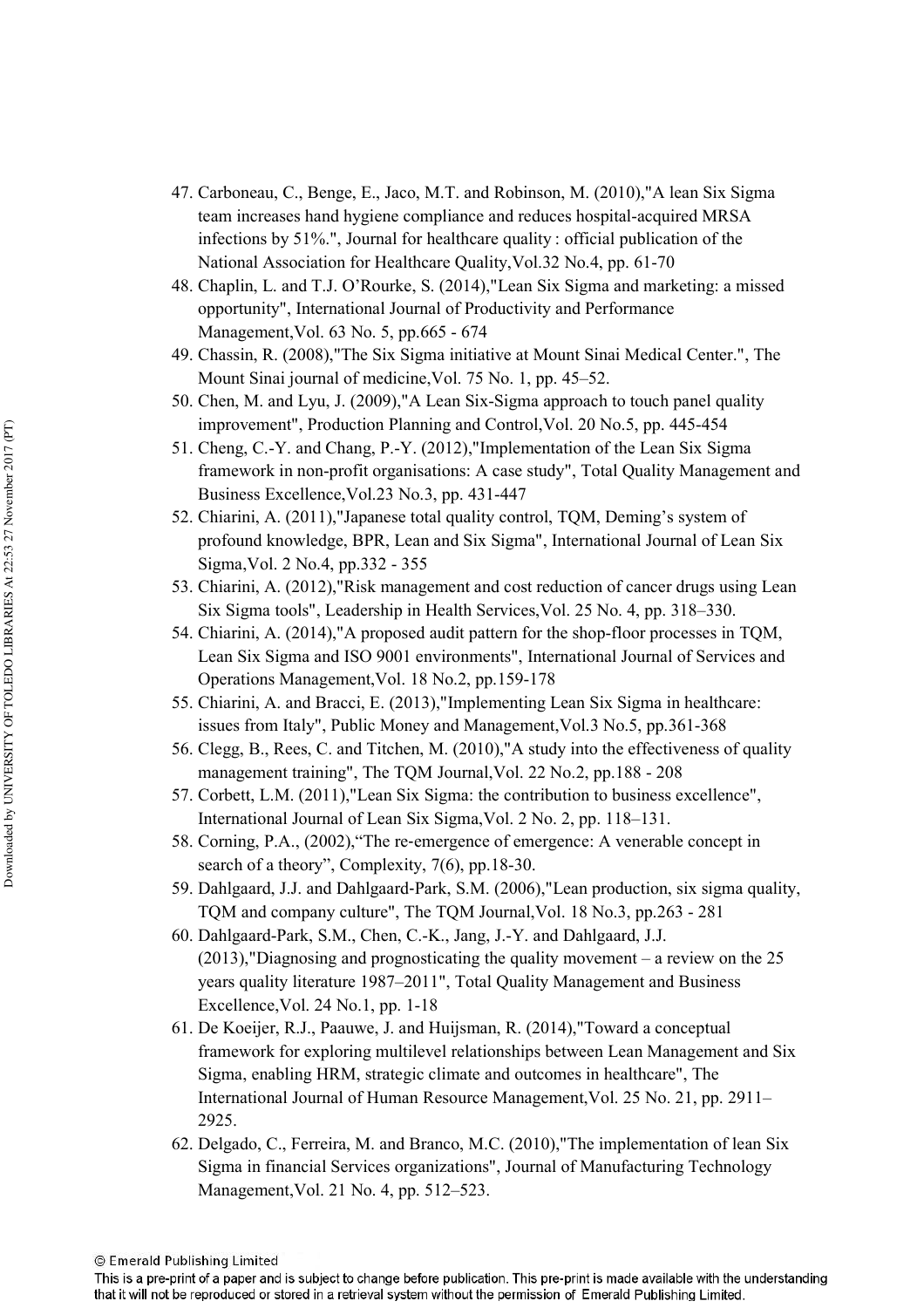47. Carboneau, C., Benge, E., Jaco, M.T. and Robinson, M. (2010),"A lean Six Sigma team increases hand hygiene compliance and reduces hospital-acquired MRSA infections by 51%.", Journal for healthcare quality : official publication of the National Association for Healthcare Quality,Vol.32 No.4, pp. 61-70
48. Chaplin, L. and T.J. O'Rourke, S. (2014),"Lean Six Sigma and marketing: a missed opportunity", International Journal of Productivity and Performance Management,Vol. 63 No. 5, pp.665 - 674
49. Chassin, R. (2008),"The Six Sigma initiative at Mount Sinai Medical Center.", The Mount Sinai journal of medicine,Vol. 75 No. 1, pp. 45–52.
50. Chen, M. and Lyu, J. (2009),"A Lean Six-Sigma approach to touch panel quality improvement", Production Planning and Control,Vol. 20 No.5, pp. 445-454
51. Cheng, C.-Y. and Chang, P.-Y. (2012),"Implementation of the Lean Six Sigma framework in non-profit organisations: A case study", Total Quality Management and Business Excellence,Vol.23 No.3, pp. 431-447
52. Chiarini, A. (2011),"Japanese total quality control, TQM, Deming's system of profound knowledge, BPR, Lean and Six Sigma", International Journal of Lean Six Sigma,Vol. 2 No.4, pp.332 - 355
53. Chiarini, A. (2012),"Risk management and cost reduction of cancer drugs using Lean Six Sigma tools", Leadership in Health Services,Vol. 25 No. 4, pp. 318–330.
54. Chiarini, A. (2014),"A proposed audit pattern for the shop-floor processes in TQM, Lean Six Sigma and ISO 9001 environments", International Journal of Services and Operations Management,Vol. 18 No.2, pp.159-178
55. Chiarini, A. and Bracci, E. (2013),"Implementing Lean Six Sigma in healthcare: issues from Italy", Public Money and Management,Vol.3 No.5, pp.361-368
56. Clegg, B., Rees, C. and Titchen, M. (2010),"A study into the effectiveness of quality management training", The TQM Journal,Vol. 22 No.2, pp.188 - 208
57. Corbett, L.M. (2011),"Lean Six Sigma: the contribution to business excellence", International Journal of Lean Six Sigma,Vol. 2 No. 2, pp. 118–131.
58. Corning, P.A., (2002),"The re-emergence of emergence: A venerable concept in search of a theory", Complexity, 7(6), pp.18-30.
59. Dahlgaard, J.J. and Dahlgaard-Park, S.M. (2006),"Lean production, six sigma quality, TQM and company culture", The TQM Journal,Vol. 18 No.3, pp.263 - 281
60. Dahlgaard-Park, S.M., Chen, C.-K., Jang, J.-Y. and Dahlgaard, J.J. (2013),"Diagnosing and prognosticating the quality movement – a review on the 25 years quality literature 1987–2011", Total Quality Management and Business Excellence,Vol. 24 No.1, pp. 1-18
61. De Koeijer, R.J., Paauwe, J. and Huijsman, R. (2014),"Toward a conceptual framework for exploring multilevel relationships between Lean Management and Six Sigma, enabling HRM, strategic climate and outcomes in healthcare", The International Journal of Human Resource Management,Vol. 25 No. 21, pp. 2911–2925.
62. Delgado, C., Ferreira, M. and Branco, M.C. (2010),"The implementation of lean Six Sigma in financial Services organizations", Journal of Manufacturing Technology Management,Vol. 21 No. 4, pp. 512–523.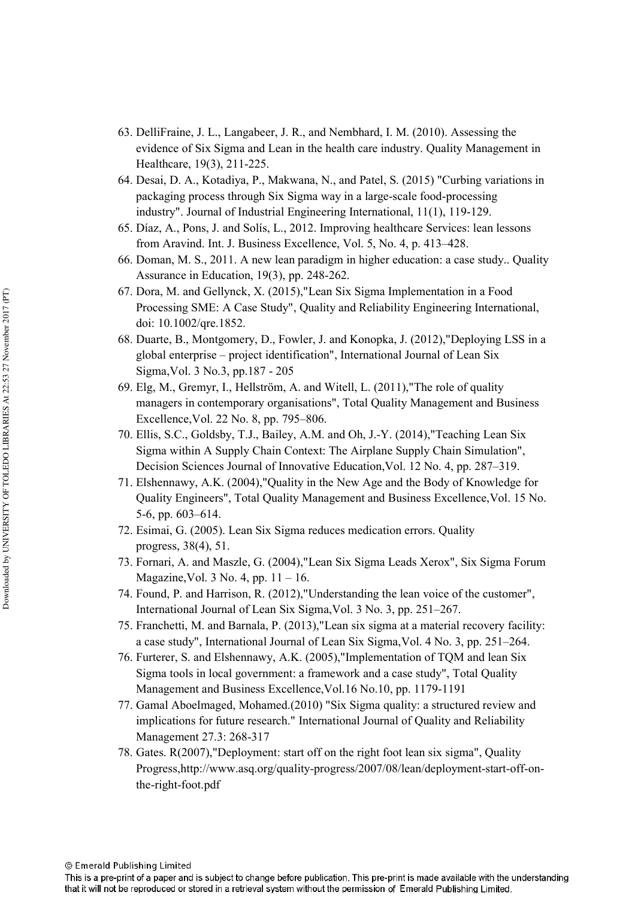63. DelliFraine, J. L., Langabeer, J. R., and Nembhard, I. M. (2010). Assessing the evidence of Six Sigma and Lean in the health care industry. Quality Management in Healthcare, 19(3), 211-225.
64. Desai, D. A., Kotadiya, P., Makwana, N., and Patel, S. (2015) "Curbing variations in packaging process through Six Sigma way in a large-scale food-processing industry". Journal of Industrial Engineering International, 11(1), 119-129.
65. Díaz, A., Pons, J. and Solís, L., 2012. Improving healthcare Services: lean lessons from Aravind. Int. J. Business Excellence, Vol. 5, No. 4, p. 413–428.
66. Doman, M. S., 2011. A new lean paradigm in higher education: a case study.. Quality Assurance in Education, 19(3), pp. 248-262.
67. Dora, M. and Gellynck, X. (2015),"Lean Six Sigma Implementation in a Food Processing SME: A Case Study", Quality and Reliability Engineering International, doi: 10.1002/qre.1852.
68. Duarte, B., Montgomery, D., Fowler, J. and Konopka, J. (2012),"Deploying LSS in a global enterprise – project identification", International Journal of Lean Six Sigma,Vol. 3 No.3, pp.187 - 205
69. Elg, M., Gremyr, I., Hellström, A. and Witell, L. (2011),"The role of quality managers in contemporary organisations", Total Quality Management and Business Excellence,Vol. 22 No. 8, pp. 795–806.
70. Ellis, S.C., Goldsby, T.J., Bailey, A.M. and Oh, J.-Y. (2014),"Teaching Lean Six Sigma within A Supply Chain Context: The Airplane Supply Chain Simulation", Decision Sciences Journal of Innovative Education,Vol. 12 No. 4, pp. 287–319.
71. Elshennawy, A.K. (2004),"Quality in the New Age and the Body of Knowledge for Quality Engineers", Total Quality Management and Business Excellence,Vol. 15 No. 5-6, pp. 603–614.
72. Esimai, G. (2005). Lean Six Sigma reduces medication errors. Quality progress, 38(4), 51.
73. Fornari, A. and Maszle, G. (2004),"Lean Six Sigma Leads Xerox", Six Sigma Forum Magazine,Vol. 3 No. 4, pp. 11 – 16.
74. Found, P. and Harrison, R. (2012),"Understanding the lean voice of the customer", International Journal of Lean Six Sigma,Vol. 3 No. 3, pp. 251–267.
75. Franchetti, M. and Barnala, P. (2013),"Lean six sigma at a material recovery facility: a case study", International Journal of Lean Six Sigma,Vol. 4 No. 3, pp. 251–264.
76. Furterer, S. and Elshennawy, A.K. (2005),"Implementation of TQM and lean Six Sigma tools in local government: a framework and a case study", Total Quality Management and Business Excellence,Vol.16 No.10, pp. 1179-1191
77. Gamal Aboelmaged, Mohamed.(2010) "Six Sigma quality: a structured review and implications for future research." International Journal of Quality and Reliability Management 27.3: 268-317
78. Gates. R(2007),"Deployment: start off on the right foot lean six sigma", Quality Progress,http://www.asq.org/quality-progress/2007/08/lean/deployment-start-off-on-the-right-foot.pdf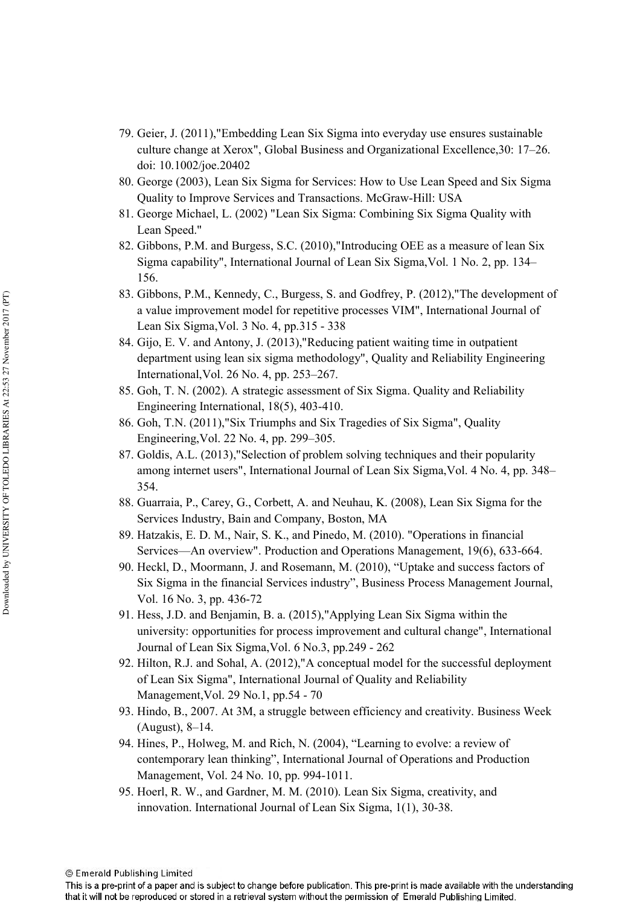79. Geier, J. (2011),"Embedding Lean Six Sigma into everyday use ensures sustainable culture change at Xerox", Global Business and Organizational Excellence,30: 17–26. doi: 10.1002/joe.20402
80. George (2003), Lean Six Sigma for Services: How to Use Lean Speed and Six Sigma Quality to Improve Services and Transactions. McGraw-Hill: USA
81. George Michael, L. (2002) "Lean Six Sigma: Combining Six Sigma Quality with Lean Speed."
82. Gibbons, P.M. and Burgess, S.C. (2010),"Introducing OEE as a measure of lean Six Sigma capability", International Journal of Lean Six Sigma,Vol. 1 No. 2, pp. 134–156.
83. Gibbons, P.M., Kennedy, C., Burgess, S. and Godfrey, P. (2012),"The development of a value improvement model for repetitive processes VIM", International Journal of Lean Six Sigma,Vol. 3 No. 4, pp.315 - 338
84. Gijo, E. V. and Antony, J. (2013),"Reducing patient waiting time in outpatient department using lean six sigma methodology", Quality and Reliability Engineering International,Vol. 26 No. 4, pp. 253–267.
85. Goh, T. N. (2002). A strategic assessment of Six Sigma. Quality and Reliability Engineering International, 18(5), 403-410.
86. Goh, T.N. (2011),"Six Triumphs and Six Tragedies of Six Sigma", Quality Engineering,Vol. 22 No. 4, pp. 299–305.
87. Goldis, A.L. (2013),"Selection of problem solving techniques and their popularity among internet users", International Journal of Lean Six Sigma,Vol. 4 No. 4, pp. 348–354.
88. Guarraia, P., Carey, G., Corbett, A. and Neuhau, K. (2008), Lean Six Sigma for the Services Industry, Bain and Company, Boston, MA
89. Hatzakis, E. D. M., Nair, S. K., and Pinedo, M. (2010). "Operations in financial Services—An overview". Production and Operations Management, 19(6), 633-664.
90. Heckl, D., Moormann, J. and Rosemann, M. (2010), "Uptake and success factors of Six Sigma in the financial Services industry", Business Process Management Journal, Vol. 16 No. 3, pp. 436-72
91. Hess, J.D. and Benjamin, B. a. (2015),"Applying Lean Six Sigma within the university: opportunities for process improvement and cultural change", International Journal of Lean Six Sigma,Vol. 6 No.3, pp.249 - 262
92. Hilton, R.J. and Sohal, A. (2012),"A conceptual model for the successful deployment of Lean Six Sigma", International Journal of Quality and Reliability Management,Vol. 29 No.1, pp.54 - 70
93. Hindo, B., 2007. At 3M, a struggle between efficiency and creativity. Business Week (August), 8–14.
94. Hines, P., Holweg, M. and Rich, N. (2004), "Learning to evolve: a review of contemporary lean thinking", International Journal of Operations and Production Management, Vol. 24 No. 10, pp. 994-1011.
95. Hoerl, R. W., and Gardner, M. M. (2010). Lean Six Sigma, creativity, and innovation. International Journal of Lean Six Sigma, 1(1), 30-38.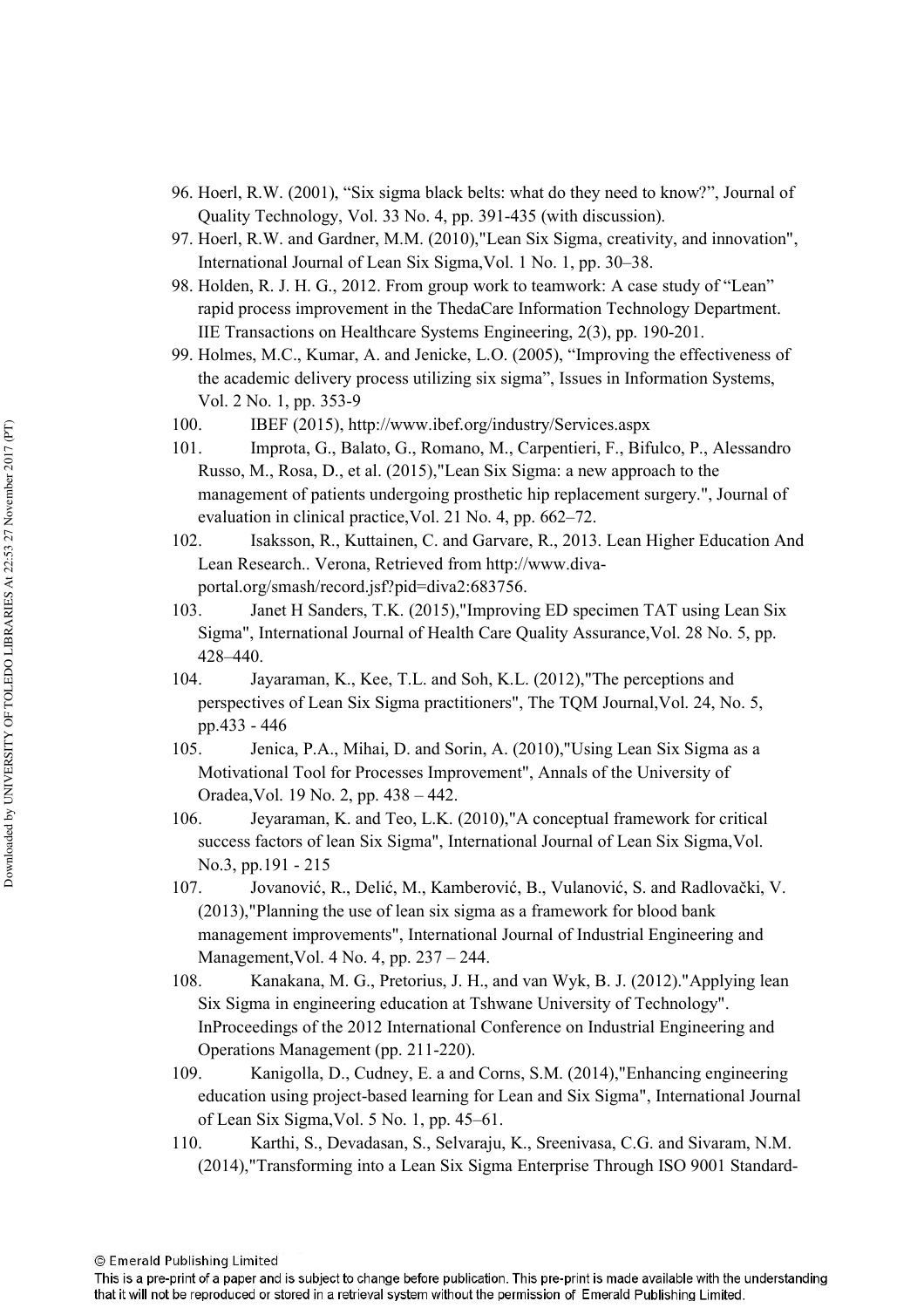96. Hoerl, R.W. (2001), “Six sigma black belts: what do they need to know?”, Journal of Quality Technology, Vol. 33 No. 4, pp. 391-435 (with discussion).
97. Hoerl, R.W. and Gardner, M.M. (2010),"Lean Six Sigma, creativity, and innovation", International Journal of Lean Six Sigma,Vol. 1 No. 1, pp. 30–38.
98. Holden, R. J. H. G., 2012. From group work to teamwork: A case study of “Lean” rapid process improvement in the ThedaCare Information Technology Department. IIE Transactions on Healthcare Systems Engineering, 2(3), pp. 190-201.
99. Holmes, M.C., Kumar, A. and Jenicke, L.O. (2005), “Improving the effectiveness of the academic delivery process utilizing six sigma”, Issues in Information Systems, Vol. 2 No. 1, pp. 353-9
100. IBEF (2015), http://www.ibef.org/industry/Services.aspx
101. Improta, G., Balato, G., Romano, M., Carpentieri, F., Bifulco, P., Alessandro Russo, M., Rosa, D., et al. (2015),"Lean Six Sigma: a new approach to the management of patients undergoing prosthetic hip replacement surgery.", Journal of evaluation in clinical practice,Vol. 21 No. 4, pp. 662–72.
102. Isaksson, R., Kuttainen, C. and Garvare, R., 2013. Lean Higher Education And Lean Research.. Verona, Retrieved from http://www.diva-portal.org/smash/record.jsf?pid=diva2:683756.
103. Janet H Sanders, T.K. (2015),"Improving ED specimen TAT using Lean Six Sigma", International Journal of Health Care Quality Assurance,Vol. 28 No. 5, pp. 428–440.
104. Jayaraman, K., Kee, T.L. and Soh, K.L. (2012),"The perceptions and perspectives of Lean Six Sigma practitioners", The TQM Journal,Vol. 24, No. 5, pp.433 - 446
105. Jenica, P.A., Mihai, D. and Sorin, A. (2010),"Using Lean Six Sigma as a Motivational Tool for Processes Improvement", Annals of the University of Oradea,Vol. 19 No. 2, pp. 438 – 442.
106. Jeyaraman, K. and Teo, L.K. (2010),"A conceptual framework for critical success factors of lean Six Sigma", International Journal of Lean Six Sigma,Vol. No.3, pp.191 - 215
107. Jovanović, R., Delić, M., Kamberović, B., Vulanović, S. and Radlovački, V. (2013),"Planning the use of lean six sigma as a framework for blood bank management improvements", International Journal of Industrial Engineering and Management,Vol. 4 No. 4, pp. 237 – 244.
108. Kanakana, M. G., Pretorius, J. H., and van Wyk, B. J. (2012)."Applying lean Six Sigma in engineering education at Tshwane University of Technology". InProceedings of the 2012 International Conference on Industrial Engineering and Operations Management (pp. 211-220).
109. Kanigolla, D., Cudney, E. a and Corns, S.M. (2014),"Enhancing engineering education using project-based learning for Lean and Six Sigma", International Journal of Lean Six Sigma,Vol. 5 No. 1, pp. 45–61.
110. Karthi, S., Devadasan, S., Selvaraju, K., Sreenivasa, C.G. and Sivaram, N.M. (2014),"Transforming into a Lean Six Sigma Enterprise Through ISO 9001 Standard-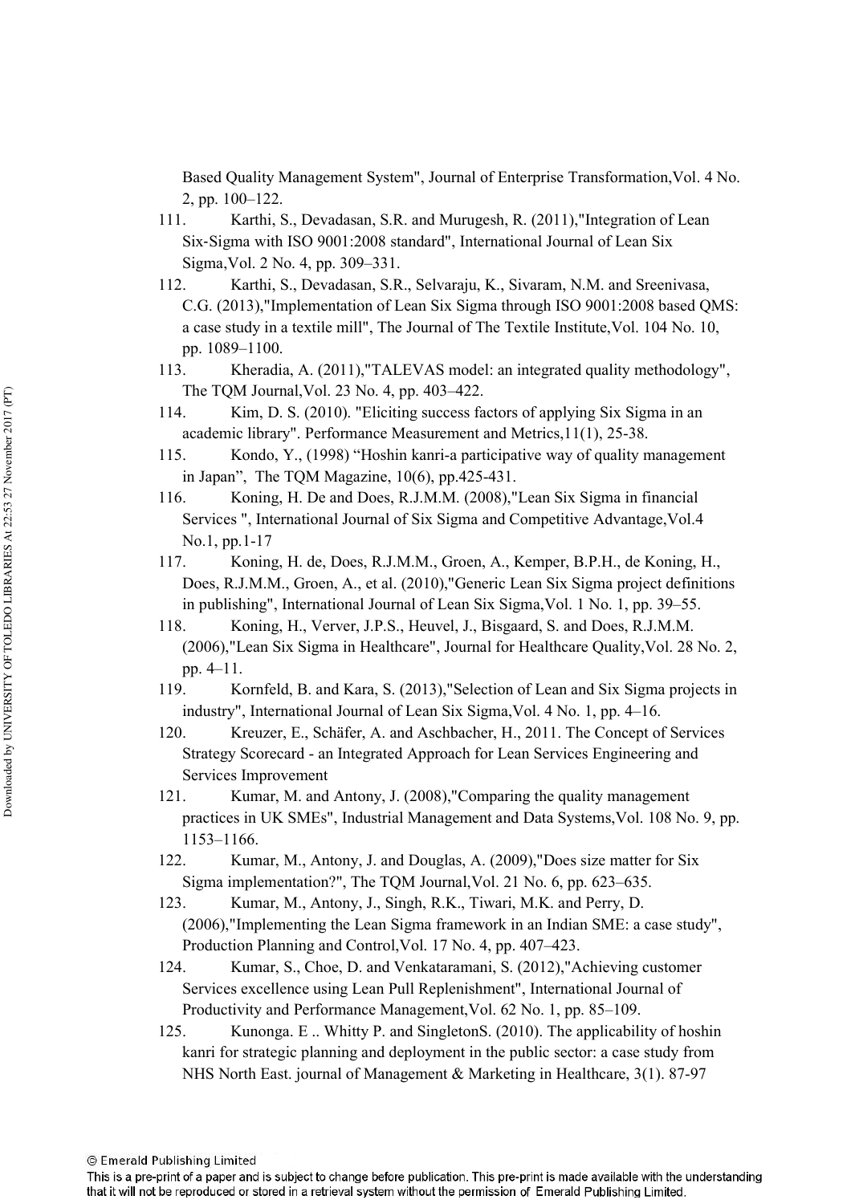Based Quality Management System", Journal of Enterprise Transformation,Vol. 4 No. 2, pp. 100–122.

111. Karthi, S., Devadasan, S.R. and Murugesh, R. (2011),"Integration of Lean Six-Sigma with ISO 9001:2008 standard", International Journal of Lean Six Sigma,Vol. 2 No. 4, pp. 309–331.

112. Karthi, S., Devadasan, S.R., Selvaraju, K., Sivaram, N.M. and Sreenivasa, C.G. (2013),"Implementation of Lean Six Sigma through ISO 9001:2008 based QMS: a case study in a textile mill", The Journal of The Textile Institute,Vol. 104 No. 10, pp. 1089–1100.

113. Kheradia, A. (2011),"TALEVAS model: an integrated quality methodology", The TQM Journal,Vol. 23 No. 4, pp. 403–422.

114. Kim, D. S. (2010). "Eliciting success factors of applying Six Sigma in an academic library". Performance Measurement and Metrics,11(1), 25-38.

115. Kondo, Y., (1998) "Hoshin kanri-a participative way of quality management in Japan", The TQM Magazine, 10(6), pp.425-431.

116. Koning, H. De and Does, R.J.M.M. (2008),"Lean Six Sigma in financial Services ", International Journal of Six Sigma and Competitive Advantage,Vol.4 No.1, pp.1-17

117. Koning, H. de, Does, R.J.M.M., Groen, A., Kemper, B.P.H., de Koning, H., Does, R.J.M.M., Groen, A., et al. (2010),"Generic Lean Six Sigma project definitions in publishing", International Journal of Lean Six Sigma,Vol. 1 No. 1, pp. 39–55.

118. Koning, H., Verver, J.P.S., Heuvel, J., Bisgaard, S. and Does, R.J.M.M. (2006),"Lean Six Sigma in Healthcare", Journal for Healthcare Quality,Vol. 28 No. 2, pp. 4–11.

119. Kornfeld, B. and Kara, S. (2013),"Selection of Lean and Six Sigma projects in industry", International Journal of Lean Six Sigma,Vol. 4 No. 1, pp. 4–16.

120. Kreuzer, E., Schäfer, A. and Aschbacher, H., 2011. The Concept of Services Strategy Scorecard - an Integrated Approach for Lean Services Engineering and Services Improvement

121. Kumar, M. and Antony, J. (2008),"Comparing the quality management practices in UK SMEs", Industrial Management and Data Systems,Vol. 108 No. 9, pp. 1153–1166.

122. Kumar, M., Antony, J. and Douglas, A. (2009),"Does size matter for Six Sigma implementation?", The TQM Journal,Vol. 21 No. 6, pp. 623–635.

123. Kumar, M., Antony, J., Singh, R.K., Tiwari, M.K. and Perry, D. (2006),"Implementing the Lean Sigma framework in an Indian SME: a case study", Production Planning and Control,Vol. 17 No. 4, pp. 407–423.

124. Kumar, S., Choe, D. and Venkataramani, S. (2012),"Achieving customer Services excellence using Lean Pull Replenishment", International Journal of Productivity and Performance Management,Vol. 62 No. 1, pp. 85–109.

125. Kunonga. E .. Whitty P. and SingletonS. (2010). The applicability of hoshin kanri for strategic planning and deployment in the public sector: a case study from NHS North East. journal of Management & Marketing in Healthcare, 3(1). 87-97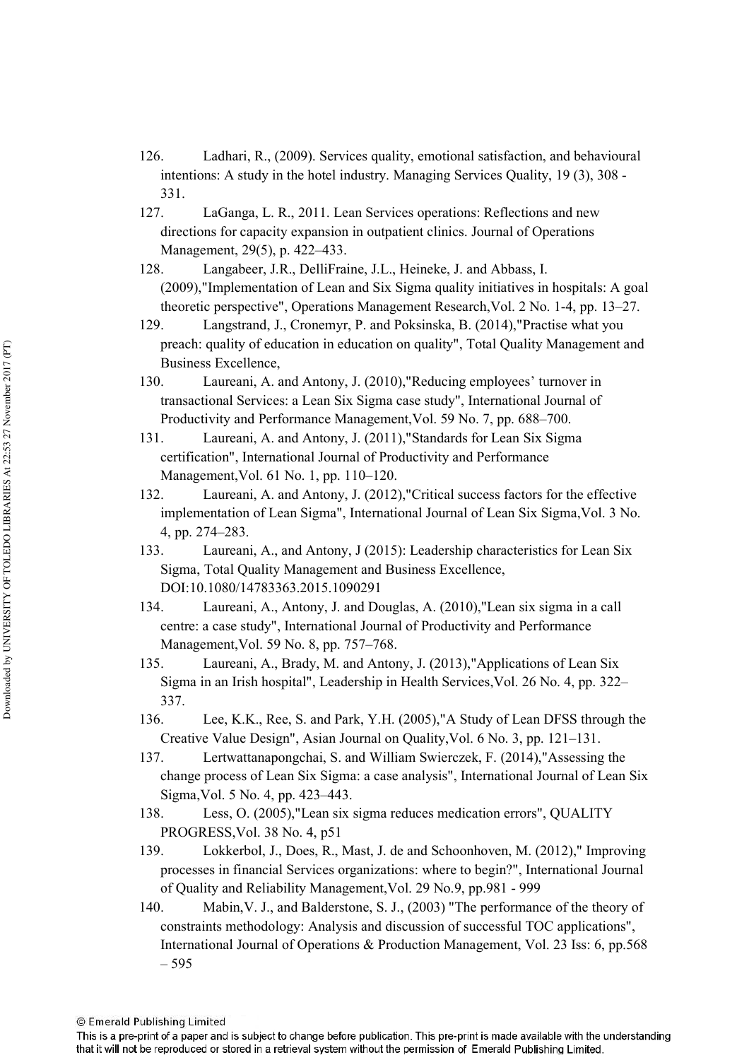126. Ladhari, R., (2009). Services quality, emotional satisfaction, and behavioural intentions: A study in the hotel industry. Managing Services Quality, 19 (3), 308 - 331.

127. LaGanga, L. R., 2011. Lean Services operations: Reflections and new directions for capacity expansion in outpatient clinics. Journal of Operations Management, 29(5), p. 422–433.

128. Langabeer, J.R., DelliFraine, J.L., Heineke, J. and Abbass, I. (2009),"Implementation of Lean and Six Sigma quality initiatives in hospitals: A goal theoretic perspective", Operations Management Research,Vol. 2 No. 1-4, pp. 13–27.

129. Langstrand, J., Cronemyr, P. and Poksinska, B. (2014),"Practise what you preach: quality of education in education on quality", Total Quality Management and Business Excellence,

130. Laureani, A. and Antony, J. (2010),"Reducing employees' turnover in transactional Services: a Lean Six Sigma case study", International Journal of Productivity and Performance Management,Vol. 59 No. 7, pp. 688–700.

131. Laureani, A. and Antony, J. (2011),"Standards for Lean Six Sigma certification", International Journal of Productivity and Performance Management,Vol. 61 No. 1, pp. 110–120.

132. Laureani, A. and Antony, J. (2012),"Critical success factors for the effective implementation of Lean Sigma", International Journal of Lean Six Sigma,Vol. 3 No. 4, pp. 274–283.

133. Laureani, A., and Antony, J (2015): Leadership characteristics for Lean Six Sigma, Total Quality Management and Business Excellence, DOI:10.1080/14783363.2015.1090291

134. Laureani, A., Antony, J. and Douglas, A. (2010),"Lean six sigma in a call centre: a case study", International Journal of Productivity and Performance Management,Vol. 59 No. 8, pp. 757–768.

135. Laureani, A., Brady, M. and Antony, J. (2013),"Applications of Lean Six Sigma in an Irish hospital", Leadership in Health Services,Vol. 26 No. 4, pp. 322–337.

136. Lee, K.K., Ree, S. and Park, Y.H. (2005),"A Study of Lean DFSS through the Creative Value Design", Asian Journal on Quality,Vol. 6 No. 3, pp. 121–131.

137. Lertwattanapongchai, S. and William Swierczek, F. (2014),"Assessing the change process of Lean Six Sigma: a case analysis", International Journal of Lean Six Sigma,Vol. 5 No. 4, pp. 423–443.

138. Less, O. (2005),"Lean six sigma reduces medication errors", QUALITY PROGRESS,Vol. 38 No. 4, p51

139. Lokkerbol, J., Does, R., Mast, J. de and Schoonhoven, M. (2012)," Improving processes in financial Services organizations: where to begin?", International Journal of Quality and Reliability Management,Vol. 29 No.9, pp.981 - 999

140. Mabin,V. J., and Balderstone, S. J., (2003) "The performance of the theory of constraints methodology: Analysis and discussion of successful TOC applications", International Journal of Operations & Production Management, Vol. 23 Iss: 6, pp.568 – 595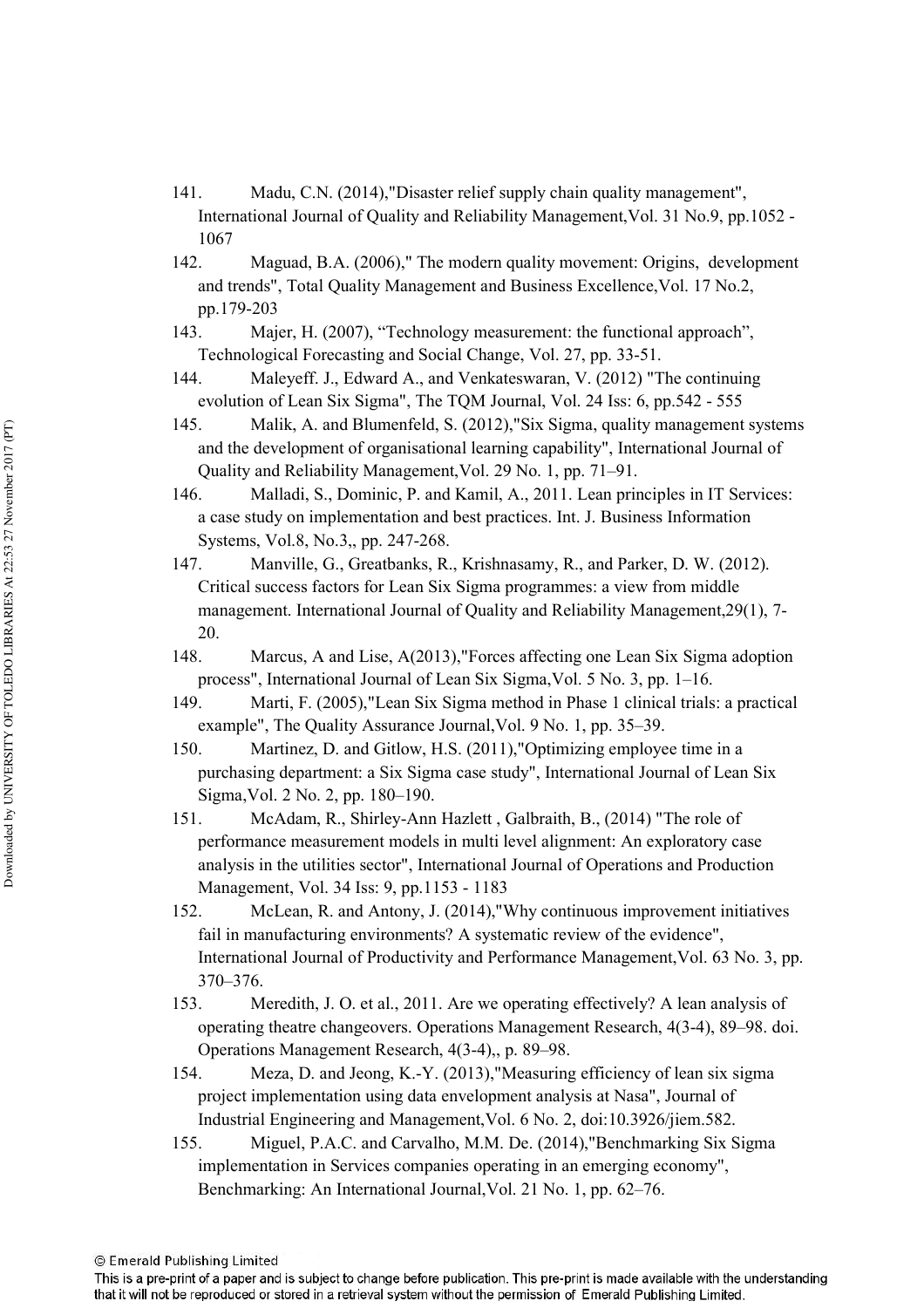141. Madu, C.N. (2014),"Disaster relief supply chain quality management", International Journal of Quality and Reliability Management,Vol. 31 No.9, pp.1052 - 1067

142. Maguad, B.A. (2006)," The modern quality movement: Origins, development and trends", Total Quality Management and Business Excellence,Vol. 17 No.2, pp.179-203

143. Majer, H. (2007), "Technology measurement: the functional approach", Technological Forecasting and Social Change, Vol. 27, pp. 33-51.

144. Maleyeff. J., Edward A., and Venkateswaran, V. (2012) "The continuing evolution of Lean Six Sigma", The TQM Journal, Vol. 24 Iss: 6, pp.542 - 555

145. Malik, A. and Blumenfeld, S. (2012),"Six Sigma, quality management systems and the development of organisational learning capability", International Journal of Quality and Reliability Management,Vol. 29 No. 1, pp. 71–91.

146. Malladi, S., Dominic, P. and Kamil, A., 2011. Lean principles in IT Services: a case study on implementation and best practices. Int. J. Business Information Systems, Vol.8, No.3,, pp. 247-268.

147. Manville, G., Greatbanks, R., Krishnasamy, R., and Parker, D. W. (2012). Critical success factors for Lean Six Sigma programmes: a view from middle management. International Journal of Quality and Reliability Management,29(1), 7-20.

148. Marcus, A and Lise, A(2013),"Forces affecting one Lean Six Sigma adoption process", International Journal of Lean Six Sigma,Vol. 5 No. 3, pp. 1–16.

149. Marti, F. (2005),"Lean Six Sigma method in Phase 1 clinical trials: a practical example", The Quality Assurance Journal,Vol. 9 No. 1, pp. 35–39.

150. Martinez, D. and Gitlow, H.S. (2011),"Optimizing employee time in a purchasing department: a Six Sigma case study", International Journal of Lean Six Sigma,Vol. 2 No. 2, pp. 180–190.

151. McAdam, R., Shirley-Ann Hazlett , Galbraith, B., (2014) "The role of performance measurement models in multi level alignment: An exploratory case analysis in the utilities sector", International Journal of Operations and Production Management, Vol. 34 Iss: 9, pp.1153 - 1183

152. McLean, R. and Antony, J. (2014),"Why continuous improvement initiatives fail in manufacturing environments? A systematic review of the evidence", International Journal of Productivity and Performance Management,Vol. 63 No. 3, pp. 370–376.

153. Meredith, J. O. et al., 2011. Are we operating effectively? A lean analysis of operating theatre changeovers. Operations Management Research, 4(3-4), 89–98. doi. Operations Management Research, 4(3-4),, p. 89–98.

154. Meza, D. and Jeong, K.-Y. (2013),"Measuring efficiency of lean six sigma project implementation using data envelopment analysis at Nasa", Journal of Industrial Engineering and Management,Vol. 6 No. 2, doi:10.3926/jiem.582.

155. Miguel, P.A.C. and Carvalho, M.M. De. (2014),"Benchmarking Six Sigma implementation in Services companies operating in an emerging economy", Benchmarking: An International Journal,Vol. 21 No. 1, pp. 62–76.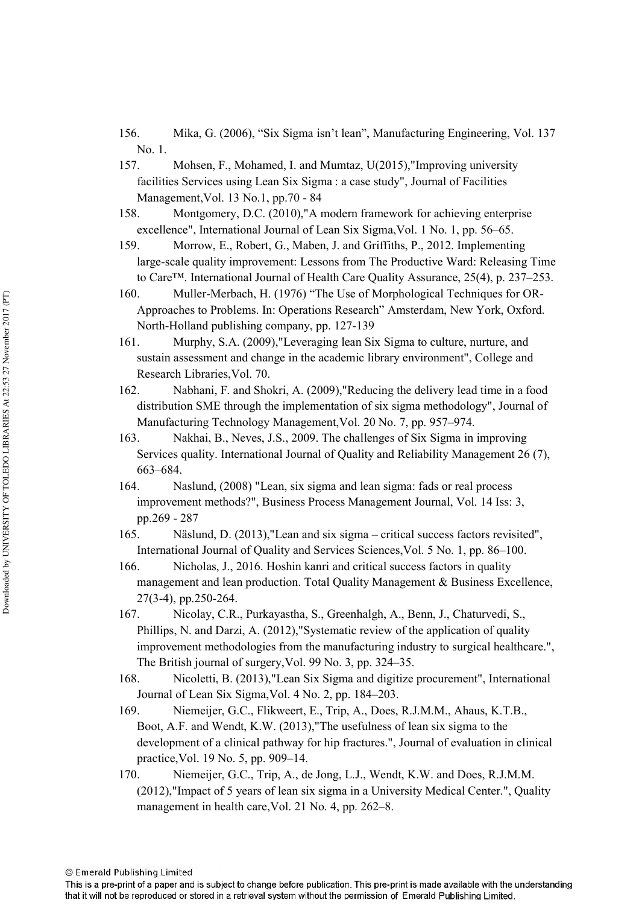156. Mika, G. (2006), “Six Sigma isn’t lean”, Manufacturing Engineering, Vol. 137 No. 1.

157. Mohsen, F., Mohamed, I. and Mumtaz, U(2015),"Improving university facilities Services using Lean Six Sigma : a case study", Journal of Facilities Management,Vol. 13 No.1, pp.70 - 84

158. Montgomery, D.C. (2010),"A modern framework for achieving enterprise excellence", International Journal of Lean Six Sigma,Vol. 1 No. 1, pp. 56–65.

159. Morrow, E., Robert, G., Maben, J. and Griffiths, P., 2012. Implementing large-scale quality improvement: Lessons from The Productive Ward: Releasing Time to Care™. International Journal of Health Care Quality Assurance, 25(4), p. 237–253.

160. Muller-Merbach, H. (1976) “The Use of Morphological Techniques for OR-Approaches to Problems. In: Operations Research” Amsterdam, New York, Oxford. North-Holland publishing company, pp. 127-139

161. Murphy, S.A. (2009),"Leveraging lean Six Sigma to culture, nurture, and sustain assessment and change in the academic library environment", College and Research Libraries,Vol. 70.

162. Nabhani, F. and Shokri, A. (2009),"Reducing the delivery lead time in a food distribution SME through the implementation of six sigma methodology", Journal of Manufacturing Technology Management,Vol. 20 No. 7, pp. 957–974.

163. Nakhai, B., Neves, J.S., 2009. The challenges of Six Sigma in improving Services quality. International Journal of Quality and Reliability Management 26 (7), 663–684.

164. Naslund, (2008) "Lean, six sigma and lean sigma: fads or real process improvement methods?", Business Process Management Journal, Vol. 14 Iss: 3, pp.269 - 287

165. Näslund, D. (2013),"Lean and six sigma – critical success factors revisited", International Journal of Quality and Services Sciences,Vol. 5 No. 1, pp. 86–100.

166. Nicholas, J., 2016. Hoshin kanri and critical success factors in quality management and lean production. Total Quality Management & Business Excellence, 27(3-4), pp.250-264.

167. Nicolay, C.R., Purkayastha, S., Greenhalgh, A., Benn, J., Chaturvedi, S., Phillips, N. and Darzi, A. (2012),"Systematic review of the application of quality improvement methodologies from the manufacturing industry to surgical healthcare.", The British journal of surgery,Vol. 99 No. 3, pp. 324–35.

168. Nicoletti, B. (2013),"Lean Six Sigma and digitize procurement", International Journal of Lean Six Sigma,Vol. 4 No. 2, pp. 184–203.

169. Niemeijer, G.C., Flikweert, E., Trip, A., Does, R.J.M.M., Ahaus, K.T.B., Boot, A.F. and Wendt, K.W. (2013),"The usefulness of lean six sigma to the development of a clinical pathway for hip fractures.", Journal of evaluation in clinical practice,Vol. 19 No. 5, pp. 909–14.

170. Niemeijer, G.C., Trip, A., de Jong, L.J., Wendt, K.W. and Does, R.J.M.M. (2012),"Impact of 5 years of lean six sigma in a University Medical Center.", Quality management in health care,Vol. 21 No. 4, pp. 262–8.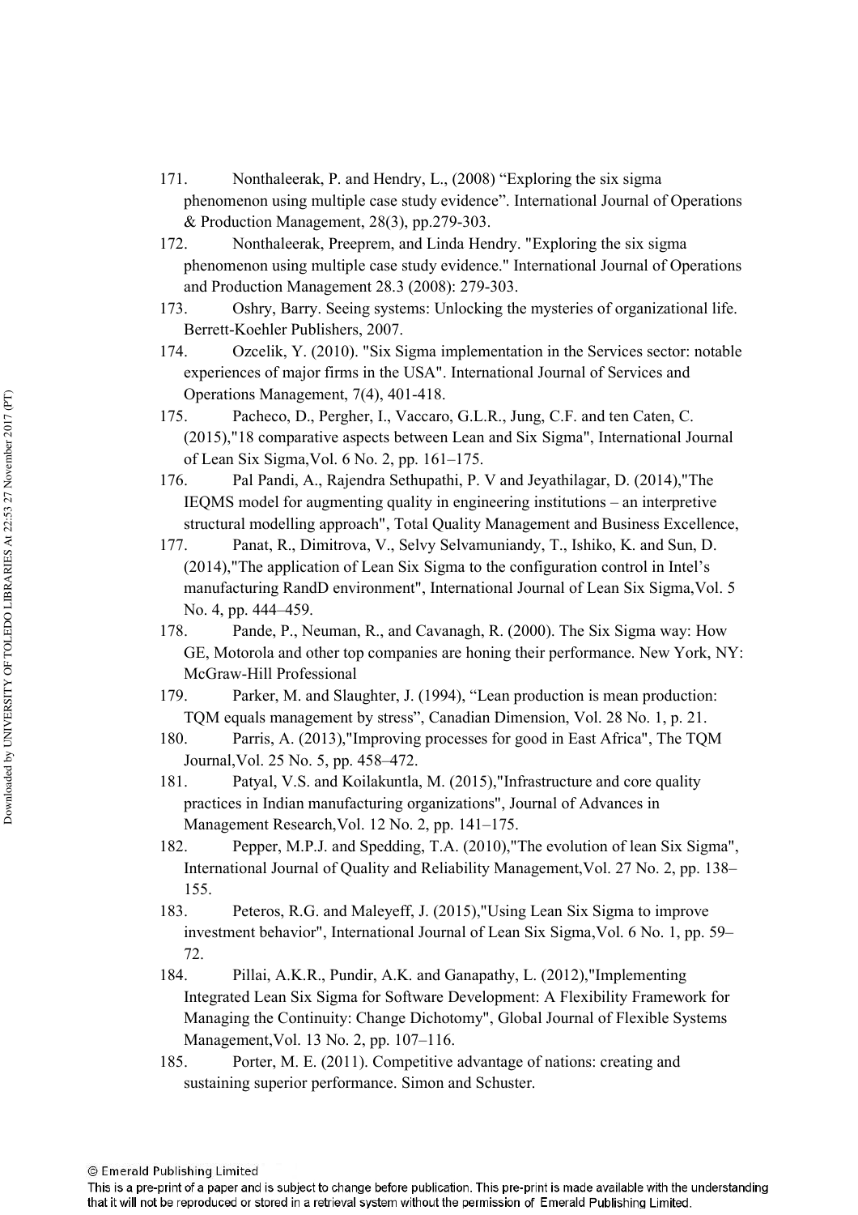171. Nonthaleerak, P. and Hendry, L., (2008) “Exploring the six sigma phenomenon using multiple case study evidence”. International Journal of Operations & Production Management, 28(3), pp.279-303.

172. Nonthaleerak, Preeprem, and Linda Hendry. "Exploring the six sigma phenomenon using multiple case study evidence." International Journal of Operations and Production Management 28.3 (2008): 279-303.

173. Oshry, Barry. Seeing systems: Unlocking the mysteries of organizational life. Berrett-Koehler Publishers, 2007.

174. Ozcelik, Y. (2010). "Six Sigma implementation in the Services sector: notable experiences of major firms in the USA". International Journal of Services and Operations Management, 7(4), 401-418.

175. Pacheco, D., Pergher, I., Vaccaro, G.L.R., Jung, C.F. and ten Caten, C. (2015),"18 comparative aspects between Lean and Six Sigma", International Journal of Lean Six Sigma,Vol. 6 No. 2, pp. 161–175.

176. Pal Pandi, A., Rajendra Sethupathi, P. V and Jeyathilagar, D. (2014),"The IEQMS model for augmenting quality in engineering institutions – an interpretive structural modelling approach", Total Quality Management and Business Excellence,

177. Panat, R., Dimitrova, V., Selvy Selvamuniandy, T., Ishiko, K. and Sun, D. (2014),"The application of Lean Six Sigma to the configuration control in Intel’s manufacturing RandD environment", International Journal of Lean Six Sigma,Vol. 5 No. 4, pp. 444–459.

178. Pande, P., Neuman, R., and Cavanagh, R. (2000). The Six Sigma way: How GE, Motorola and other top companies are honing their performance. New York, NY: McGraw-Hill Professional

179. Parker, M. and Slaughter, J. (1994), “Lean production is mean production: TQM equals management by stress”, Canadian Dimension, Vol. 28 No. 1, p. 21.

180. Parris, A. (2013),"Improving processes for good in East Africa", The TQM Journal,Vol. 25 No. 5, pp. 458–472.

181. Patyal, V.S. and Koilakuntla, M. (2015),"Infrastructure and core quality practices in Indian manufacturing organizations", Journal of Advances in Management Research,Vol. 12 No. 2, pp. 141–175.

182. Pepper, M.P.J. and Spedding, T.A. (2010),"The evolution of lean Six Sigma", International Journal of Quality and Reliability Management,Vol. 27 No. 2, pp. 138–155.

183. Peteros, R.G. and Maleyeff, J. (2015),"Using Lean Six Sigma to improve investment behavior", International Journal of Lean Six Sigma,Vol. 6 No. 1, pp. 59–72.

184. Pillai, A.K.R., Pundir, A.K. and Ganapathy, L. (2012),"Implementing Integrated Lean Six Sigma for Software Development: A Flexibility Framework for Managing the Continuity: Change Dichotomy", Global Journal of Flexible Systems Management,Vol. 13 No. 2, pp. 107–116.

185. Porter, M. E. (2011). Competitive advantage of nations: creating and sustaining superior performance. Simon and Schuster.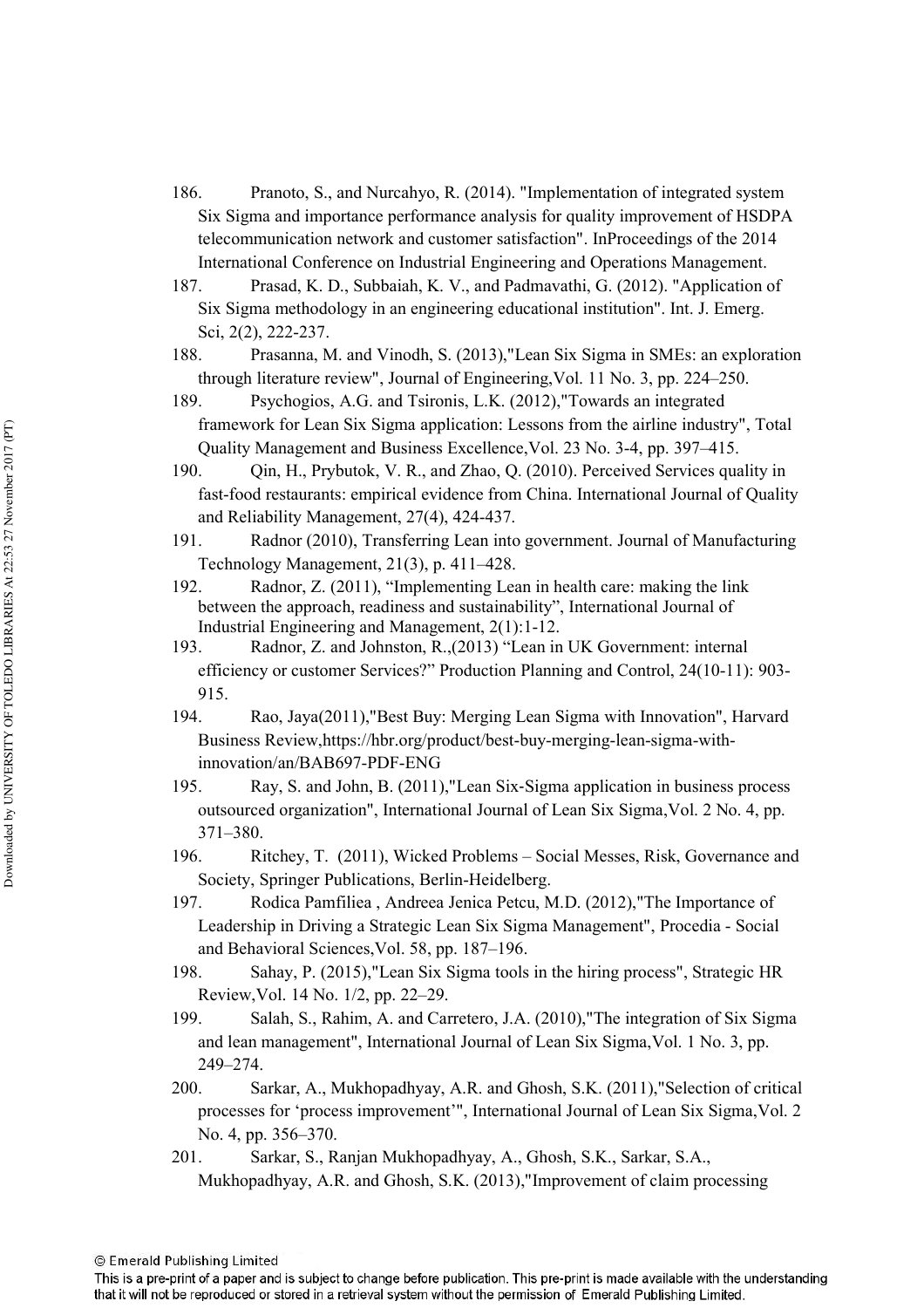186. Pranoto, S., and Nurcahyo, R. (2014). "Implementation of integrated system Six Sigma and importance performance analysis for quality improvement of HSDPA telecommunication network and customer satisfaction". InProceedings of the 2014 International Conference on Industrial Engineering and Operations Management.
187. Prasad, K. D., Subbaiah, K. V., and Padmavathi, G. (2012). "Application of Six Sigma methodology in an engineering educational institution". Int. J. Emerg. Sci, 2(2), 222-237.
188. Prasanna, M. and Vinodh, S. (2013),"Lean Six Sigma in SMEs: an exploration through literature review", Journal of Engineering,Vol. 11 No. 3, pp. 224–250.
189. Psychogios, A.G. and Tsironis, L.K. (2012),"Towards an integrated framework for Lean Six Sigma application: Lessons from the airline industry", Total Quality Management and Business Excellence,Vol. 23 No. 3-4, pp. 397–415.
190. Qin, H., Prybutok, V. R., and Zhao, Q. (2010). Perceived Services quality in fast-food restaurants: empirical evidence from China. International Journal of Quality and Reliability Management, 27(4), 424-437.
191. Radnor (2010), Transferring Lean into government. Journal of Manufacturing Technology Management, 21(3), p. 411–428.
192. Radnor, Z. (2011), "Implementing Lean in health care: making the link between the approach, readiness and sustainability", International Journal of Industrial Engineering and Management, 2(1):1-12.
193. Radnor, Z. and Johnston, R.,(2013) "Lean in UK Government: internal efficiency or customer Services?" Production Planning and Control, 24(10-11): 903-915.
194. Rao, Jaya(2011),"Best Buy: Merging Lean Sigma with Innovation", Harvard Business Review,https://hbr.org/product/best-buy-merging-lean-sigma-with-innovation/an/BAB697-PDF-ENG
195. Ray, S. and John, B. (2011),"Lean Six-Sigma application in business process outsourced organization", International Journal of Lean Six Sigma,Vol. 2 No. 4, pp. 371–380.
196. Ritchey, T. (2011), Wicked Problems – Social Messes, Risk, Governance and Society, Springer Publications, Berlin-Heidelberg.
197. Rodica Pamfiliea , Andreea Jenica Petcu, M.D. (2012),"The Importance of Leadership in Driving a Strategic Lean Six Sigma Management", Procedia - Social and Behavioral Sciences,Vol. 58, pp. 187–196.
198. Sahay, P. (2015),"Lean Six Sigma tools in the hiring process", Strategic HR Review,Vol. 14 No. 1/2, pp. 22–29.
199. Salah, S., Rahim, A. and Carretero, J.A. (2010),"The integration of Six Sigma and lean management", International Journal of Lean Six Sigma,Vol. 1 No. 3, pp. 249–274.
200. Sarkar, A., Mukhopadhyay, A.R. and Ghosh, S.K. (2011),"Selection of critical processes for 'process improvement'", International Journal of Lean Six Sigma,Vol. 2 No. 4, pp. 356–370.
201. Sarkar, S., Ranjan Mukhopadhyay, A., Ghosh, S.K., Sarkar, S.A., Mukhopadhyay, A.R. and Ghosh, S.K. (2013),"Improvement of claim processing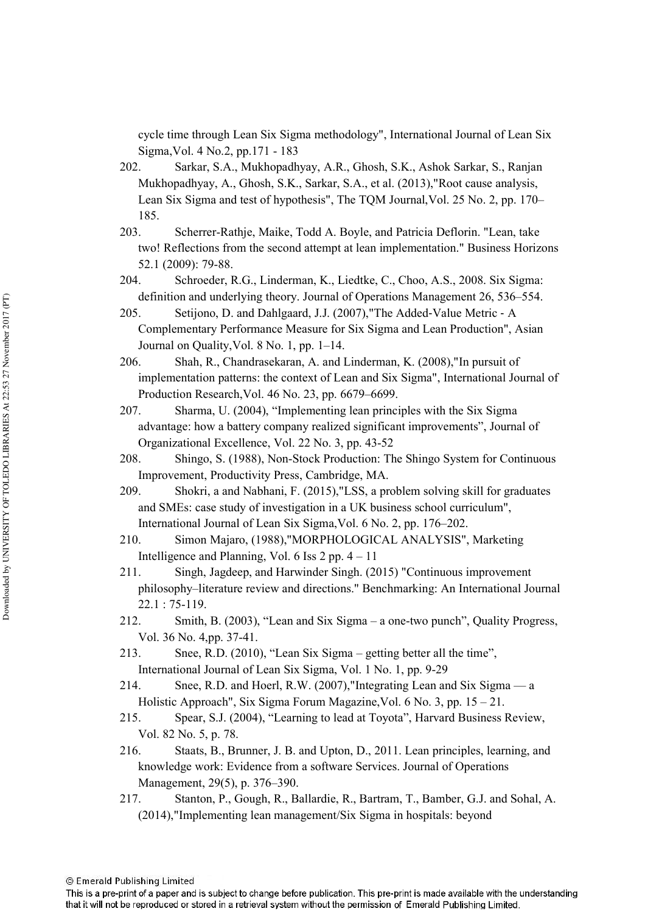cycle time through Lean Six Sigma methodology", International Journal of Lean Six Sigma,Vol. 4 No.2, pp.171 - 183

202. Sarkar, S.A., Mukhopadhyay, A.R., Ghosh, S.K., Ashok Sarkar, S., Ranjan Mukhopadhyay, A., Ghosh, S.K., Sarkar, S.A., et al. (2013),"Root cause analysis, Lean Six Sigma and test of hypothesis", The TQM Journal,Vol. 25 No. 2, pp. 170–185.

203. Scherrer-Rathje, Maike, Todd A. Boyle, and Patricia Deflorin. "Lean, take two! Reflections from the second attempt at lean implementation." Business Horizons 52.1 (2009): 79-88.

204. Schroeder, R.G., Linderman, K., Liedtke, C., Choo, A.S., 2008. Six Sigma: definition and underlying theory. Journal of Operations Management 26, 536–554.

205. Setijono, D. and Dahlgaard, J.J. (2007),"The Added-Value Metric - A Complementary Performance Measure for Six Sigma and Lean Production", Asian Journal on Quality,Vol. 8 No. 1, pp. 1–14.

206. Shah, R., Chandrasekaran, A. and Linderman, K. (2008),"In pursuit of implementation patterns: the context of Lean and Six Sigma", International Journal of Production Research,Vol. 46 No. 23, pp. 6679–6699.

207. Sharma, U. (2004), "Implementing lean principles with the Six Sigma advantage: how a battery company realized significant improvements", Journal of Organizational Excellence, Vol. 22 No. 3, pp. 43-52

208. Shingo, S. (1988), Non-Stock Production: The Shingo System for Continuous Improvement, Productivity Press, Cambridge, MA.

209. Shokri, a and Nabhani, F. (2015),"LSS, a problem solving skill for graduates and SMEs: case study of investigation in a UK business school curriculum", International Journal of Lean Six Sigma,Vol. 6 No. 2, pp. 176–202.

210. Simon Majaro, (1988),"MORPHOLOGICAL ANALYSIS", Marketing Intelligence and Planning, Vol. 6 Iss 2 pp. 4 – 11

211. Singh, Jagdeep, and Harwinder Singh. (2015) "Continuous improvement philosophy–literature review and directions." Benchmarking: An International Journal 22.1 : 75-119.

212. Smith, B. (2003), "Lean and Six Sigma – a one-two punch", Quality Progress, Vol. 36 No. 4,pp. 37-41.

213. Snee, R.D. (2010), "Lean Six Sigma – getting better all the time", International Journal of Lean Six Sigma, Vol. 1 No. 1, pp. 9-29

214. Snee, R.D. and Hoerl, R.W. (2007),"Integrating Lean and Six Sigma — a Holistic Approach", Six Sigma Forum Magazine,Vol. 6 No. 3, pp. 15 – 21.

215. Spear, S.J. (2004), "Learning to lead at Toyota", Harvard Business Review, Vol. 82 No. 5, p. 78.

216. Staats, B., Brunner, J. B. and Upton, D., 2011. Lean principles, learning, and knowledge work: Evidence from a software Services. Journal of Operations Management, 29(5), p. 376–390.

217. Stanton, P., Gough, R., Ballardie, R., Bartram, T., Bamber, G.J. and Sohal, A. (2014),"Implementing lean management/Six Sigma in hospitals: beyond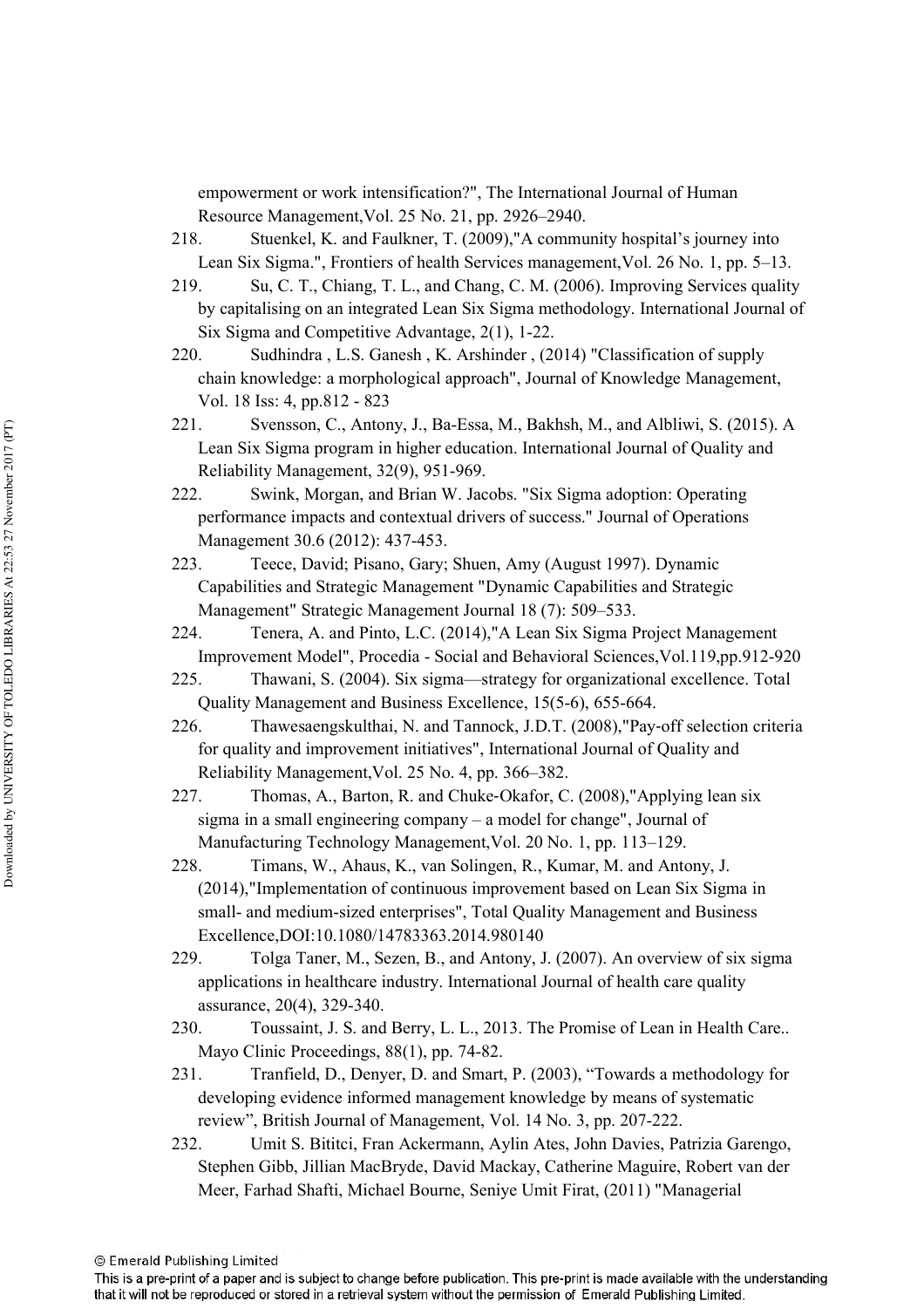empowerment or work intensification?", The International Journal of Human Resource Management,Vol. 25 No. 21, pp. 2926–2940.

218. Stuenkel, K. and Faulkner, T. (2009),"A community hospital's journey into Lean Six Sigma.", Frontiers of health Services management,Vol. 26 No. 1, pp. 5–13.

219. Su, C. T., Chiang, T. L., and Chang, C. M. (2006). Improving Services quality by capitalising on an integrated Lean Six Sigma methodology. International Journal of Six Sigma and Competitive Advantage, 2(1), 1-22.

220. Sudhindra , L.S. Ganesh , K. Arshinder , (2014) "Classification of supply chain knowledge: a morphological approach", Journal of Knowledge Management, Vol. 18 Iss: 4, pp.812 - 823

221. Svensson, C., Antony, J., Ba-Essa, M., Bakhsh, M., and Albliwi, S. (2015). A Lean Six Sigma program in higher education. International Journal of Quality and Reliability Management, 32(9), 951-969.

222. Swink, Morgan, and Brian W. Jacobs. "Six Sigma adoption: Operating performance impacts and contextual drivers of success." Journal of Operations Management 30.6 (2012): 437-453.

223. Teece, David; Pisano, Gary; Shuen, Amy (August 1997). Dynamic Capabilities and Strategic Management "Dynamic Capabilities and Strategic Management" Strategic Management Journal 18 (7): 509–533.

224. Tenera, A. and Pinto, L.C. (2014),"A Lean Six Sigma Project Management Improvement Model", Procedia - Social and Behavioral Sciences,Vol.119,pp.912-920

225. Thawani, S. (2004). Six sigma—strategy for organizational excellence. Total Quality Management and Business Excellence, 15(5-6), 655-664.

226. Thawesaengskulthai, N. and Tannock, J.D.T. (2008),"Pay-off selection criteria for quality and improvement initiatives", International Journal of Quality and Reliability Management,Vol. 25 No. 4, pp. 366–382.

227. Thomas, A., Barton, R. and Chuke-Okafor, C. (2008),"Applying lean six sigma in a small engineering company – a model for change", Journal of Manufacturing Technology Management,Vol. 20 No. 1, pp. 113–129.

228. Timans, W., Ahaus, K., van Solingen, R., Kumar, M. and Antony, J. (2014),"Implementation of continuous improvement based on Lean Six Sigma in small- and medium-sized enterprises", Total Quality Management and Business Excellence,DOI:10.1080/14783363.2014.980140

229. Tolga Taner, M., Sezen, B., and Antony, J. (2007). An overview of six sigma applications in healthcare industry. International Journal of health care quality assurance, 20(4), 329-340.

230. Toussaint, J. S. and Berry, L. L., 2013. The Promise of Lean in Health Care.. Mayo Clinic Proceedings, 88(1), pp. 74-82.

231. Tranfield, D., Denyer, D. and Smart, P. (2003), "Towards a methodology for developing evidence informed management knowledge by means of systematic review", British Journal of Management, Vol. 14 No. 3, pp. 207-222.

232. Umit S. Bititci, Fran Ackermann, Aylin Ates, John Davies, Patrizia Garengo, Stephen Gibb, Jillian MacBryde, David Mackay, Catherine Maguire, Robert van der Meer, Farhad Shafti, Michael Bourne, Seniye Umit Firat, (2011) "Managerial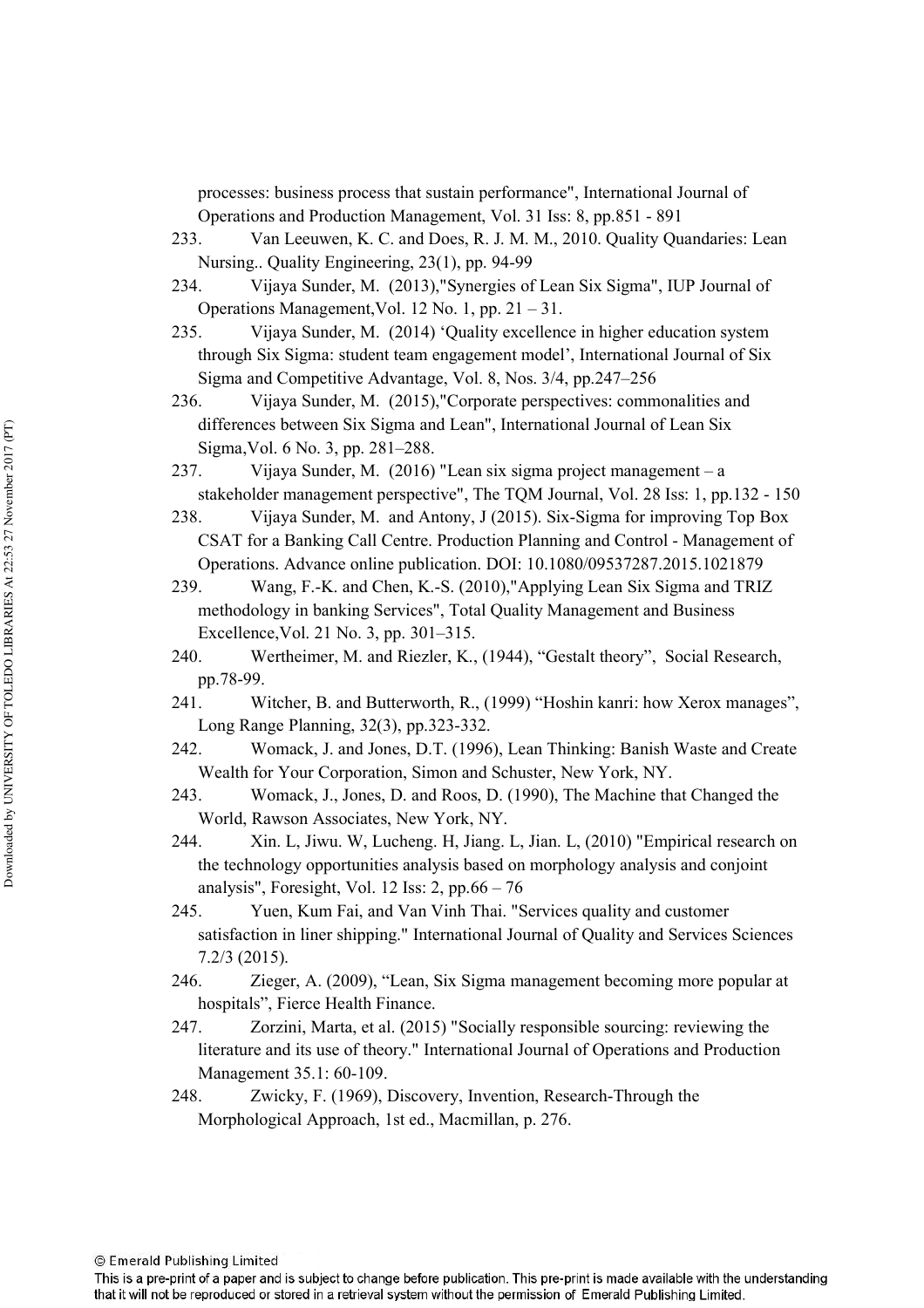processes: business process that sustain performance", International Journal of Operations and Production Management, Vol. 31 Iss: 8, pp.851 - 891

233. Van Leeuwen, K. C. and Does, R. J. M. M., 2010. Quality Quandaries: Lean Nursing.. Quality Engineering, 23(1), pp. 94-99

234. Vijaya Sunder, M. (2013),"Synergies of Lean Six Sigma", IUP Journal of Operations Management,Vol. 12 No. 1, pp. 21 – 31.

235. Vijaya Sunder, M. (2014) 'Quality excellence in higher education system through Six Sigma: student team engagement model', International Journal of Six Sigma and Competitive Advantage, Vol. 8, Nos. 3/4, pp.247–256

236. Vijaya Sunder, M. (2015),"Corporate perspectives: commonalities and differences between Six Sigma and Lean", International Journal of Lean Six Sigma,Vol. 6 No. 3, pp. 281–288.

237. Vijaya Sunder, M. (2016) "Lean six sigma project management – a stakeholder management perspective", The TQM Journal, Vol. 28 Iss: 1, pp.132 - 150

238. Vijaya Sunder, M. and Antony, J (2015). Six-Sigma for improving Top Box CSAT for a Banking Call Centre. Production Planning and Control - Management of Operations. Advance online publication. DOI: 10.1080/09537287.2015.1021879

239. Wang, F.-K. and Chen, K.-S. (2010),"Applying Lean Six Sigma and TRIZ methodology in banking Services", Total Quality Management and Business Excellence,Vol. 21 No. 3, pp. 301–315.

240. Wertheimer, M. and Riezler, K., (1944), "Gestalt theory", Social Research, pp.78-99.

241. Witcher, B. and Butterworth, R., (1999) "Hoshin kanri: how Xerox manages", Long Range Planning, 32(3), pp.323-332.

242. Womack, J. and Jones, D.T. (1996), Lean Thinking: Banish Waste and Create Wealth for Your Corporation, Simon and Schuster, New York, NY.

243. Womack, J., Jones, D. and Roos, D. (1990), The Machine that Changed the World, Rawson Associates, New York, NY.

244. Xin. L, Jiwu. W, Lucheng. H, Jiang. L, Jian. L, (2010) "Empirical research on the technology opportunities analysis based on morphology analysis and conjoint analysis", Foresight, Vol. 12 Iss: 2, pp.66 – 76

245. Yuen, Kum Fai, and Van Vinh Thai. "Services quality and customer satisfaction in liner shipping." International Journal of Quality and Services Sciences 7.2/3 (2015).

246. Zieger, A. (2009), "Lean, Six Sigma management becoming more popular at hospitals", Fierce Health Finance.

247. Zorzini, Marta, et al. (2015) "Socially responsible sourcing: reviewing the literature and its use of theory." International Journal of Operations and Production Management 35.1: 60-109.

248. Zwicky, F. (1969), Discovery, Invention, Research-Through the Morphological Approach, 1st ed., Macmillan, p. 276.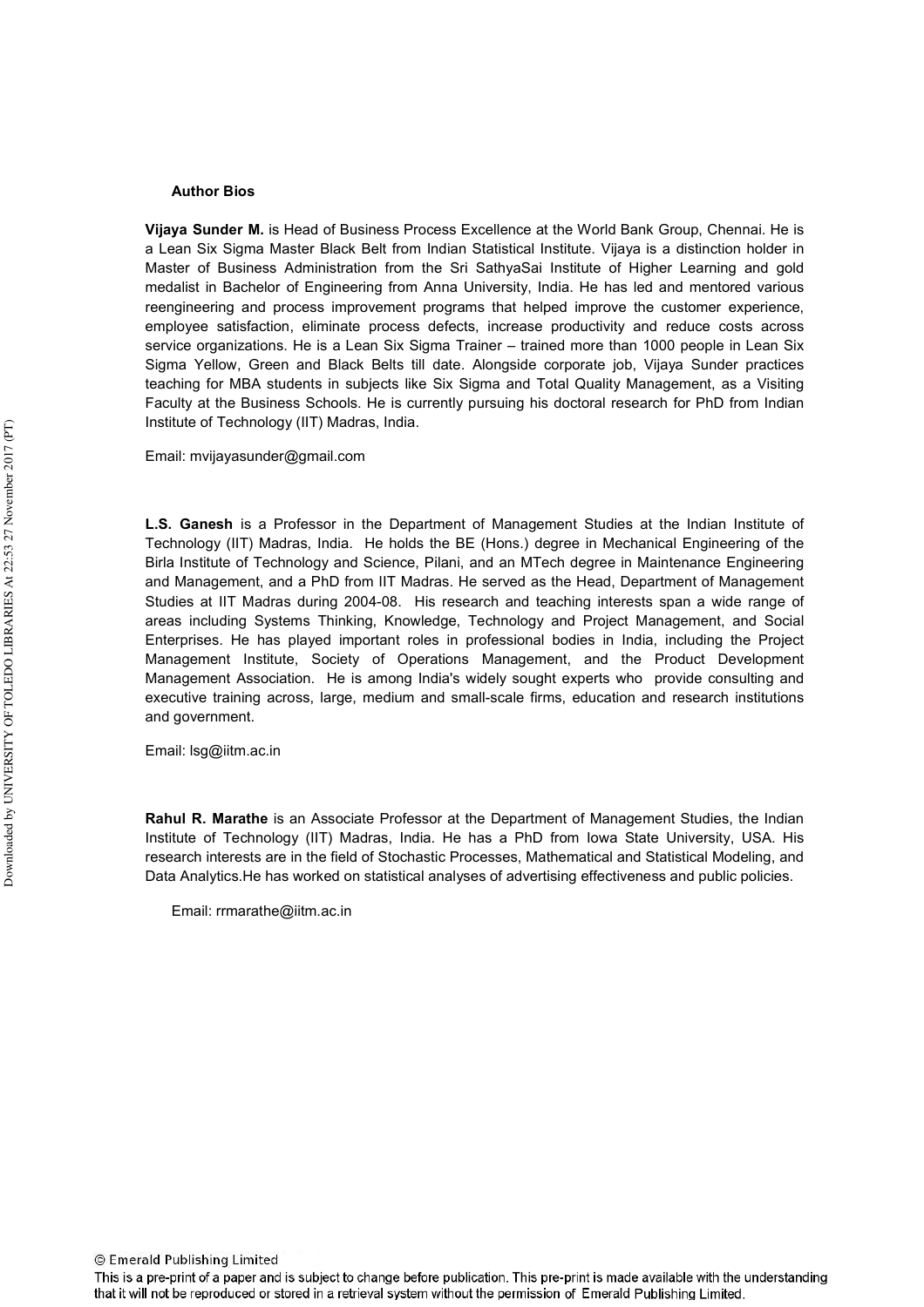**Author Bios**

**Vijaya Sunder M.** is Head of Business Process Excellence at the World Bank Group, Chennai. He is a Lean Six Sigma Master Black Belt from Indian Statistical Institute. Vijaya is a distinction holder in Master of Business Administration from the Sri SathyaSai Institute of Higher Learning and gold medalist in Bachelor of Engineering from Anna University, India. He has led and mentored various reengineering and process improvement programs that helped improve the customer experience, employee satisfaction, eliminate process defects, increase productivity and reduce costs across service organizations. He is a Lean Six Sigma Trainer – trained more than 1000 people in Lean Six Sigma Yellow, Green and Black Belts till date. Alongside corporate job, Vijaya Sunder practices teaching for MBA students in subjects like Six Sigma and Total Quality Management, as a Visiting Faculty at the Business Schools. He is currently pursuing his doctoral research for PhD from Indian Institute of Technology (IIT) Madras, India.

Email: mvijayasunder@gmail.com

**L.S. Ganesh** is a Professor in the Department of Management Studies at the Indian Institute of Technology (IIT) Madras, India. He holds the BE (Hons.) degree in Mechanical Engineering of the Birla Institute of Technology and Science, Pilani, and an MTech degree in Maintenance Engineering and Management, and a PhD from IIT Madras. He served as the Head, Department of Management Studies at IIT Madras during 2004-08. His research and teaching interests span a wide range of areas including Systems Thinking, Knowledge, Technology and Project Management, and Social Enterprises. He has played important roles in professional bodies in India, including the Project Management Institute, Society of Operations Management, and the Product Development Management Association. He is among India's widely sought experts who provide consulting and executive training across, large, medium and small-scale firms, education and research institutions and government.

Email: lsg@iitm.ac.in

**Rahul R. Marathe** is an Associate Professor at the Department of Management Studies, the Indian Institute of Technology (IIT) Madras, India. He has a PhD from Iowa State University, USA. His research interests are in the field of Stochastic Processes, Mathematical and Statistical Modeling, and Data Analytics.He has worked on statistical analyses of advertising effectiveness and public policies.

Email: rrmarathe@iitm.ac.in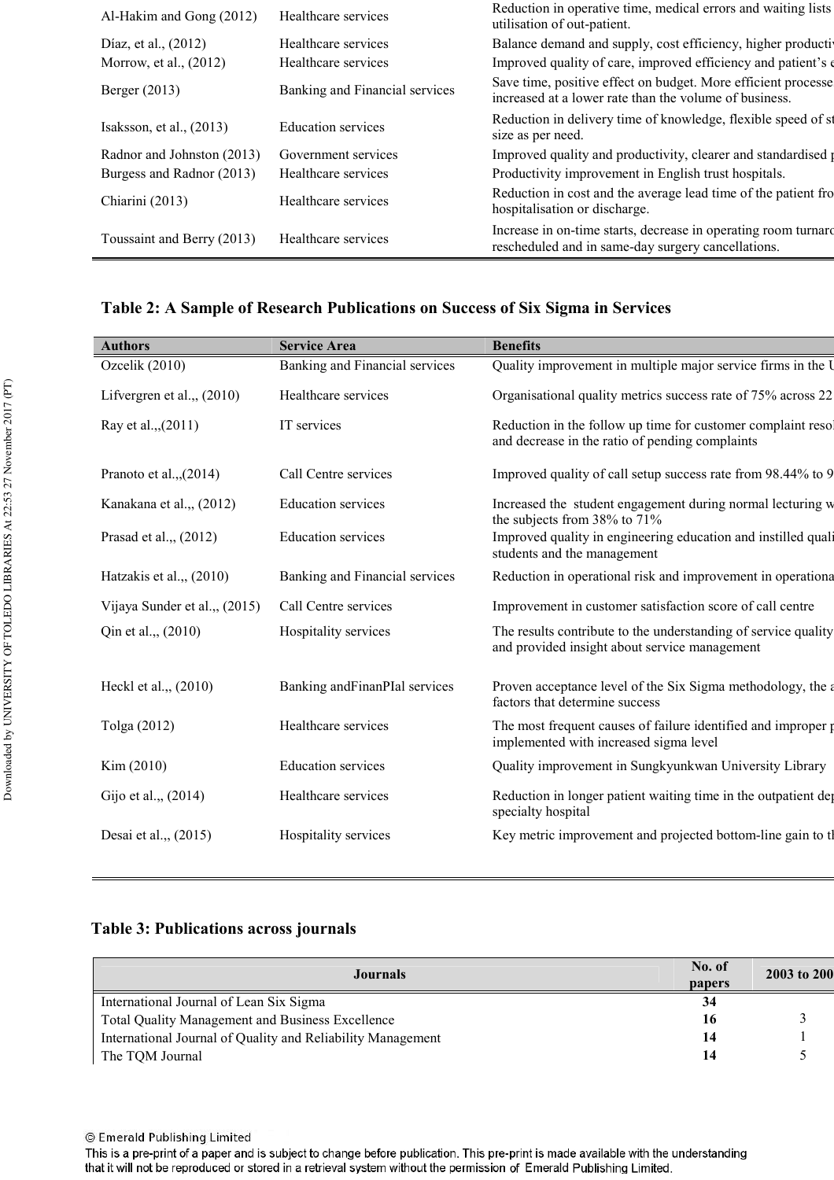| | | |
|---|---|---|
| Al-Hakim and Gong (2012) | Healthcare services | Reduction in operative time, medical errors and waiting lists utilisation of out-patient. |
| Díaz, et al., (2012) | Healthcare services | Balance demand and supply, cost efficiency, higher productiv |
| Morrow, et al., (2012) | Healthcare services | Improved quality of care, improved efficiency and patient's e |
| Berger (2013) | Banking and Financial services | Save time, positive effect on budget. More efficient processe increased at a lower rate than the volume of business. |
| Isaksson, et al., (2013) | Education services | Reduction in delivery time of knowledge, flexible speed of st size as per need. |
| Radnor and Johnston (2013) | Government services | Improved quality and productivity, clearer and standardised p |
| Burgess and Radnor (2013) | Healthcare services | Productivity improvement in English trust hospitals. |
| Chiarini (2013) | Healthcare services | Reduction in cost and the average lead time of the patient fro hospitalisation or discharge. |
| Toussaint and Berry (2013) | Healthcare services | Increase in on-time starts, decrease in operating room turnaro rescheduled and in same-day surgery cancellations. |

**Table 2: A Sample of Research Publications on Success of Six Sigma in Services**

| Authors | Service Area | Benefits |
|---|---|---|
| Ozcelik (2010) | Banking and Financial services | Quality improvement in multiple major service firms in the U |
| Lifvergren et al.,, (2010) | Healthcare services | Organisational quality metrics success rate of 75% across 22 |
| Ray et al.,,(2011) | IT services | Reduction in the follow up time for customer complaint resol and decrease in the ratio of pending complaints |
| Pranoto et al.,,(2014) | Call Centre services | Improved quality of call setup success rate from 98.44% to 9 |
| Kanakana et al.,, (2012) | Education services | Increased the student engagement during normal lecturing w the subjects from 38% to 71% |
| Prasad et al.,, (2012) | Education services | Improved quality in engineering education and instilled quali students and the management |
| Hatzakis et al.,, (2010) | Banking and Financial services | Reduction in operational risk and improvement in operationa |
| Vijaya Sunder et al.,, (2015) | Call Centre services | Improvement in customer satisfaction score of call centre |
| Qin et al.,, (2010) | Hospitality services | The results contribute to the understanding of service quality and provided insight about service management |
| Heckl et al.,, (2010) | Banking andFinanPIal services | Proven acceptance level of the Six Sigma methodology, the a factors that determine success |
| Tolga (2012) | Healthcare services | The most frequent causes of failure identified and improper p implemented with increased sigma level |
| Kim (2010) | Education services | Quality improvement in Sungkyunkwan University Library |
| Gijo et al.,, (2014) | Healthcare services | Reduction in longer patient waiting time in the outpatient dep specialty hospital |
| Desai et al.,, (2015) | Hospitality services | Key metric improvement and projected bottom-line gain to th |

**Table 3: Publications across journals**

| Journals | No. of papers | 2003 to 200 |
|---|---|---|
| International Journal of Lean Six Sigma | **34** | |
| Total Quality Management and Business Excellence | **16** | 3 |
| International Journal of Quality and Reliability Management | **14** | 1 |
| The TQM Journal | **14** | 5 |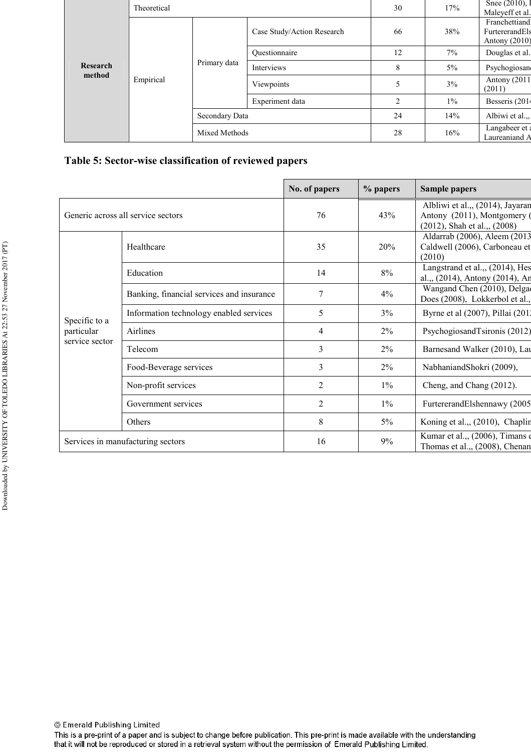| | | | | | | |
|---|---|---|---|---|---|---|
| Research method | Theoretical | | | 30 | 17% | Snee (2010), I Maleyeff et al. |
| | Empirical | Primary data | Case Study/Action Research | 66 | 38% | Franchettiand FurtererandEls Antony (2010) |
| | | | Questionnaire | 12 | 7% | Douglas et al. |
| | | | Interviews | 8 | 5% | Psychogiosand |
| | | | Viewpoints | 5 | 3% | Antony (2011 (2011) |
| | | | Experiment data | 2 | 1% | Besseris (2014 |
| | | Secondary Data | | 24 | 14% | Albiwi et al.,, |
| | | Mixed Methods | | 28 | 16% | Langabeer et a Laureaniand A |

**Table 5: Sector-wise classification of reviewed papers**

| | | No. of papers | % papers | Sample papers |
|---|---|---|---|---|
| Generic across all service sectors | | 76 | 43% | Albliwi et al.,, (2014), Jayaram Antony (2011), Montgomery ( (2012), Shah et al.,, (2008) |
| Specific to a particular service sector | Healthcare | 35 | 20% | Aldarrab (2006), Aleem (2013 Caldwell (2006), Carboneau et (2010) |
| | Education | 14 | 8% | Langstrand et al.,, (2014), Hes al.,, (2014), Antony (2014), An |
| | Banking, financial services and insurance | 7 | 4% | Wangand Chen (2010), Delgad Does (2008), Lokkerbol et al., |
| | Information technology enabled services | 5 | 3% | Byrne et al (2007), Pillai (2012 |
| | Airlines | 4 | 2% | PsychogiosandTsironis (2012) |
| | Telecom | 3 | 2% | Barnesand Walker (2010), Lau |
| | Food-Beverage services | 3 | 2% | NabhaniandShokri (2009), |
| | Non-profit services | 2 | 1% | Cheng, and Chang (2012). |
| | Government services | 2 | 1% | FurtererandElshennawy (2005 |
| | Others | 8 | 5% | Koning et al.,, (2010), Chaplin |
| Services in manufacturing sectors | | 16 | 9% | Kumar et al.,, (2006), Timans e Thomas et al.,, (2008), Chenan |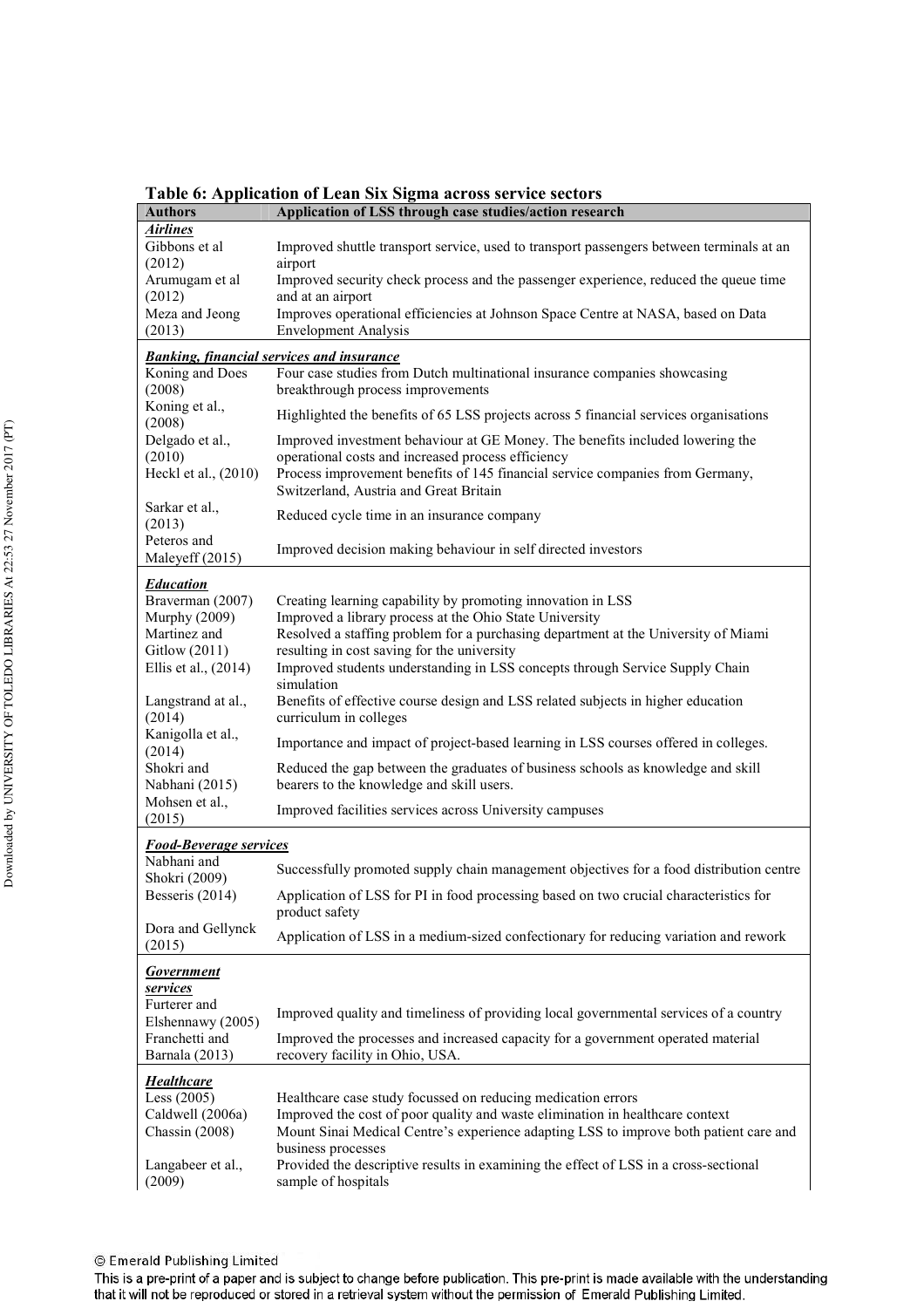**Table 6: Application of Lean Six Sigma across service sectors**

| Authors | Application of LSS through case studies/action research |
|---|---|
| ***Airlines*** | |
| Gibbons et al (2012) | Improved shuttle transport service, used to transport passengers between terminals at an airport |
| Arumugam et al (2012) | Improved security check process and the passenger experience, reduced the queue time and at an airport |
| Meza and Jeong (2013) | Improves operational efficiencies at Johnson Space Centre at NASA, based on Data Envelopment Analysis |
| ***Banking, financial services and insurance*** | |
| Koning and Does (2008) | Four case studies from Dutch multinational insurance companies showcasing breakthrough process improvements |
| Koning et al., (2008) | Highlighted the benefits of 65 LSS projects across 5 financial services organisations |
| Delgado et al., (2010) | Improved investment behaviour at GE Money. The benefits included lowering the operational costs and increased process efficiency |
| Heckl et al., (2010) | Process improvement benefits of 145 financial service companies from Germany, Switzerland, Austria and Great Britain |
| Sarkar et al., (2013) | Reduced cycle time in an insurance company |
| Peteros and Maleyeff (2015) | Improved decision making behaviour in self directed investors |
| ***Education*** | |
| Braverman (2007) | Creating learning capability by promoting innovation in LSS |
| Murphy (2009) | Improved a library process at the Ohio State University |
| Martinez and Gitlow (2011) | Resolved a staffing problem for a purchasing department at the University of Miami resulting in cost saving for the university |
| Ellis et al., (2014) | Improved students understanding in LSS concepts through Service Supply Chain simulation |
| Langstrand at al., (2014) | Benefits of effective course design and LSS related subjects in higher education curriculum in colleges |
| Kanigolla et al., (2014) | Importance and impact of project-based learning in LSS courses offered in colleges. |
| Shokri and Nabhani (2015) | Reduced the gap between the graduates of business schools as knowledge and skill bearers to the knowledge and skill users. |
| Mohsen et al., (2015) | Improved facilities services across University campuses |
| ***Food-Beverage services*** | |
| Nabhani and Shokri (2009) | Successfully promoted supply chain management objectives for a food distribution centre |
| Besseris (2014) | Application of LSS for PI in food processing based on two crucial characteristics for product safety |
| Dora and Gellynck (2015) | Application of LSS in a medium-sized confectionary for reducing variation and rework |
| ***Government services*** | |
| Furterer and Elshennawy (2005) | Improved quality and timeliness of providing local governmental services of a country |
| Franchetti and Barnala (2013) | Improved the processes and increased capacity for a government operated material recovery facility in Ohio, USA. |
| ***Healthcare*** | |
| Less (2005) | Healthcare case study focussed on reducing medication errors |
| Caldwell (2006a) | Improved the cost of poor quality and waste elimination in healthcare context |
| Chassin (2008) | Mount Sinai Medical Centre's experience adapting LSS to improve both patient care and business processes |
| Langabeer et al., (2009) | Provided the descriptive results in examining the effect of LSS in a cross-sectional sample of hospitals |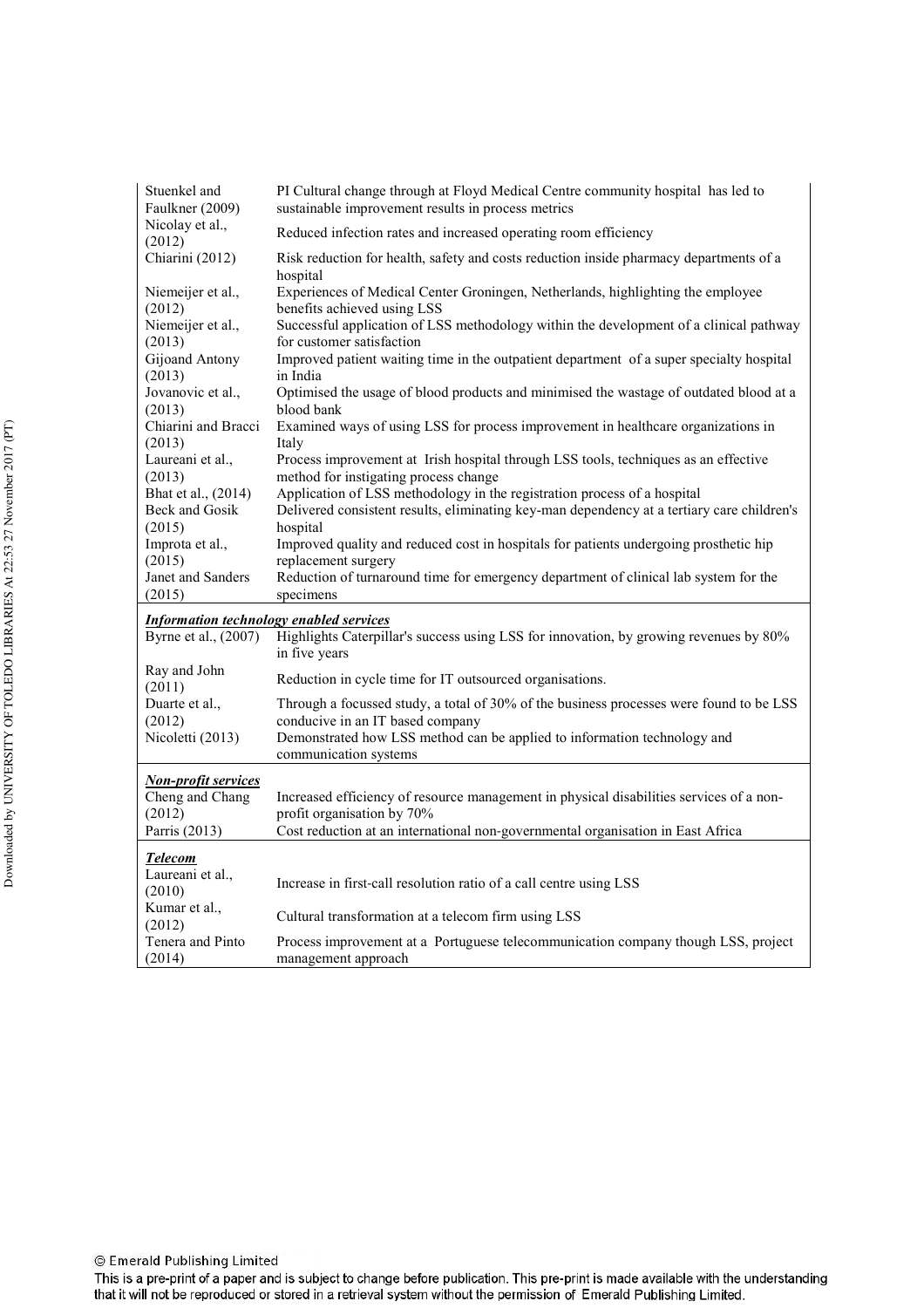| | |
|---|---|
| Stuenkel and Faulkner (2009) | PI Cultural change through at Floyd Medical Centre community hospital has led to sustainable improvement results in process metrics |
| Nicolay et al., (2012) | Reduced infection rates and increased operating room efficiency |
| Chiarini (2012) | Risk reduction for health, safety and costs reduction inside pharmacy departments of a hospital |
| Niemeijer et al., (2012) | Experiences of Medical Center Groningen, Netherlands, highlighting the employee benefits achieved using LSS |
| Niemeijer et al., (2013) | Successful application of LSS methodology within the development of a clinical pathway for customer satisfaction |
| Gijoand Antony (2013) | Improved patient waiting time in the outpatient department of a super specialty hospital in India |
| Jovanovic et al., (2013) | Optimised the usage of blood products and minimised the wastage of outdated blood at a blood bank |
| Chiarini and Bracci (2013) | Examined ways of using LSS for process improvement in healthcare organizations in Italy |
| Laureani et al., (2013) | Process improvement at Irish hospital through LSS tools, techniques as an effective method for instigating process change |
| Bhat et al., (2014) | Application of LSS methodology in the registration process of a hospital |
| Beck and Gosik (2015) | Delivered consistent results, eliminating key-man dependency at a tertiary care children's hospital |
| Improta et al., (2015) | Improved quality and reduced cost in hospitals for patients undergoing prosthetic hip replacement surgery |
| Janet and Sanders (2015) | Reduction of turnaround time for emergency department of clinical lab system for the specimens |
| ***Information technology enabled services*** | |
| Byrne et al., (2007) | Highlights Caterpillar's success using LSS for innovation, by growing revenues by 80% in five years |
| Ray and John (2011) | Reduction in cycle time for IT outsourced organisations. |
| Duarte et al., (2012) | Through a focussed study, a total of 30% of the business processes were found to be LSS conducive in an IT based company |
| Nicoletti (2013) | Demonstrated how LSS method can be applied to information technology and communication systems |
| ***Non-profit services*** | |
| Cheng and Chang (2012) | Increased efficiency of resource management in physical disabilities services of a non-profit organisation by 70% |
| Parris (2013) | Cost reduction at an international non-governmental organisation in East Africa |
| ***Telecom*** | |
| Laureani et al., (2010) | Increase in first-call resolution ratio of a call centre using LSS |
| Kumar et al., (2012) | Cultural transformation at a telecom firm using LSS |
| Tenera and Pinto (2014) | Process improvement at a Portuguese telecommunication company though LSS, project management approach |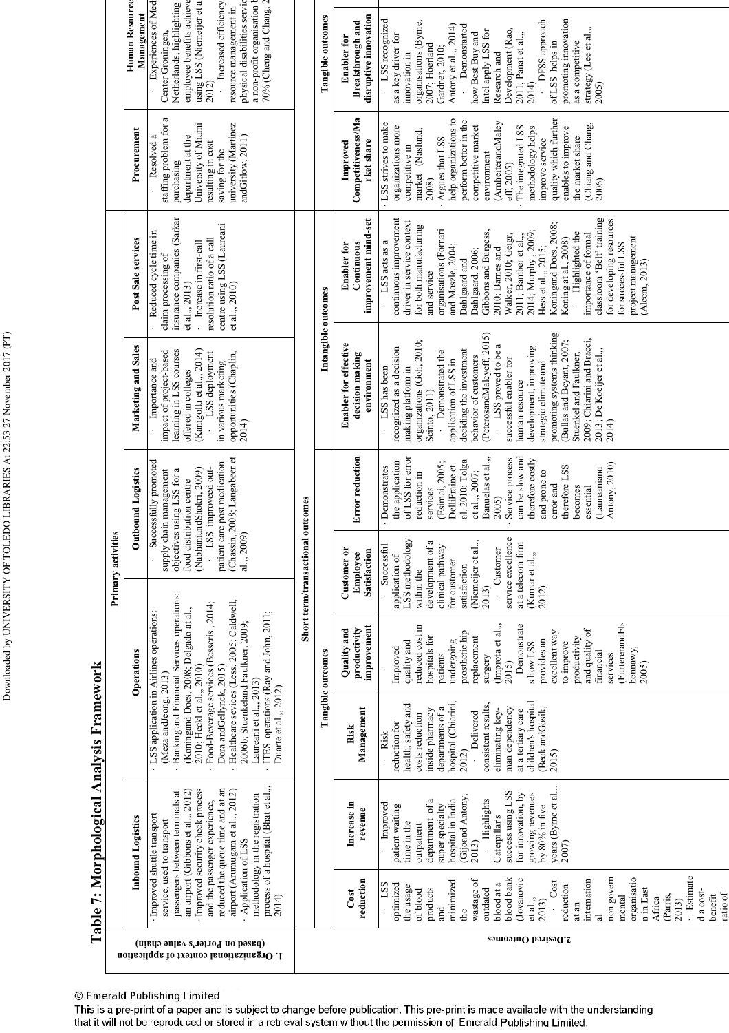# Table 7: Morphological Analysis Framework

| | Primary activities | | | | | | | |
|---|---|---|---|---|---|---|---|---|
| **1. Organizational context of application (based on Porter's value chain)** | **Inbound Logistics** | **Operations** | **Outbound Logistics** | **Marketing and Sales** | **Post Sale services** | **Procurement** | **Human Resource Management** | |
| | · Improved shuttle transport service, used to transport passengers between terminals at an airport (Gibbons et al.., 2012) · Improved security check process and the passenger experience, reduced the queue time and at an airport (Arumugam et al.., 2012) · Application of LSS methodology in the registration process of a hospital (Bhat et al.., 2014) | · LSS application in Airlines operations: (Meza andJeong, 2013) · Banking and Financial Services operations: (Konningand Does, 2008; Delgado at al.., 2010; Heckl et al.., 2010) · Food-Beverage services (Besseris , 2014; Dora andGellynck, 2015) · Healthcare sevices (Less, 2005; Caldwell, 2006b; Stuenkeland Faulkner, 2009; Laureani et al.., 2013) · ITES operations (Ray and John, 2011; Duarte et al.., 2012) | · Successfully promoted supply chain management objectives using LSS for a food distribution centre (NabhaniandShokri, 2009) · LSS improved out-patient care post medication (Chassin, 2008; Langabeer et al.., 2009) | · Importance and impact of project-based learning in LSS courses offered in colleges (Kanigolla et al.., 2014) · LSS deployment in various marketing opportunities (Chaplin, 2014) | · Reduced cycle time in claim processing of insurance companies (Sarkar et al.., 2013) · Increase in first-call resolution ratio of a call centre using LSS (Laureani et al.., 2010) | · Resolved a staffing problem for a purchasing department at the University of Miami resulting in cost saving for the university (Martinez andGitlow, 2011) | · Experiences of Med Center Groningen, Netherlands, highlighting employee benefits achieve using LSS (Niemeijer et a 2012) · Increased efficiency resource management in physical disabilities servic a non-profit organisation b 70% (Cheng and Chang, 2 | |

| | Short term/transactional outcomes | | | | | | Intangible outcomes | | Tangible outcomes | |
|---|---|---|---|---|---|---|---|---|---|---|
| | Tangible outcomes | | | | | | | | | |
| **2. Desired Outcomes** | **Cost reduction** | **Increase in revenue** | **Risk Management** | **Quality and productivity improvement** | **Customer or Employee Satisfaction** | **Error reduction** | **Enabler for effective decision making environment** | **Enabler for Continuous improvement mind-set** | **Improved Competitiveness/Market share** | **Enabler for Breakthrough and disruptive innovation** |
| | · LSS optimized the usage of blood products and minimized the wastage of outdated blood at a blood bank (Jovanovic et al.., 2013) · Cost reduction at an international non-governmental organisation in East Africa (Parris, 2013) · Estimated a cost-benefit ratio of | · Improved patient waiting time in the outpatient department of a super specialty hospital in India (Gijoand Antony, 2013) · Highlights Caterpillar's success using LSS for innovation, by growing revenues by 80% in five years (Byrne et al.., 2007) | · Risk reduction for health, safety and costs reduction inside pharmacy departments of a hospital (Chiarini, 2012) · Delivered consistent results, eliminating key-man dependency at a tertiary care children's hospital (Beck andGosik, 2015) | · Improved quality and reduced cost in hospitals for patients undergoing prosthetic hip replacement surgery (Improta et al.., 2015) · Demonstrates how LSS provides an excellent way to improve productivity and quality of financial services (FurtererandElshennawy, 2005) | · Successful application of LSS methodology within the development of a clinical pathway for customer satisfaction (Niemeijer et al.., 2013) · Customer service excellence at a telecom firm (Kumar et al.., 2012) | · Demonstrates the application of LSS for error reduction in services (Esimai, 2005; DelliFraine et al, 2010; Tolga et al.., 2007; Banuelas et al.., 2005) · Service process can be slow and therefore costly and prone to error and therefore LSS becomes essential (Laureaniand Antony, 2010) | · LSS has been recognized as a decision making platform in organizations (Goh, 2010; Scinto, 2011) · Demonstrated the application of LSS in deciding the investment behavior of customers (PeterosandMakeyeff, 2015) · LSS proved to be a successful enabler for human resource development, improving strategic climate and promoting systems thinking (Bullas and Beyant, 2007; Stuenkel and Faulkner, 2009; Chiarini and Bracci, 2013; De Koeijer et al.., 2014) | · LSS acts as a continuous improvement driver in service context for both manufacturing and service organisations (Fornari and Maszle, 2004; Dahlgaard and Dahlgaard, 2006; Gibbons and Burgess, 2010; Barnes and Walker, 2010; Geiger, 2011; Bamber et al.., 2014; Murphy, 2009; Hess et al.., 2015; Koningand Does, 2008; Koning at al.., 2008) · Highlighted the importance of formal classroom 'Belt' training for developing resources for successful LSS project management (Aleem, 2013) | · LSS strives to make organizations more competitive in market (Naslund, 2008) · Argues that LSS help organizations to perform better in the competitive market environment (ArnheiterandMaleyeff, 2005) · The integrated LSS methodology helps improve service quality which further enables to improve the market share (Chiang and Chang, 2006) | · LSS recognized as a key driver for innovation in organisations (Byrne, 2007; Hoerland Gardner, 2010; Antony et al.., 2014) · Demonstrated how Best Buy and Intel apply LSS for Research and Development (Rao, 2011; Panat et al.., 2014) · DFSS approach of LSS helps in promoting innovation as a competitive strategy (Lee et al.., 2005) |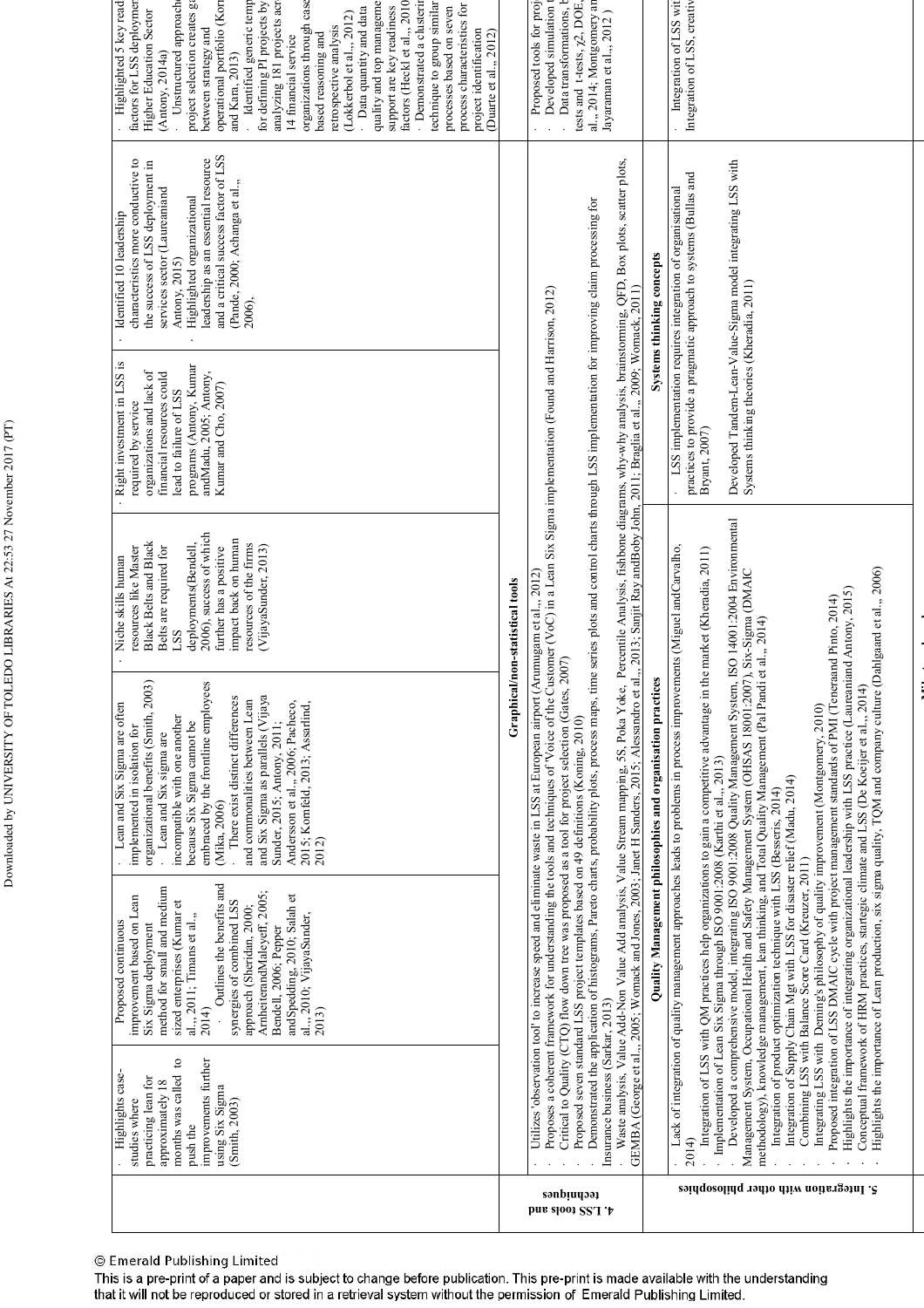| | | | | | | | |
|---|---|---|---|---|---|---|---|
| | · Highlights case-studies where practicing lean for approximately 18 months was called to push the improvements further using Six Sigma (Smith, 2003) | Proposed continuous improvement based on Lean Six Sigma deployment method for small and medium sized enterprises (Kumar et al.., 2011; Timans et al.., 2014) · Outlines the benefits and synergies of combined LSS approach (Sheridan, 2000; ArnheiterandMaleyeff, 2005; Bendell, 2006; Pepper andSpedding, 2010; Salah et al.., 2010; VijayaSunder, 2013) | · Lean and Six Sigma are often implemented in isolation for organizational benefits (Smith, 2003) · Lean and Six sigma are incompatible with one another because Six Sigma cannot be embraced by the frontline employees (Mika, 2006) · There exist distinct differences and commonalities between Lean and Six Sigma as parallels (Vijaya Sunder, 2015; Antony, 2011; Andersson et al.., 2006; Pacheco, 2015; Kornfeld, 2013; Assarlind, 2012) | · Niche skills human resources like Master Black Belts and Black Belts are required for LSS deployments(Bendell, 2006), success of which further has a positive impact back on human resources of the firms (VijayaSunder, 2013) | · Right investment in LSS is required by service organizations and lack of financial resources could lead to failure of LSS programs (Antony, Kumar andMadu, 2005; Antony, Kumar and Cho, 2007) | · Identified 10 leadership characteristics more conductive to the success of LSS deployment in services sector (Laureaniand Antony, 2015) · Highlighted organizational leadership as an essential resource and a critical success factor of LSS (Pande, 2000; Achanga et al.., 2006), | · Highlighted 5 key read factors for LSS deploymen Higher Education Sector (Antony, 2014a) · Unstructured approach project selection creates ga between strategy and operational portfolio (Korn and Kara, 2013) · Identified generic temp for defining PI projects by analyzing 181 projects acr 14 financial service organizations through case based reasoning and retrospective analysis (Lokkerbol et al.., 2012) · Data quantity and data quality and top manageme support are key readiness factors (Heckl et al.., 2010) · Demonstrated a clusterin technique to group similar processes based on seven process characteristics for project identification (Duarte et al.., 2012) |
| **4. LSS tools and techniques** | **Graphical/non-statistical tools**<br>· Utilizes 'observation tool' to increase speed and eliminate waste in LSS at European airport (Arumugam et al.., 2012)<br>· Proposes a coherent framework for understanding the tools and techniques of 'Voice of the Customer (VoC) in a Lean Six Sigma implementation (Found and Harrison, 2012)<br>· Critical to Quality (CTQ) flow down tree was proposed as a tool for project selection (Gates, 2007)<br>· Proposed seven standard LSS project templates based on 49 definitions (Koning, 2010)<br>· Demonstrated the application of histograms, Pareto charts, probability plots, process maps, time series plots and control charts through LSS implementation for improving claim processing for Insurance business (Sarkar, 2013)<br>· Waste analysis, Value Add-Non Value Add analysis, Value Stream mapping, 5S, Poka Yoke, Percentile Analysis, fishbone diagrams, why-why analysis, brainstorming, QFD, Box plots, scatter plots, GEMBA (George et al.., 2005; Womack and Jones, 2003; Janet H Sanders, 2015; Alessandro et al.., 2013; Sanjit Ray andBoby John, 2011; Braglia et al.., 2009; Womack, 2011) | | | | | | · Proposed tools for proj<br>· Developed simulation t<br>· Data transformations, tests and t-tests, χ2, DOE, al.., 2014; Montgomery an Jayaraman et al.., 2012 ) |
| **5. Integration with other philosophies** | **Quality Management philosophies and organisation practices**<br>· Lack of integration of quality management approaches leads to problems in process improvements (Miguel andCarvalho, 2014)<br>· Integration of LSS with QM practices help organizations to gain a competitive advantage in the market (Kheradia, 2011)<br>· Implementation of Lean Six Sigma through ISO 9001:2008 (Karthi et al.., 2013)<br>· Developed a comprehensive model, integrating ISO 9001:2008 Quality Management System, ISO 14001:2004 Environmental Management System, Occupational Health and Safety Management System (OHSAS 18001:2007), Six-Sigma (DMAIC methodology), knowledge management, lean thinking, and Total Quality Management (Pal Pandi et al.., 2014)<br>· Integration of product optimization technique with LSS (Besseris, 2014)<br>· Integration of Supply Chain Mgt with LSS for disaster relief (Madu, 2014)<br>· Combining LSS with Balance Score Card (Kreuzer, 2011)<br>· Integrating LSS with Deming's philosophy of quality improvement (Montgomery, 2010)<br>· Proposed integration of LSS DMAIC cycle with project management standards of PMI (Teneraand Pinto, 2014)<br>· Highlights the importance of integrating organizational leadership with LSS practice (Laureaniand Antony, 2015)<br>· Conceptual framework of HRM practices, startegic climate and LSS (De Koeijer et al.., 2014)<br>· Highlights the importance of Lean production, six sigma quality, TQM and company culture (Dahlgaard et al.., 2006) | | | | **Systems thinking concepts**<br>· LSS implementation requires integration of organisational practices to provide a pragmatic approach to systems (Bullas and Bryant, 2007)<br>Developed Tandem-Lean-Value-Sigma model integrating LSS with Systems thinking theories (Kheradia, 2011) | | · Integration of LSS wit<br>Integration of LSS, creativ |
| | **Miscellaneous** | | | | | | |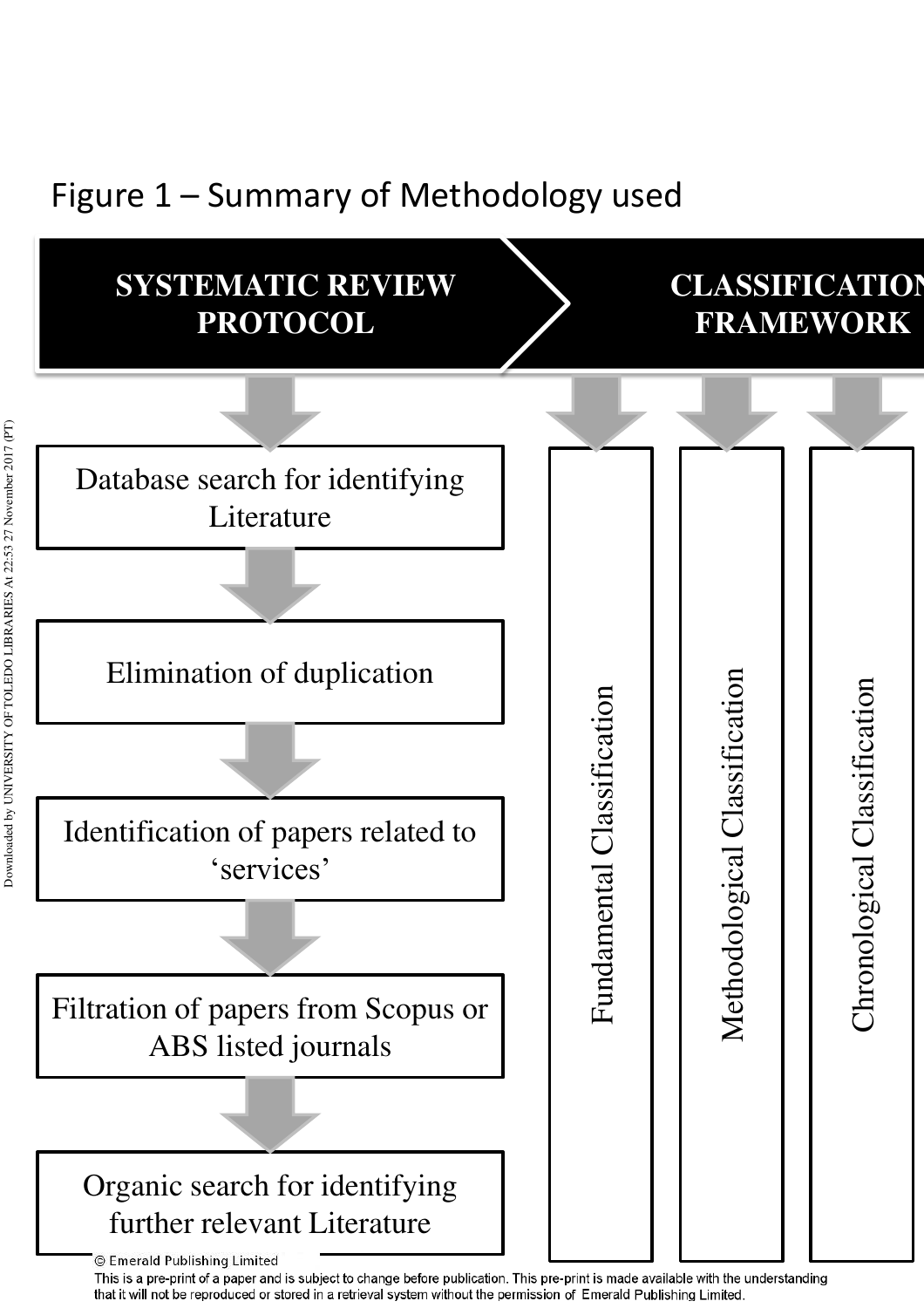Figure 1 – Summary of Methodology used

**SYSTEMATIC REVIEW PROTOCOL**

- Database search for identifying Literature
- Elimination of duplication
- Identification of papers related to 'services'
- Filtration of papers from Scopus or ABS listed journals
- Organic search for identifying further relevant Literature

**CLASSIFICATION FRAMEWORK**

- Fundamental Classification
- Methodological Classification
- Chronological Classification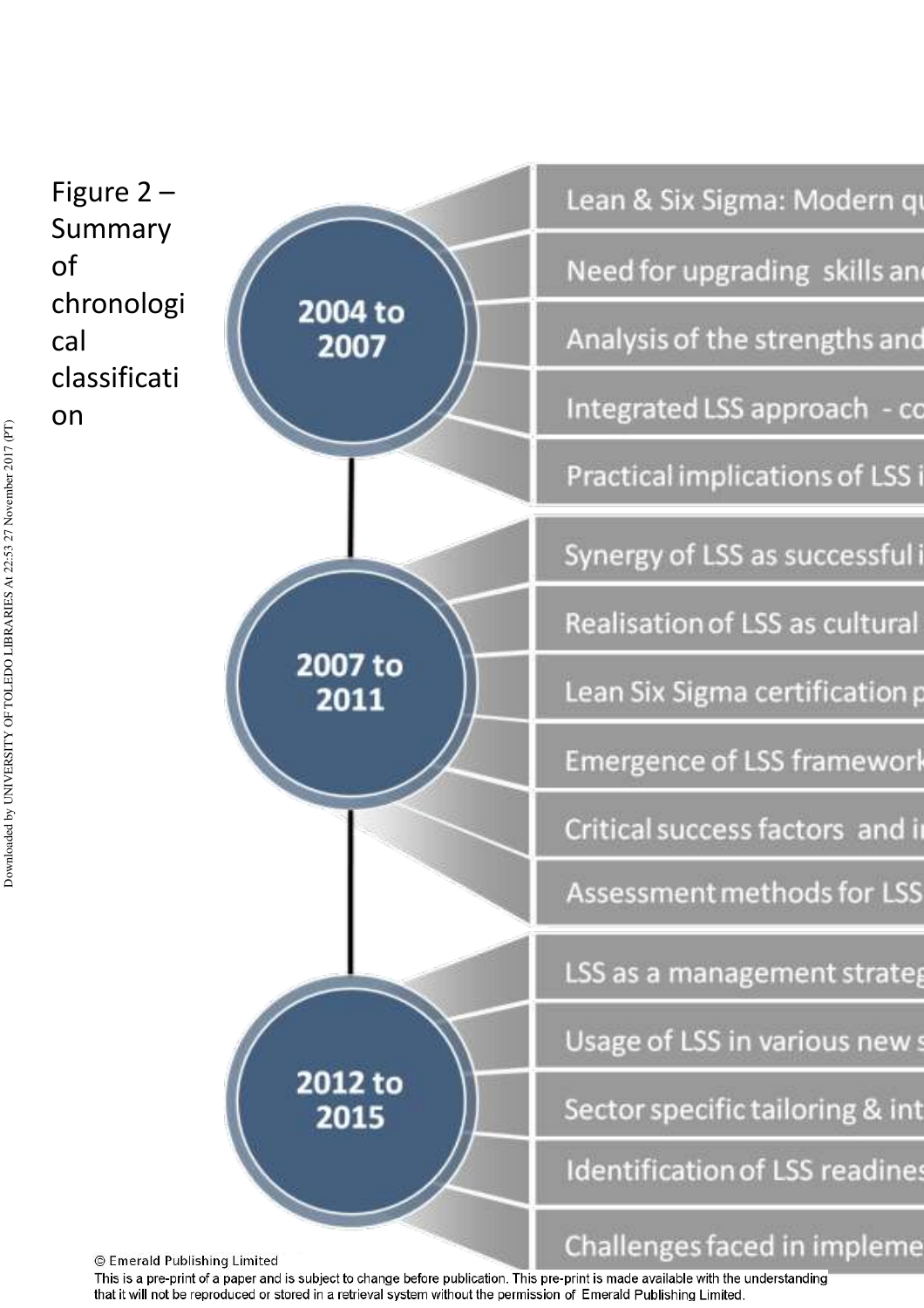Figure 2 – Summary of chronological classification

**2004 to 2007**

- Lean & Six Sigma: Modern qu
- Need for upgrading skills and
- Analysis of the strengths and
- Integrated LSS approach - co
- Practical implications of LSS i

**2007 to 2011**

- Synergy of LSS as successful i
- Realisation of LSS as cultural
- Lean Six Sigma certification p
- Emergence of LSS framework
- Critical success factors and i
- Assessment methods for LSS

**2012 to 2015**

- LSS as a management strateg
- Usage of LSS in various new s
- Sector specific tailoring & int
- Identification of LSS readines
- Challenges faced in impleme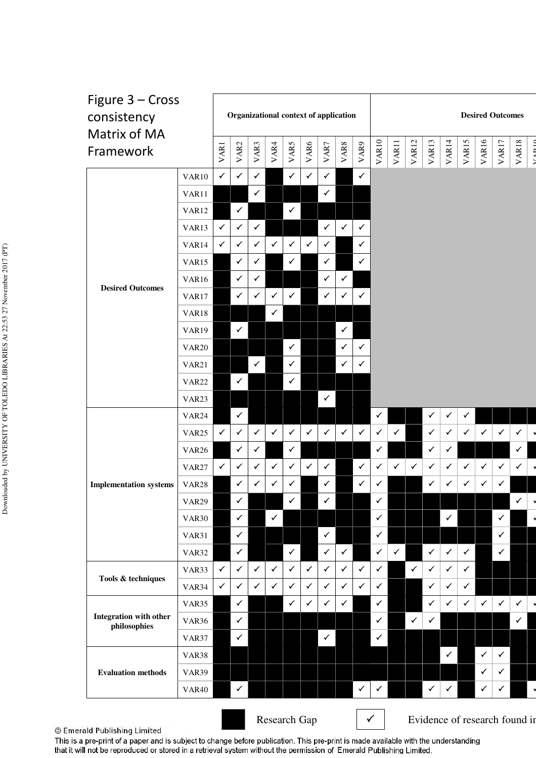Figure 3 – Cross consistency Matrix of MA Framework

| | | Organizational context of application | | | | | | | | | Desired Outcomes | | | | | | | | | |
|---|---|---|---|---|---|---|---|---|---|---|---|---|---|---|---|---|---|---|---|---|
| | | VAR1 | VAR2 | VAR3 | VAR4 | VAR5 | VAR6 | VAR7 | VAR8 | VAR9 | VAR10 | VAR11 | VAR12 | VAR13 | VAR14 | VAR15 | VAR16 | VAR17 | VAR18 | VAR19 |
| Desired Outcomes | VAR10 | ✓ | ✓ | ✓ | ■ | ✓ | ✓ | ✓ | ■ | ✓ | | | | | | | | | | |
| | VAR11 | ■ | ■ | ✓ | ■ | ■ | ■ | ✓ | ■ | ■ | | | | | | | | | | |
| | VAR12 | ■ | ✓ | ■ | ■ | ✓ | ■ | ■ | ■ | ■ | | | | | | | | | | |
| | VAR13 | ✓ | ✓ | ✓ | ■ | ■ | ■ | ✓ | ✓ | ✓ | | | | | | | | | | |
| | VAR14 | ✓ | ✓ | ✓ | ✓ | ✓ | ✓ | ✓ | ■ | ✓ | | | | | | | | | | |
| | VAR15 | ■ | ✓ | ✓ | ■ | ✓ | ■ | ✓ | ■ | ✓ | | | | | | | | | | |
| | VAR16 | ■ | ✓ | ✓ | ■ | ■ | ■ | ✓ | ✓ | ■ | | | | | | | | | | |
| | VAR17 | ■ | ✓ | ✓ | ✓ | ✓ | ■ | ✓ | ✓ | ✓ | | | | | | | | | | |
| | VAR18 | ■ | ■ | ■ | ✓ | ■ | ■ | ■ | ■ | ■ | | | | | | | | | | |
| | VAR19 | ■ | ✓ | ■ | ■ | ■ | ■ | ■ | ✓ | ■ | | | | | | | | | | |
| | VAR20 | ■ | ■ | ■ | ■ | ✓ | ■ | ■ | ✓ | ✓ | | | | | | | | | | |
| | VAR21 | ■ | ■ | ✓ | ■ | ✓ | ■ | ■ | ✓ | ✓ | | | | | | | | | | |
| | VAR22 | ■ | ✓ | ■ | ■ | ✓ | ■ | ■ | ■ | ■ | | | | | | | | | | |
| | VAR23 | ■ | ■ | ■ | ■ | ■ | ■ | ✓ | ■ | ■ | | | | | | | | | | |
| Implementation systems | VAR24 | ■ | ✓ | ■ | ■ | ■ | ■ | ■ | ■ | ■ | ✓ | ■ | ■ | ✓ | ✓ | ✓ | ■ | ■ | ■ | ■ |
| | VAR25 | ✓ | ✓ | ✓ | ✓ | ✓ | ✓ | ✓ | ✓ | ✓ | ✓ | ✓ | ■ | ✓ | ✓ | ✓ | ✓ | ✓ | ✓ | ✓ |
| | VAR26 | ■ | ✓ | ✓ | ■ | ✓ | ■ | ■ | ■ | ■ | ✓ | ■ | ■ | ✓ | ✓ | ■ | ■ | ■ | ✓ | ■ |
| | VAR27 | ✓ | ✓ | ✓ | ✓ | ✓ | ✓ | ✓ | ■ | ✓ | ✓ | ✓ | ✓ | ✓ | ✓ | ✓ | ✓ | ✓ | ✓ | ✓ |
| | VAR28 | ■ | ✓ | ✓ | ✓ | ✓ | ■ | ✓ | ■ | ✓ | ✓ | ■ | ■ | ✓ | ✓ | ✓ | ✓ | ✓ | ■ | ■ |
| | VAR29 | ■ | ✓ | ■ | ■ | ✓ | ■ | ✓ | ■ | ■ | ✓ | ■ | ■ | ■ | ■ | ■ | ■ | ■ | ✓ | ✓ |
| | VAR30 | ■ | ✓ | ■ | ✓ | ■ | ■ | ■ | ■ | ■ | ✓ | ■ | ■ | ■ | ✓ | ■ | ■ | ✓ | ■ | ✓ |
| | VAR31 | ■ | ✓ | ■ | ■ | ■ | ■ | ✓ | ■ | ■ | ✓ | ■ | ■ | ■ | ■ | ■ | ■ | ✓ | ■ | ■ |
| | VAR32 | ■ | ✓ | ■ | ■ | ✓ | ■ | ✓ | ✓ | ■ | ✓ | ✓ | ■ | ✓ | ✓ | ✓ | ■ | ✓ | ■ | ■ |
| Tools & techniques | VAR33 | ✓ | ✓ | ✓ | ✓ | ✓ | ✓ | ✓ | ✓ | ✓ | ✓ | ■ | ✓ | ✓ | ✓ | ✓ | ■ | ■ | ■ | ■ |
| | VAR34 | ✓ | ✓ | ✓ | ✓ | ✓ | ✓ | ✓ | ✓ | ✓ | ✓ | ■ | ■ | ✓ | ✓ | ✓ | ■ | ■ | ■ | ■ |
| Integration with other philosophies | VAR35 | ■ | ✓ | ■ | ■ | ✓ | ✓ | ✓ | ✓ | ■ | ✓ | ■ | ■ | ✓ | ✓ | ✓ | ✓ | ✓ | ✓ | ✓ |
| | VAR36 | ■ | ✓ | ■ | ■ | ■ | ■ | ■ | ■ | ■ | ✓ | ■ | ✓ | ✓ | ■ | ■ | ■ | ■ | ✓ | ■ |
| | VAR37 | ■ | ✓ | ■ | ■ | ■ | ■ | ✓ | ■ | ■ | ✓ | ■ | ■ | ■ | ■ | ■ | ■ | ■ | ■ | ■ |
| Evaluation methods | VAR38 | ■ | ■ | ■ | ■ | ■ | ■ | ■ | ■ | ■ | ■ | ■ | ■ | ■ | ✓ | ■ | ✓ | ✓ | ■ | ■ |
| | VAR39 | ■ | ■ | ■ | ■ | ■ | ■ | ■ | ■ | ■ | ■ | ■ | ■ | ■ | ■ | ■ | ✓ | ✓ | ■ | ■ |
| | VAR40 | ■ | ✓ | ■ | ■ | ■ | ■ | ■ | ■ | ✓ | ✓ | ■ | ■ | ✓ | ✓ | ■ | ✓ | ✓ | ■ | ✓ |

■ Research Gap ✓ Evidence of research found in